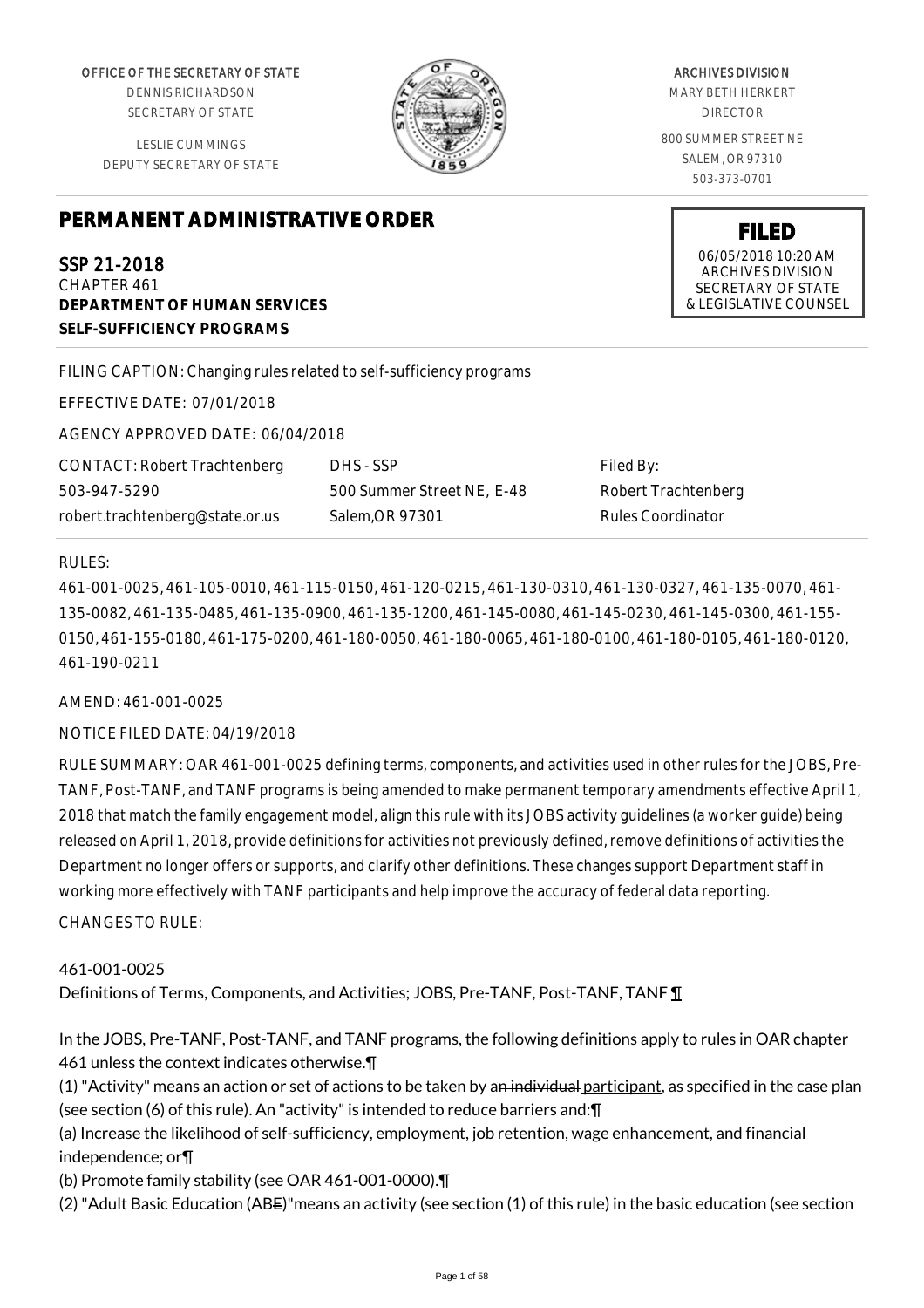OFFICE OF THE SECRETARY OF STATE
DENNIS RICHARDSON
SECRETARY OF STATE

LESLIE CUMMINGS
DEPUTY SECRETARY OF STATE

ARCHIVES DIVISION
MARY BETH HERKERT
DIRECTOR

800 SUMMER STREET NE
SALEM, OR 97310
503-373-0701

**FILED**
06/05/2018 10:20 AM
ARCHIVES DIVISION
SECRETARY OF STATE
& LEGISLATIVE COUNSEL

# PERMANENT ADMINISTRATIVE ORDER

SSP 21-2018
CHAPTER 461
**DEPARTMENT OF HUMAN SERVICES**
**SELF-SUFFICIENCY PROGRAMS**

FILING CAPTION: Changing rules related to self-sufficiency programs

EFFECTIVE DATE: 07/01/2018

AGENCY APPROVED DATE: 06/04/2018

| CONTACT: Robert Trachtenberg | DHS - SSP | Filed By: |
|---|---|---|
| 503-947-5290 | 500 Summer Street NE, E-48 | Robert Trachtenberg |
| robert.trachtenberg@state.or.us | Salem,OR 97301 | Rules Coordinator |

RULES:

461-001-0025, 461-105-0010, 461-115-0150, 461-120-0215, 461-130-0310, 461-130-0327, 461-135-0070, 461-135-0082, 461-135-0485, 461-135-0900, 461-135-1200, 461-145-0080, 461-145-0230, 461-145-0300, 461-155-0150, 461-155-0180, 461-175-0200, 461-180-0050, 461-180-0065, 461-180-0100, 461-180-0105, 461-180-0120, 461-190-0211

AMEND: 461-001-0025

NOTICE FILED DATE: 04/19/2018

RULE SUMMARY: OAR 461-001-0025 defining terms, components, and activities used in other rules for the JOBS, Pre-TANF, Post-TANF, and TANF programs is being amended to make permanent temporary amendments effective April 1, 2018 that match the family engagement model, align this rule with its JOBS activity guidelines (a worker guide) being released on April 1, 2018, provide definitions for activities not previously defined, remove definitions of activities the Department no longer offers or supports, and clarify other definitions. These changes support Department staff in working more effectively with TANF participants and help improve the accuracy of federal data reporting.

CHANGES TO RULE:

461-001-0025
Definitions of Terms, Components, and Activities; JOBS, Pre-TANF, Post-TANF, TANF ¶

In the JOBS, Pre-TANF, Post-TANF, and TANF programs, the following definitions apply to rules in OAR chapter 461 unless the context indicates otherwise.¶
(1) "Activity" means an action or set of actions to be taken by ~~an individual~~ participant, as specified in the case plan (see section (6) of this rule). An "activity" is intended to reduce barriers and:¶
(a) Increase the likelihood of self-sufficiency, employment, job retention, wage enhancement, and financial independence; or¶
(b) Promote family stability (see OAR 461-001-0000).¶
(2) "Adult Basic Education (AB~~E~~)"means an activity (see section (1) of this rule) in the basic education (see section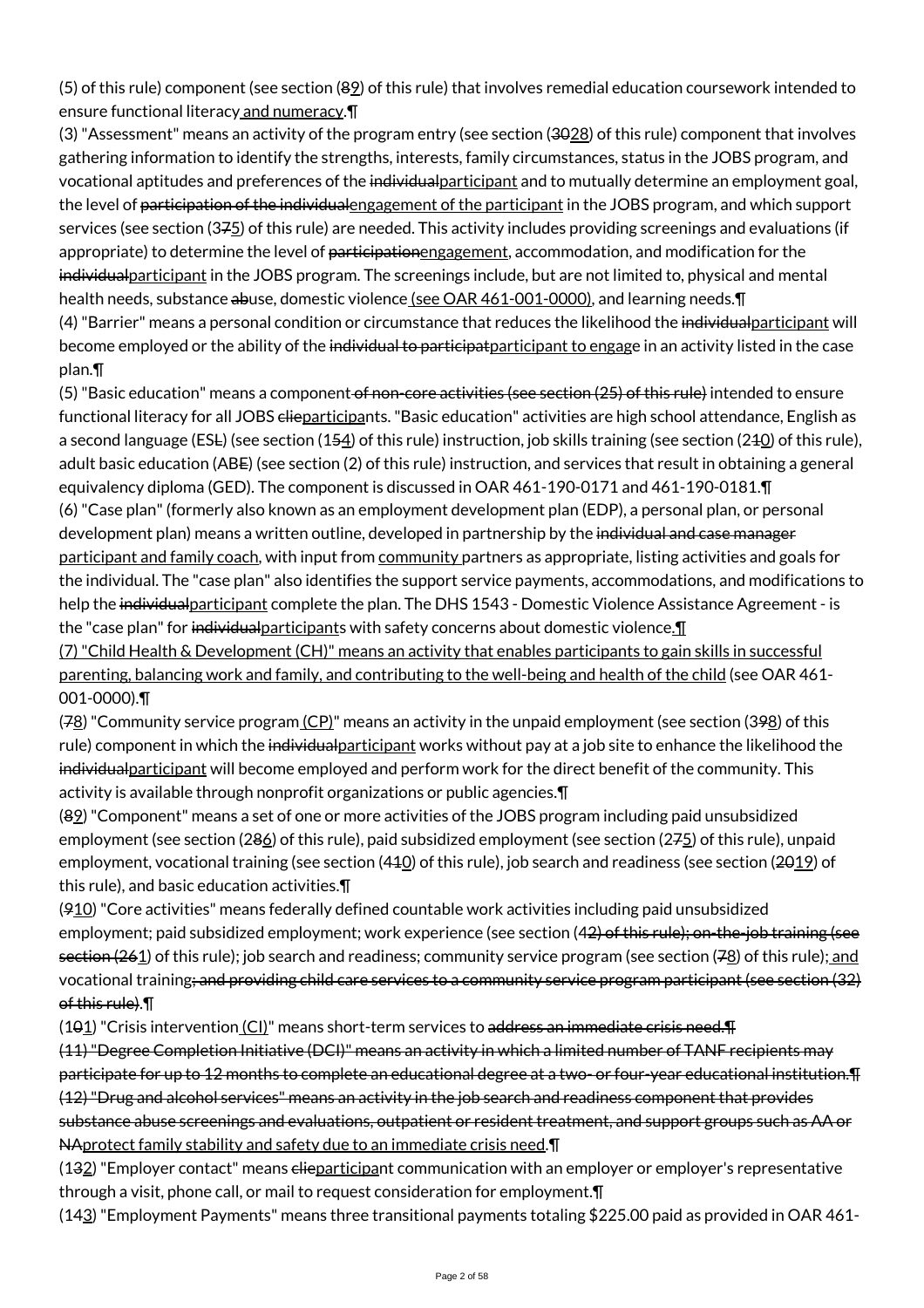(5) of this rule) component (see section (~~8~~9) of this rule) that involves remedial education coursework intended to ensure functional literacy and numeracy.¶

(3) "Assessment" means an activity of the program entry (see section (~~30~~28) of this rule) component that involves gathering information to identify the strengths, interests, family circumstances, status in the JOBS program, and vocational aptitudes and preferences of the ~~individual~~participant and to mutually determine an employment goal, the level of ~~participation of the individual~~engagement of the participant in the JOBS program, and which support services (see section (3~~7~~5) of this rule) are needed. This activity includes providing screenings and evaluations (if appropriate) to determine the level of ~~participation~~engagement, accommodation, and modification for the ~~individual~~participant in the JOBS program. The screenings include, but are not limited to, physical and mental health needs, substance ~~ab~~use, domestic violence (see OAR 461-001-0000), and learning needs.¶

(4) "Barrier" means a personal condition or circumstance that reduces the likelihood the ~~individual~~participant will become employed or the ability of the ~~individual to participat~~participant to engage in an activity listed in the case plan.¶

(5) "Basic education" means a component ~~of non-core activities (see section (25) of this rule)~~ intended to ensure functional literacy for all JOBS ~~clie~~participants. "Basic education" activities are high school attendance, English as a second language (ES~~L~~) (see section (1~~5~~4) of this rule) instruction, job skills training (see section (2~~1~~0) of this rule), adult basic education (AB~~E~~) (see section (2) of this rule) instruction, and services that result in obtaining a general equivalency diploma (GED). The component is discussed in OAR 461-190-0171 and 461-190-0181.¶

(6) "Case plan" (formerly also known as an employment development plan (EDP), a personal plan, or personal development plan) means a written outline, developed in partnership by the ~~individual and case manager~~ participant and family coach, with input from community partners as appropriate, listing activities and goals for the individual. The "case plan" also identifies the support service payments, accommodations, and modifications to help the ~~individual~~participant complete the plan. The DHS 1543 - Domestic Violence Assistance Agreement - is the "case plan" for ~~individual~~participants with safety concerns about domestic violence.¶

(7) "Child Health & Development (CH)" means an activity that enables participants to gain skills in successful parenting, balancing work and family, and contributing to the well-being and health of the child (see OAR 461-001-0000).¶

(~~7~~8) "Community service program (CP)" means an activity in the unpaid employment (see section (3~~9~~8) of this rule) component in which the ~~individual~~participant works without pay at a job site to enhance the likelihood the ~~individual~~participant will become employed and perform work for the direct benefit of the community. This activity is available through nonprofit organizations or public agencies.¶

(~~8~~9) "Component" means a set of one or more activities of the JOBS program including paid unsubsidized employment (see section (2~~8~~6) of this rule), paid subsidized employment (see section (2~~7~~5) of this rule), unpaid employment, vocational training (see section (4~~1~~0) of this rule), job search and readiness (see section (~~20~~19) of this rule), and basic education activities.¶

(~~9~~10) "Core activities" means federally defined countable work activities including paid unsubsidized employment; paid subsidized employment; work experience (see section (4~~2) of this rule); on-the-job training (see section (26~~1) of this rule); job search and readiness; community service program (see section (~~7~~8) of this rule); and vocational training~~; and providing child care services to a community service program participant (see section (32) of this rule)~~.¶

(1~~0~~1) "Crisis intervention (CI)" means short-term services to ~~address an immediate crisis need.¶~~
~~(11) "Degree Completion Initiative (DCI)" means an activity in which a limited number of TANF recipients may participate for up to 12 months to complete an educational degree at a two- or four-year educational institution.¶~~
~~(12) "Drug and alcohol services" means an activity in the job search and readiness component that provides substance abuse screenings and evaluations, outpatient or resident treatment, and support groups such as AA or NA~~protect family stability and safety due to an immediate crisis need.¶

(1~~3~~2) "Employer contact" means ~~clie~~participant communication with an employer or employer's representative through a visit, phone call, or mail to request consideration for employment.¶

(1~~4~~3) "Employment Payments" means three transitional payments totaling $225.00 paid as provided in OAR 461-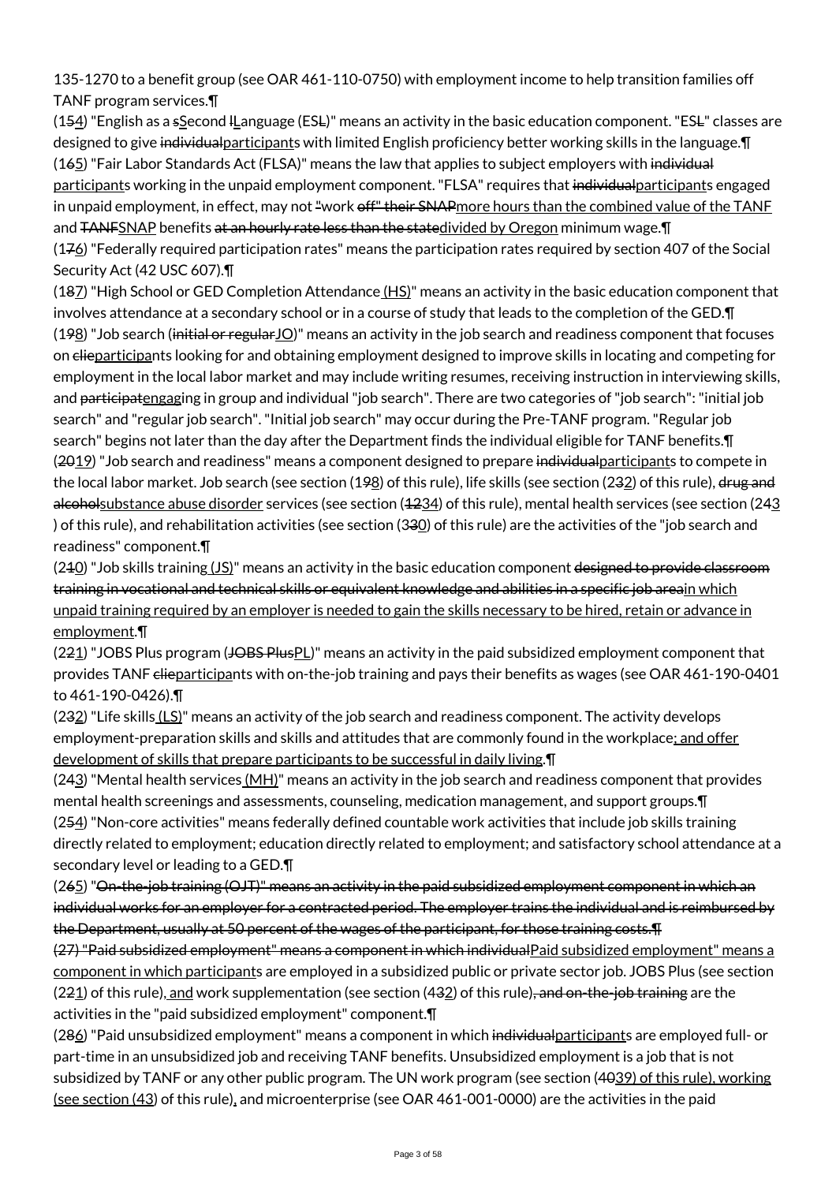135-1270 to a benefit group (see OAR 461-110-0750) with employment income to help transition families off TANF program services.¶

(1~~5~~<u>4</u>) "English as a ~~s~~<u>S</u>econd ~~l~~<u>L</u>anguage (ES~~L~~)" means an activity in the basic education component. "ES~~L~~" classes are designed to give ~~individual~~<u>participant</u>s with limited English proficiency better working skills in the language.¶

(1~~6~~<u>5</u>) "Fair Labor Standards Act (FLSA)" means the law that applies to subject employers with ~~individual~~ <u>participant</u>s working in the unpaid employment component. "FLSA" requires that ~~individual~~<u>participant</u>s engaged in unpaid employment, in effect, may not ~~"~~work ~~off" their SNAP~~<u>more hours than the combined value of the TANF</u> and ~~TANF~~<u>SNAP</u> benefits ~~at an hourly rate less than the state~~<u>divided by Oregon</u> minimum wage.¶

(1~~7~~<u>6</u>) "Federally required participation rates" means the participation rates required by section 407 of the Social Security Act (42 USC 607).¶

(1~~8~~<u>7</u>) "High School or GED Completion Attendance<u> (HS)</u>" means an activity in the basic education component that involves attendance at a secondary school or in a course of study that leads to the completion of the GED.¶

(1~~9~~<u>8</u>) "Job search (~~initial or regular~~<u>JO</u>)" means an activity in the job search and readiness component that focuses on ~~clie~~<u>participa</u>nts looking for and obtaining employment designed to improve skills in locating and competing for employment in the local labor market and may include writing resumes, receiving instruction in interviewing skills, and ~~participat~~<u>engag</u>ing in group and individual "job search". There are two categories of "job search": "initial job search" and "regular job search". "Initial job search" may occur during the Pre-TANF program. "Regular job search" begins not later than the day after the Department finds the individual eligible for TANF benefits.¶

(~~20~~<u>19</u>) "Job search and readiness" means a component designed to prepare ~~individual~~<u>participant</u>s to compete in the local labor market. Job search (see section (1~~9~~<u>8</u>) of this rule), life skills (see section (2~~3~~<u>2</u>) of this rule), ~~drug and alcohol~~<u>substance abuse disorder</u> services (see section (~~12~~<u>34</u>) of this rule), mental health services (see section (2~~4~~<u>3</u>) of this rule), and rehabilitation activities (see section (3~~3~~<u>0</u>) of this rule) are the activities of the "job search and readiness" component.¶

(2~~1~~<u>0</u>) "Job skills training<u> (JS)</u>" means an activity in the basic education component ~~designed to provide classroom training in vocational and technical skills or equivalent knowledge and abilities in a specific job area~~<u>in which unpaid training required by an employer is needed to gain the skills necessary to be hired, retain or advance in employment</u>.¶

(2~~2~~<u>1</u>) "JOBS Plus program (~~JOBS Plus~~<u>PL</u>)" means an activity in the paid subsidized employment component that provides TANF ~~clie~~<u>participa</u>nts with on-the-job training and pays their benefits as wages (see OAR 461-190-0401 to 461-190-0426).¶

(2~~3~~<u>2</u>) "Life skills<u> (LS)</u>" means an activity of the job search and readiness component. The activity develops employment-preparation skills and skills and attitudes that are commonly found in the workplace<u>; and offer development of skills that prepare participants to be successful in daily living</u>.¶

(2~~4~~<u>3</u>) "Mental health services<u> (MH)</u>" means an activity in the job search and readiness component that provides mental health screenings and assessments, counseling, medication management, and support groups.¶

(2~~5~~<u>4</u>) "Non-core activities" means federally defined countable work activities that include job skills training directly related to employment; education directly related to employment; and satisfactory school attendance at a secondary level or leading to a GED.¶

(2~~6~~<u>5</u>) "~~On-the-job training (OJT)" means an activity in the paid subsidized employment component in which an individual works for an employer for a contracted period. The employer trains the individual and is reimbursed by the Department, usually at 50 percent of the wages of the participant, for those training costs.¶~~
~~(27) "Paid subsidized employment" means a component in which individual~~<u>Paid subsidized employment" means a component in which participant</u>s are employed in a subsidized public or private sector job. JOBS Plus (see section (2~~2~~<u>1</u>) of this rule)<u>, and</u> work supplementation (see section (4~~3~~<u>2</u>) of this rule)~~, and on-the-job training~~ are the activities in the "paid subsidized employment" component.¶

(2~~8~~<u>6</u>) "Paid unsubsidized employment" means a component in which ~~individual~~<u>participant</u>s are employed full- or part-time in an unsubsidized job and receiving TANF benefits. Unsubsidized employment is a job that is not subsidized by TANF or any other public program. The UN work program (see section (4~~0~~<u>39) of this rule), working (see section (43</u>) of this rule)<u>,</u> and microenterprise (see OAR 461-001-0000) are the activities in the paid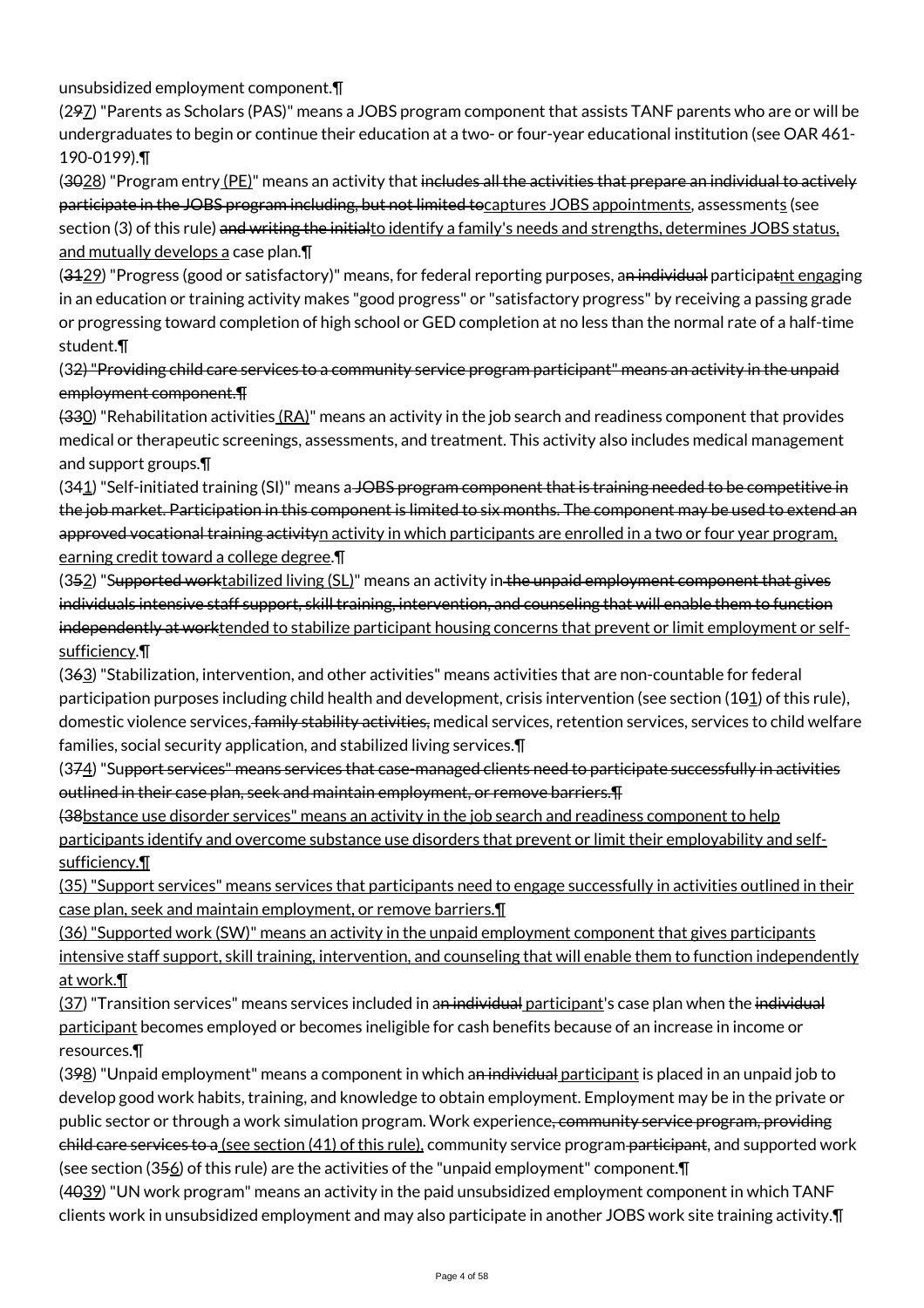unsubsidized employment component.¶

(297) "Parents as Scholars (PAS)" means a JOBS program component that assists TANF parents who are or will be undergraduates to begin or continue their education at a two- or four-year educational institution (see OAR 461-190-0199).¶

(3028) "Program entry (PE)" means an activity that includes all the activities that prepare an individual to actively participate in the JOBS program including, but not limited tocaptures JOBS appointments, assessments (see section (3) of this rule) and writing the initialto identify a family's needs and strengths, determines JOBS status, and mutually develops a case plan.¶

(3129) "Progress (good or satisfactory)" means, for federal reporting purposes, an individual participatnt engaging in an education or training activity makes "good progress" or "satisfactory progress" by receiving a passing grade or progressing toward completion of high school or GED completion at no less than the normal rate of a half-time student.¶

(32) "Providing child care services to a community service program participant" means an activity in the unpaid employment component.¶

(330) "Rehabilitation activities (RA)" means an activity in the job search and readiness component that provides medical or therapeutic screenings, assessments, and treatment. This activity also includes medical management and support groups.¶

(341) "Self-initiated training (SI)" means a JOBS program component that is training needed to be competitive in the job market. Participation in this component is limited to six months. The component may be used to extend an approved vocational training activityn activity in which participants are enrolled in a two or four year program, earning credit toward a college degree.¶

(352) "Supported worktabilized living (SL)" means an activity in the unpaid employment component that gives individuals intensive staff support, skill training, intervention, and counseling that will enable them to function independently at worktended to stabilize participant housing concerns that prevent or limit employment or self-sufficiency.¶

(363) "Stabilization, intervention, and other activities" means activities that are non-countable for federal participation purposes including child health and development, crisis intervention (see section (101) of this rule), domestic violence services, family stability activities, medical services, retention services, services to child welfare families, social security application, and stabilized living services.¶

(374) "Support services" means services that case-managed clients need to participate successfully in activities outlined in their case plan, seek and maintain employment, or remove barriers.¶

(38bstance use disorder services" means an activity in the job search and readiness component to help participants identify and overcome substance use disorders that prevent or limit their employability and self-sufficiency.¶

(35) "Support services" means services that participants need to engage successfully in activities outlined in their case plan, seek and maintain employment, or remove barriers.¶

(36) "Supported work (SW)" means an activity in the unpaid employment component that gives participants intensive staff support, skill training, intervention, and counseling that will enable them to function independently at work.¶

(37) "Transition services" means services included in an individual participant's case plan when the individual participant becomes employed or becomes ineligible for cash benefits because of an increase in income or resources.¶

(398) "Unpaid employment" means a component in which an individual participant is placed in an unpaid job to develop good work habits, training, and knowledge to obtain employment. Employment may be in the private or public sector or through a work simulation program. Work experience, community service program, providing child care services to a (see section (41) of this rule), community service program participant, and supported work (see section (356) of this rule) are the activities of the "unpaid employment" component.¶

(4039) "UN work program" means an activity in the paid unsubsidized employment component in which TANF clients work in unsubsidized employment and may also participate in another JOBS work site training activity.¶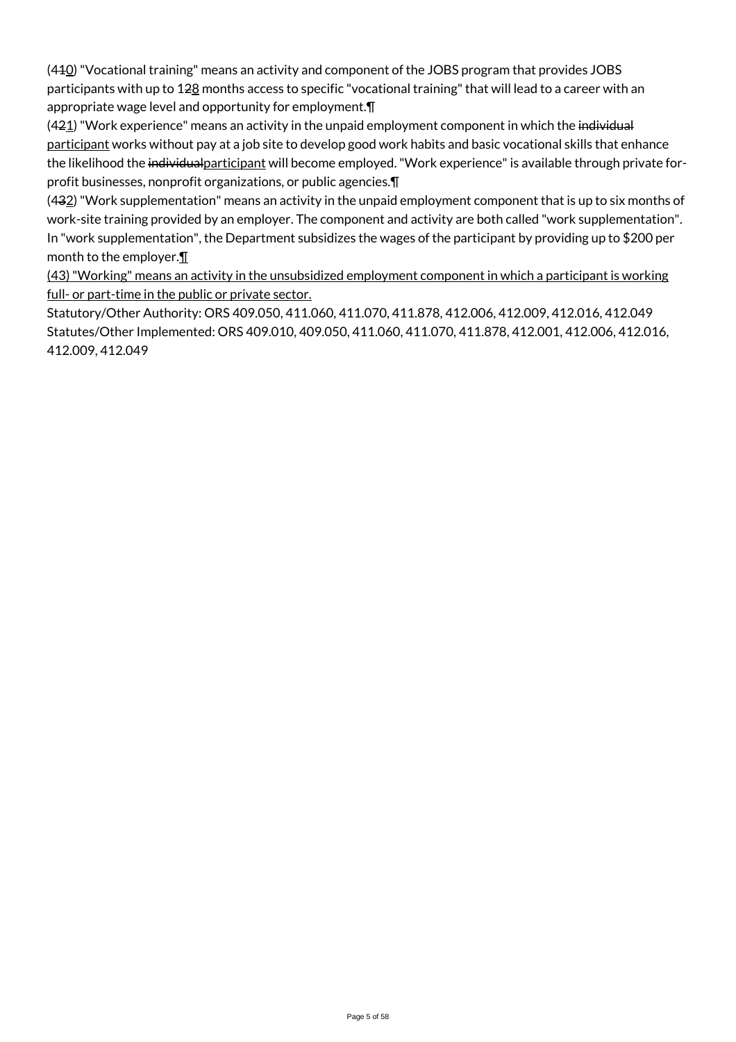(4~~1~~0) "Vocational training" means an activity and component of the JOBS program that provides JOBS participants with up to 1~~2~~8 months access to specific "vocational training" that will lead to a career with an appropriate wage level and opportunity for employment.¶

(4~~2~~1) "Work experience" means an activity in the unpaid employment component in which the ~~individual~~ participant works without pay at a job site to develop good work habits and basic vocational skills that enhance the likelihood the ~~individual~~participant will become employed. "Work experience" is available through private for-profit businesses, nonprofit organizations, or public agencies.¶

(4~~3~~2) "Work supplementation" means an activity in the unpaid employment component that is up to six months of work-site training provided by an employer. The component and activity are both called "work supplementation". In "work supplementation", the Department subsidizes the wages of the participant by providing up to $200 per month to the employer.¶

(43) "Working" means an activity in the unsubsidized employment component in which a participant is working full- or part-time in the public or private sector.

Statutory/Other Authority: ORS 409.050, 411.060, 411.070, 411.878, 412.006, 412.009, 412.016, 412.049

Statutes/Other Implemented: ORS 409.010, 409.050, 411.060, 411.070, 411.878, 412.001, 412.006, 412.016, 412.009, 412.049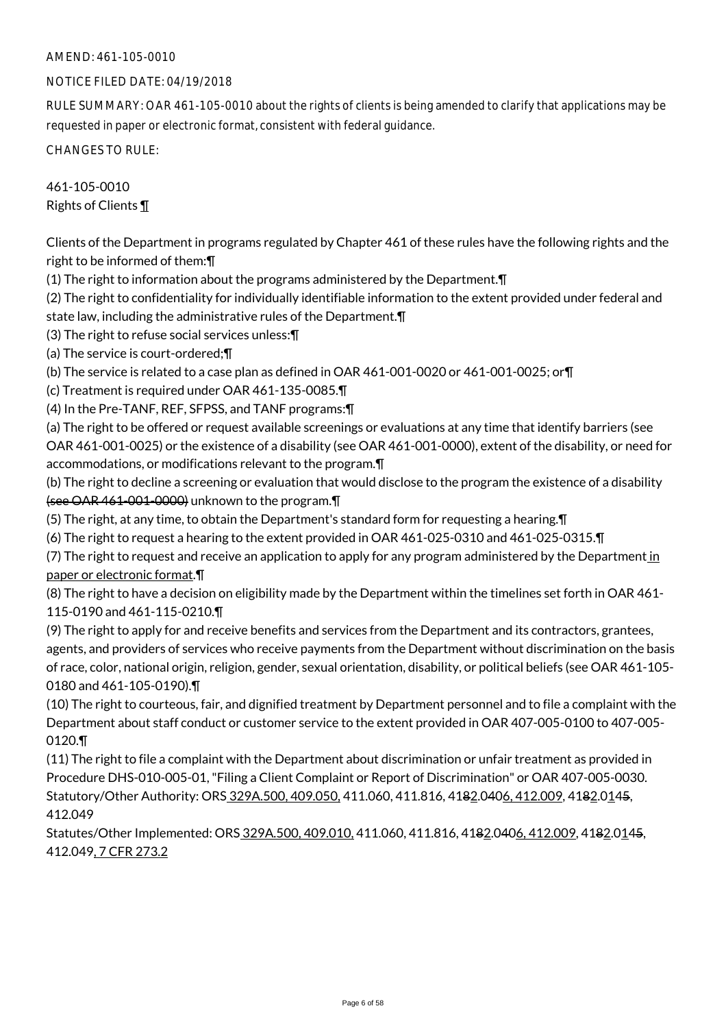AMEND: 461-105-0010

NOTICE FILED DATE: 04/19/2018

RULE SUMMARY: OAR 461-105-0010 about the rights of clients is being amended to clarify that applications may be requested in paper or electronic format, consistent with federal guidance.

CHANGES TO RULE:

461-105-0010
Rights of Clients ¶

Clients of the Department in programs regulated by Chapter 461 of these rules have the following rights and the right to be informed of them:¶

(1) The right to information about the programs administered by the Department.¶

(2) The right to confidentiality for individually identifiable information to the extent provided under federal and state law, including the administrative rules of the Department.¶

(3) The right to refuse social services unless:¶

(a) The service is court-ordered;¶

(b) The service is related to a case plan as defined in OAR 461-001-0020 or 461-001-0025; or¶

(c) Treatment is required under OAR 461-135-0085.¶

(4) In the Pre-TANF, REF, SFPSS, and TANF programs:¶

(a) The right to be offered or request available screenings or evaluations at any time that identify barriers (see OAR 461-001-0025) or the existence of a disability (see OAR 461-001-0000), extent of the disability, or need for accommodations, or modifications relevant to the program.¶

(b) The right to decline a screening or evaluation that would disclose to the program the existence of a disability ~~(see OAR 461-001-0000)~~ unknown to the program.¶

(5) The right, at any time, to obtain the Department's standard form for requesting a hearing.¶

(6) The right to request a hearing to the extent provided in OAR 461-025-0310 and 461-025-0315.¶

(7) The right to request and receive an application to apply for any program administered by the Department in paper or electronic format.¶

(8) The right to have a decision on eligibility made by the Department within the timelines set forth in OAR 461-115-0190 and 461-115-0210.¶

(9) The right to apply for and receive benefits and services from the Department and its contractors, grantees, agents, and providers of services who receive payments from the Department without discrimination on the basis of race, color, national origin, religion, gender, sexual orientation, disability, or political beliefs (see OAR 461-105-0180 and 461-105-0190).¶

(10) The right to courteous, fair, and dignified treatment by Department personnel and to file a complaint with the Department about staff conduct or customer service to the extent provided in OAR 407-005-0100 to 407-005-0120.¶

(11) The right to file a complaint with the Department about discrimination or unfair treatment as provided in Procedure DHS-010-005-01, "Filing a Client Complaint or Report of Discrimination" or OAR 407-005-0030.

Statutory/Other Authority: ORS 329A.500, 409.050, 411.060, 411.816, 41~~8~~2.040~~6~~, 412.009, 41~~8~~2.0~~1~~4~~5~~, 412.049

Statutes/Other Implemented: ORS 329A.500, 409.010, 411.060, 411.816, 41~~8~~2.040~~6~~, 412.009, 41~~8~~2.0~~1~~4~~5~~, 412.049, 7 CFR 273.2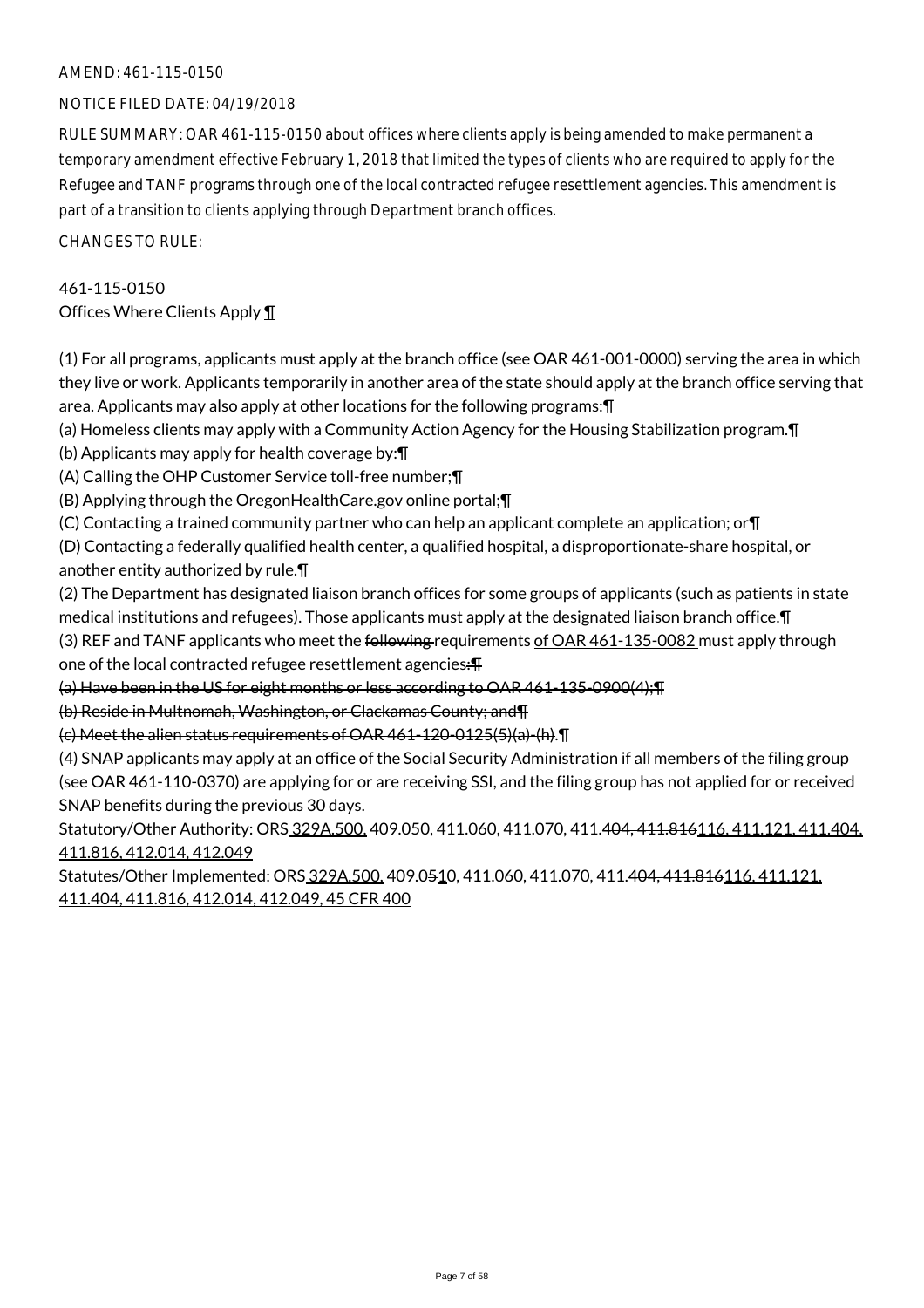AMEND: 461-115-0150

NOTICE FILED DATE: 04/19/2018

RULE SUMMARY: OAR 461-115-0150 about offices where clients apply is being amended to make permanent a temporary amendment effective February 1, 2018 that limited the types of clients who are required to apply for the Refugee and TANF programs through one of the local contracted refugee resettlement agencies. This amendment is part of a transition to clients applying through Department branch offices.

CHANGES TO RULE:

461-115-0150
Offices Where Clients Apply ¶

(1) For all programs, applicants must apply at the branch office (see OAR 461-001-0000) serving the area in which they live or work. Applicants temporarily in another area of the state should apply at the branch office serving that area. Applicants may also apply at other locations for the following programs:¶
(a) Homeless clients may apply with a Community Action Agency for the Housing Stabilization program.¶
(b) Applicants may apply for health coverage by:¶
(A) Calling the OHP Customer Service toll-free number;¶
(B) Applying through the OregonHealthCare.gov online portal;¶
(C) Contacting a trained community partner who can help an applicant complete an application; or¶
(D) Contacting a federally qualified health center, a qualified hospital, a disproportionate-share hospital, or another entity authorized by rule.¶
(2) The Department has designated liaison branch offices for some groups of applicants (such as patients in state medical institutions and refugees). Those applicants must apply at the designated liaison branch office.¶
(3) REF and TANF applicants who meet the ~~following~~ requirements <u>of OAR 461-135-0082</u> must apply through one of the local contracted refugee resettlement agencies~~:¶~~
~~(a) Have been in the US for eight months or less according to OAR 461-135-0900(4);¶~~
~~(b) Reside in Multnomah, Washington, or Clackamas County; and¶~~
~~(c) Meet the alien status requirements of OAR 461-120-0125(5)(a)-(h)~~.¶
(4) SNAP applicants may apply at an office of the Social Security Administration if all members of the filing group (see OAR 461-110-0370) are applying for or are receiving SSI, and the filing group has not applied for or received SNAP benefits during the previous 30 days.

Statutory/Other Authority: ORS <u>329A.500,</u> 409.050, 411.060, 411.070, 411.~~404, 411.816~~<u>116, 411.121, 411.404, 411.816, 412.014, 412.049</u>

Statutes/Other Implemented: ORS <u>329A.500,</u> 409.05~~5~~<u>1</u>0, 411.060, 411.070, 411.~~404, 411.816~~<u>116, 411.121, 411.404, 411.816, 412.014, 412.049, 45 CFR 400</u>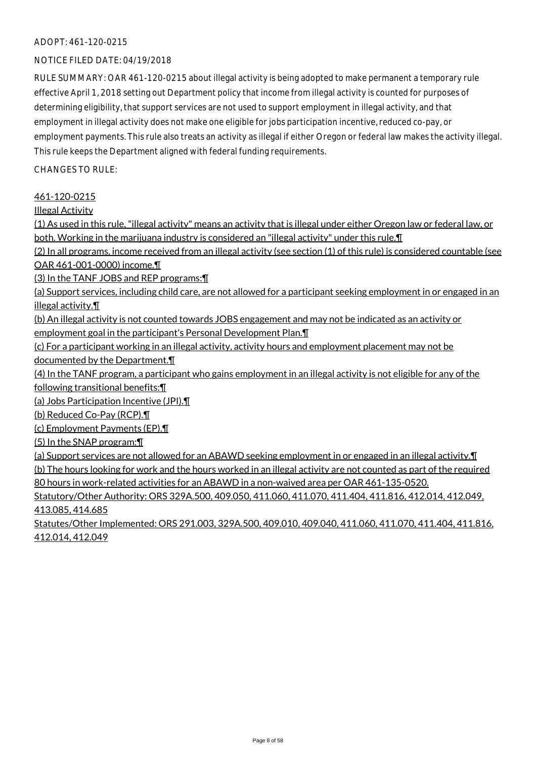ADOPT: 461-120-0215

NOTICE FILED DATE: 04/19/2018

RULE SUMMARY: OAR 461-120-0215 about illegal activity is being adopted to make permanent a temporary rule effective April 1, 2018 setting out Department policy that income from illegal activity is counted for purposes of determining eligibility, that support services are not used to support employment in illegal activity, and that employment in illegal activity does not make one eligible for jobs participation incentive, reduced co-pay, or employment payments. This rule also treats an activity as illegal if either Oregon or federal law makes the activity illegal. This rule keeps the Department aligned with federal funding requirements.

CHANGES TO RULE:

461-120-0215

Illegal Activity

(1) As used in this rule, "illegal activity" means an activity that is illegal under either Oregon law or federal law, or both. Working in the marijuana industry is considered an "illegal activity" under this rule.¶

(2) In all programs, income received from an illegal activity (see section (1) of this rule) is considered countable (see OAR 461-001-0000) income.¶

(3) In the TANF JOBS and REP programs:¶

(a) Support services, including child care, are not allowed for a participant seeking employment in or engaged in an illegal activity.¶

(b) An illegal activity is not counted towards JOBS engagement and may not be indicated as an activity or employment goal in the participant's Personal Development Plan.¶

(c) For a participant working in an illegal activity, activity hours and employment placement may not be documented by the Department.¶

(4) In the TANF program, a participant who gains employment in an illegal activity is not eligible for any of the following transitional benefits:¶

(a) Jobs Participation Incentive (JPI).¶

(b) Reduced Co-Pay (RCP).¶

(c) Employment Payments (EP).¶

(5) In the SNAP program:¶

(a) Support services are not allowed for an ABAWD seeking employment in or engaged in an illegal activity.¶

(b) The hours looking for work and the hours worked in an illegal activity are not counted as part of the required 80 hours in work-related activities for an ABAWD in a non-waived area per OAR 461-135-0520.

Statutory/Other Authority: ORS 329A.500, 409.050, 411.060, 411.070, 411.404, 411.816, 412.014, 412.049, 413.085, 414.685

Statutes/Other Implemented: ORS 291.003, 329A.500, 409.010, 409.040, 411.060, 411.070, 411.404, 411.816, 412.014, 412.049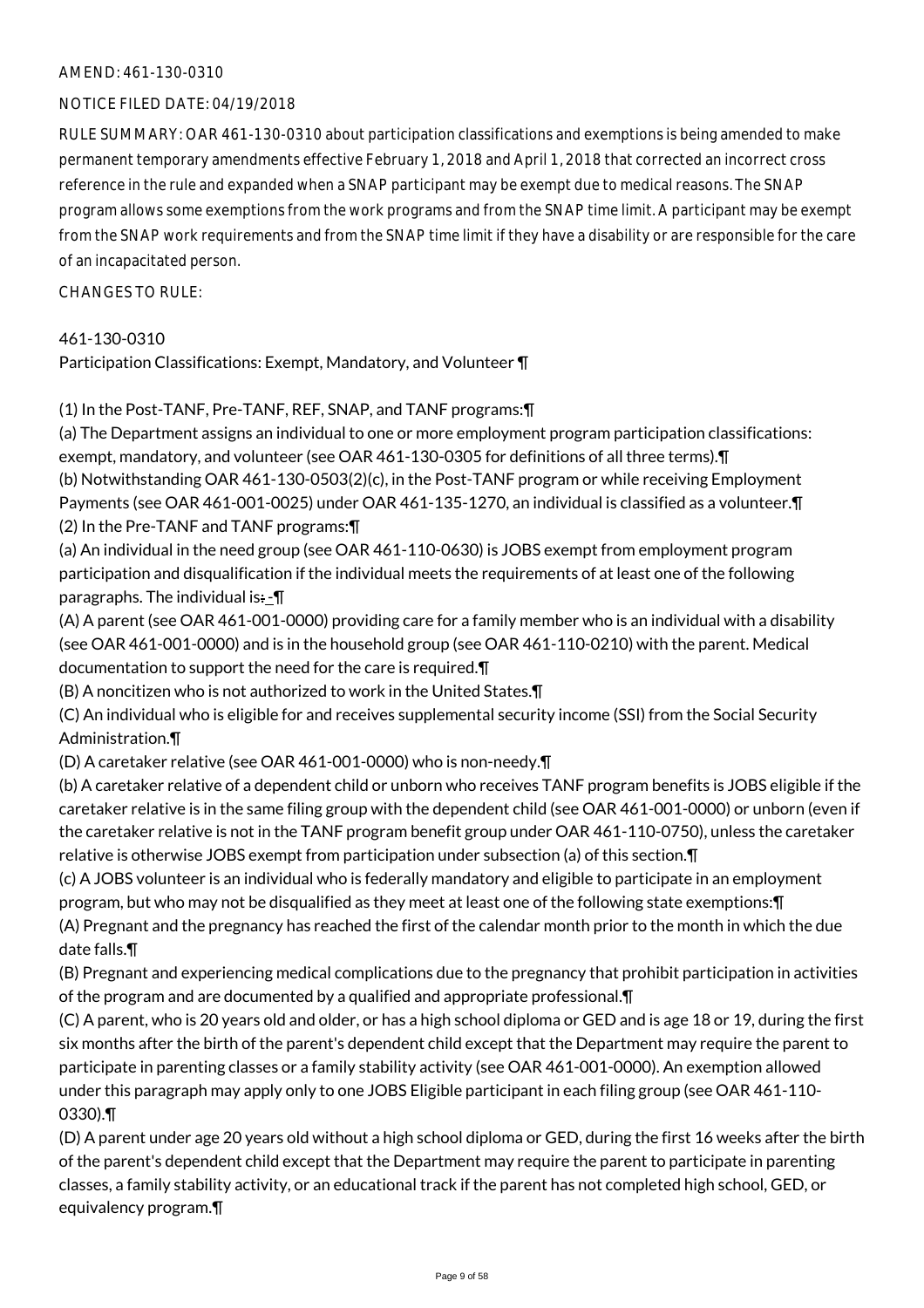AMEND: 461-130-0310

NOTICE FILED DATE: 04/19/2018

RULE SUMMARY: OAR 461-130-0310 about participation classifications and exemptions is being amended to make permanent temporary amendments effective February 1, 2018 and April 1, 2018 that corrected an incorrect cross reference in the rule and expanded when a SNAP participant may be exempt due to medical reasons. The SNAP program allows some exemptions from the work programs and from the SNAP time limit. A participant may be exempt from the SNAP work requirements and from the SNAP time limit if they have a disability or are responsible for the care of an incapacitated person.

CHANGES TO RULE:

461-130-0310
Participation Classifications: Exempt, Mandatory, and Volunteer ¶

(1) In the Post-TANF, Pre-TANF, REF, SNAP, and TANF programs:¶
(a) The Department assigns an individual to one or more employment program participation classifications: exempt, mandatory, and volunteer (see OAR 461-130-0305 for definitions of all three terms).¶
(b) Notwithstanding OAR 461-130-0503(2)(c), in the Post-TANF program or while receiving Employment Payments (see OAR 461-001-0025) under OAR 461-135-1270, an individual is classified as a volunteer.¶
(2) In the Pre-TANF and TANF programs:¶
(a) An individual in the need group (see OAR 461-110-0630) is JOBS exempt from employment program participation and disqualification if the individual meets the requirements of at least one of the following paragraphs. The individual is: ¶
(A) A parent (see OAR 461-001-0000) providing care for a family member who is an individual with a disability (see OAR 461-001-0000) and is in the household group (see OAR 461-110-0210) with the parent. Medical documentation to support the need for the care is required.¶
(B) A noncitizen who is not authorized to work in the United States.¶
(C) An individual who is eligible for and receives supplemental security income (SSI) from the Social Security Administration.¶
(D) A caretaker relative (see OAR 461-001-0000) who is non-needy.¶
(b) A caretaker relative of a dependent child or unborn who receives TANF program benefits is JOBS eligible if the caretaker relative is in the same filing group with the dependent child (see OAR 461-001-0000) or unborn (even if the caretaker relative is not in the TANF program benefit group under OAR 461-110-0750), unless the caretaker relative is otherwise JOBS exempt from participation under subsection (a) of this section.¶
(c) A JOBS volunteer is an individual who is federally mandatory and eligible to participate in an employment program, but who may not be disqualified as they meet at least one of the following state exemptions:¶
(A) Pregnant and the pregnancy has reached the first of the calendar month prior to the month in which the due date falls.¶
(B) Pregnant and experiencing medical complications due to the pregnancy that prohibit participation in activities of the program and are documented by a qualified and appropriate professional.¶
(C) A parent, who is 20 years old and older, or has a high school diploma or GED and is age 18 or 19, during the first six months after the birth of the parent's dependent child except that the Department may require the parent to participate in parenting classes or a family stability activity (see OAR 461-001-0000). An exemption allowed under this paragraph may apply only to one JOBS Eligible participant in each filing group (see OAR 461-110-0330).¶
(D) A parent under age 20 years old without a high school diploma or GED, during the first 16 weeks after the birth of the parent's dependent child except that the Department may require the parent to participate in parenting classes, a family stability activity, or an educational track if the parent has not completed high school, GED, or equivalency program.¶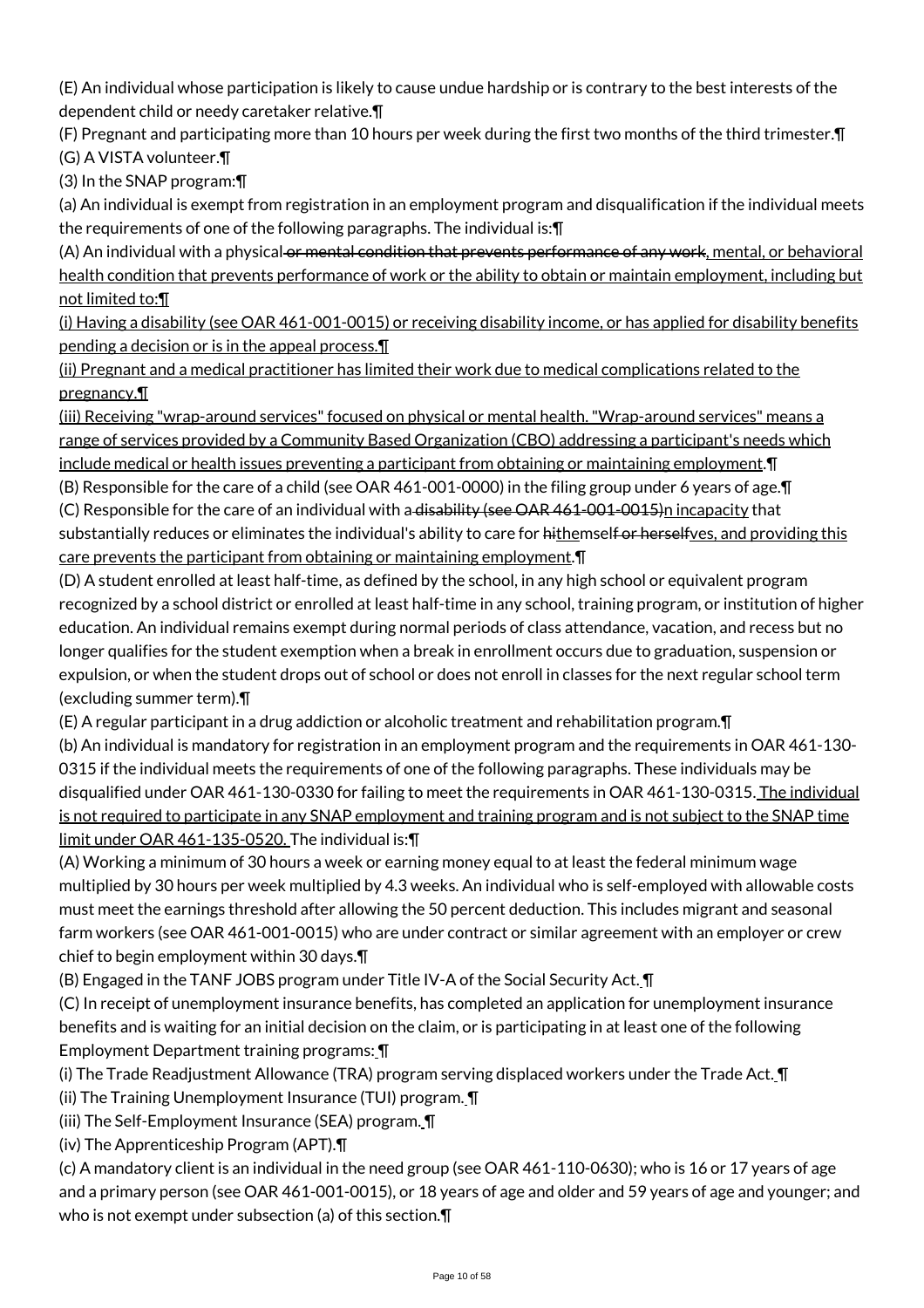(E) An individual whose participation is likely to cause undue hardship or is contrary to the best interests of the dependent child or needy caretaker relative.¶

(F) Pregnant and participating more than 10 hours per week during the first two months of the third trimester.¶

(G) A VISTA volunteer.¶

(3) In the SNAP program:¶

(a) An individual is exempt from registration in an employment program and disqualification if the individual meets the requirements of one of the following paragraphs. The individual is:¶

(A) An individual with a physical ~~or mental condition that prevents performance of any work~~, mental, or behavioral health condition that prevents performance of work or the ability to obtain or maintain employment, including but not limited to:¶

(i) Having a disability (see OAR 461-001-0015) or receiving disability income, or has applied for disability benefits pending a decision or is in the appeal process.¶

(ii) Pregnant and a medical practitioner has limited their work due to medical complications related to the pregnancy.¶

(iii) Receiving "wrap-around services" focused on physical or mental health. "Wrap-around services" means a range of services provided by a Community Based Organization (CBO) addressing a participant's needs which include medical or health issues preventing a participant from obtaining or maintaining employment.¶

(B) Responsible for the care of a child (see OAR 461-001-0000) in the filing group under 6 years of age.¶

(C) Responsible for the care of an individual with a ~~disability (see OAR 461-001-0015)~~n incapacity that substantially reduces or eliminates the individual's ability to care for ~~hi~~themsel~~f or herself~~ves, and providing this care prevents the participant from obtaining or maintaining employment.¶

(D) A student enrolled at least half-time, as defined by the school, in any high school or equivalent program recognized by a school district or enrolled at least half-time in any school, training program, or institution of higher education. An individual remains exempt during normal periods of class attendance, vacation, and recess but no longer qualifies for the student exemption when a break in enrollment occurs due to graduation, suspension or expulsion, or when the student drops out of school or does not enroll in classes for the next regular school term (excluding summer term).¶

(E) A regular participant in a drug addiction or alcoholic treatment and rehabilitation program.¶

(b) An individual is mandatory for registration in an employment program and the requirements in OAR 461-130-0315 if the individual meets the requirements of one of the following paragraphs. These individuals may be disqualified under OAR 461-130-0330 for failing to meet the requirements in OAR 461-130-0315. The individual is not required to participate in any SNAP employment and training program and is not subject to the SNAP time limit under OAR 461-135-0520. The individual is:¶

(A) Working a minimum of 30 hours a week or earning money equal to at least the federal minimum wage multiplied by 30 hours per week multiplied by 4.3 weeks. An individual who is self-employed with allowable costs must meet the earnings threshold after allowing the 50 percent deduction. This includes migrant and seasonal farm workers (see OAR 461-001-0015) who are under contract or similar agreement with an employer or crew chief to begin employment within 30 days.¶

(B) Engaged in the TANF JOBS program under Title IV-A of the Social Security Act. ¶

(C) In receipt of unemployment insurance benefits, has completed an application for unemployment insurance benefits and is waiting for an initial decision on the claim, or is participating in at least one of the following Employment Department training programs: ¶

(i) The Trade Readjustment Allowance (TRA) program serving displaced workers under the Trade Act. ¶

(ii) The Training Unemployment Insurance (TUI) program. ¶

(iii) The Self-Employment Insurance (SEA) program. ¶

(iv) The Apprenticeship Program (APT).¶

(c) A mandatory client is an individual in the need group (see OAR 461-110-0630); who is 16 or 17 years of age and a primary person (see OAR 461-001-0015), or 18 years of age and older and 59 years of age and younger; and who is not exempt under subsection (a) of this section.¶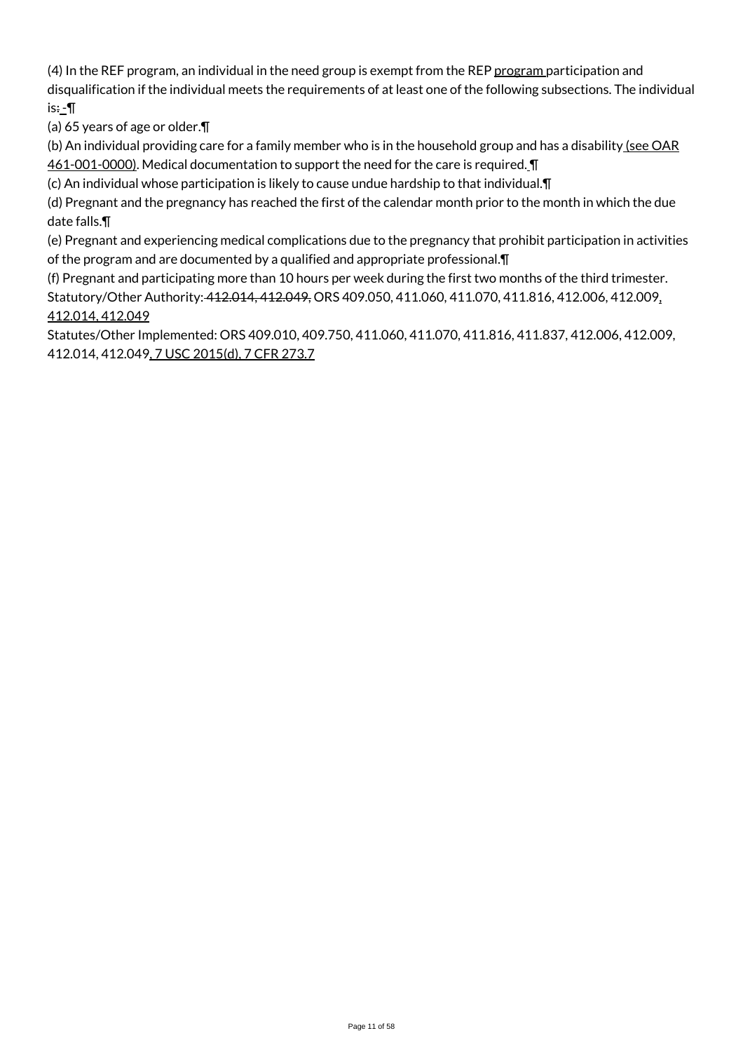(4) In the REF program, an individual in the need group is exempt from the REP program participation and disqualification if the individual meets the requirements of at least one of the following subsections. The individual is: -¶

(a) 65 years of age or older.¶

(b) An individual providing care for a family member who is in the household group and has a disability (see OAR 461-001-0000). Medical documentation to support the need for the care is required. ¶

(c) An individual whose participation is likely to cause undue hardship to that individual.¶

(d) Pregnant and the pregnancy has reached the first of the calendar month prior to the month in which the due date falls.¶

(e) Pregnant and experiencing medical complications due to the pregnancy that prohibit participation in activities of the program and are documented by a qualified and appropriate professional.¶

(f) Pregnant and participating more than 10 hours per week during the first two months of the third trimester.

Statutory/Other Authority: ~~412.014, 412.049,~~ ORS 409.050, 411.060, 411.070, 411.816, 412.006, 412.009, 412.014, 412.049

Statutes/Other Implemented: ORS 409.010, 409.750, 411.060, 411.070, 411.816, 411.837, 412.006, 412.009, 412.014, 412.049, 7 USC 2015(d), 7 CFR 273.7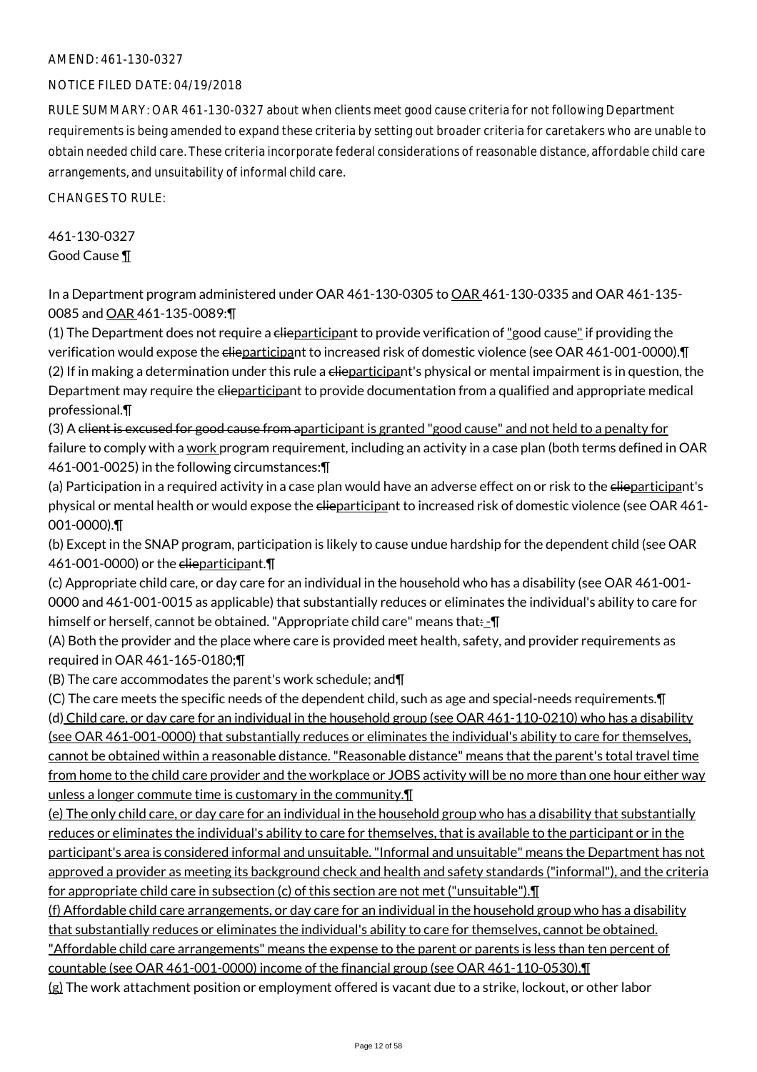AMEND: 461-130-0327

NOTICE FILED DATE: 04/19/2018

RULE SUMMARY: OAR 461-130-0327 about when clients meet good cause criteria for not following Department requirements is being amended to expand these criteria by setting out broader criteria for caretakers who are unable to obtain needed child care. These criteria incorporate federal considerations of reasonable distance, affordable child care arrangements, and unsuitability of informal child care.

CHANGES TO RULE:

461-130-0327
Good Cause ¶

In a Department program administered under OAR 461-130-0305 to OAR 461-130-0335 and OAR 461-135-0085 and OAR 461-135-0089:¶

(1) The Department does not require a clieparticipant to provide verification of "good cause" if providing the verification would expose the clieparticipant to increased risk of domestic violence (see OAR 461-001-0000).¶

(2) If in making a determination under this rule a clieparticipant's physical or mental impairment is in question, the Department may require the clieparticipant to provide documentation from a qualified and appropriate medical professional.¶

(3) A client is excused for good cause from aparticipant is granted "good cause" and not held to a penalty for failure to comply with a work program requirement, including an activity in a case plan (both terms defined in OAR 461-001-0025) in the following circumstances:¶

(a) Participation in a required activity in a case plan would have an adverse effect on or risk to the clieparticipant's physical or mental health or would expose the clieparticipant to increased risk of domestic violence (see OAR 461-001-0000).¶

(b) Except in the SNAP program, participation is likely to cause undue hardship for the dependent child (see OAR 461-001-0000) or the clieparticipant.¶

(c) Appropriate child care, or day care for an individual in the household who has a disability (see OAR 461-001-0000 and 461-001-0015 as applicable) that substantially reduces or eliminates the individual's ability to care for himself or herself, cannot be obtained. "Appropriate child care" means that: -¶

(A) Both the provider and the place where care is provided meet health, safety, and provider requirements as required in OAR 461-165-0180;¶

(B) The care accommodates the parent's work schedule; and¶

(C) The care meets the specific needs of the dependent child, such as age and special-needs requirements.¶

(d) Child care, or day care for an individual in the household group (see OAR 461-110-0210) who has a disability (see OAR 461-001-0000) that substantially reduces or eliminates the individual's ability to care for themselves, cannot be obtained within a reasonable distance. "Reasonable distance" means that the parent's total travel time from home to the child care provider and the workplace or JOBS activity will be no more than one hour either way unless a longer commute time is customary in the community.¶

(e) The only child care, or day care for an individual in the household group who has a disability that substantially reduces or eliminates the individual's ability to care for themselves, that is available to the participant or in the participant's area is considered informal and unsuitable. "Informal and unsuitable" means the Department has not approved a provider as meeting its background check and health and safety standards ("informal"), and the criteria for appropriate child care in subsection (c) of this section are not met ("unsuitable").¶

(f) Affordable child care arrangements, or day care for an individual in the household group who has a disability that substantially reduces or eliminates the individual's ability to care for themselves, cannot be obtained. "Affordable child care arrangements" means the expense to the parent or parents is less than ten percent of countable (see OAR 461-001-0000) income of the financial group (see OAR 461-110-0530).¶

(g) The work attachment position or employment offered is vacant due to a strike, lockout, or other labor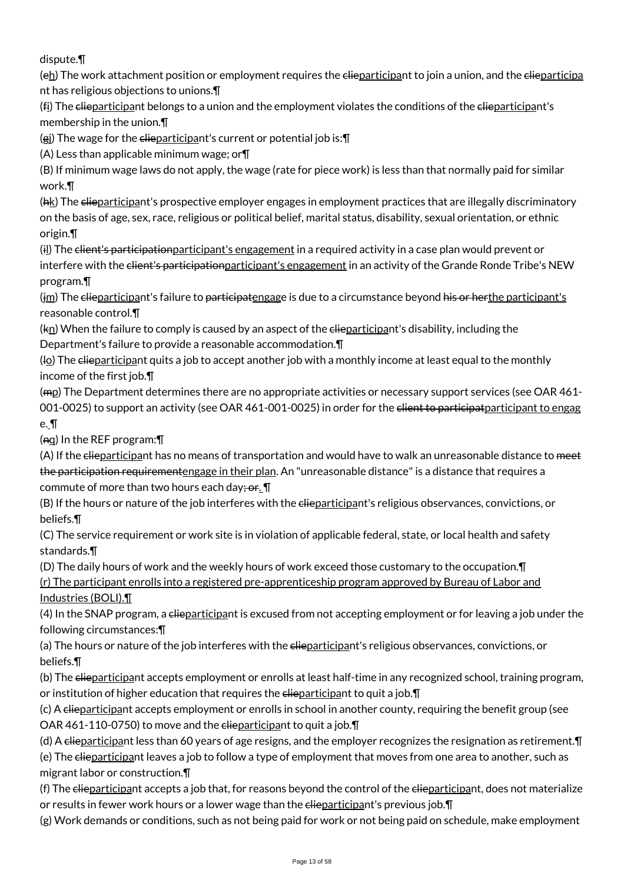dispute.¶

(eh) The work attachment position or employment requires the clieparticipant to join a union, and the clieparticipant has religious objections to unions.¶

(fi) The clieparticipant belongs to a union and the employment violates the conditions of the clieparticipant's membership in the union.¶

(gj) The wage for the clieparticipant's current or potential job is:¶

(A) Less than applicable minimum wage; or¶

(B) If minimum wage laws do not apply, the wage (rate for piece work) is less than that normally paid for similar work.¶

(hk) The clieparticipant's prospective employer engages in employment practices that are illegally discriminatory on the basis of age, sex, race, religious or political belief, marital status, disability, sexual orientation, or ethnic origin.¶

(il) The client's participationparticipant's engagement in a required activity in a case plan would prevent or interfere with the client's participationparticipant's engagement in an activity of the Grande Ronde Tribe's NEW program.¶

(jm) The clieparticipant's failure to participatengage is due to a circumstance beyond his or herthe participant's reasonable control.¶

(kn) When the failure to comply is caused by an aspect of the clieparticipant's disability, including the Department's failure to provide a reasonable accommodation.¶

(lo) The clieparticipant quits a job to accept another job with a monthly income at least equal to the monthly income of the first job.¶

(mp) The Department determines there are no appropriate activities or necessary support services (see OAR 461-001-0025) to support an activity (see OAR 461-001-0025) in order for the client to participatparticipant to engage. ¶

(nq) In the REF program:¶

(A) If the clieparticipant has no means of transportation and would have to walk an unreasonable distance to meet the participation requirementengage in their plan. An "unreasonable distance" is a distance that requires a commute of more than two hours each day; or. ¶

(B) If the hours or nature of the job interferes with the clieparticipant's religious observances, convictions, or beliefs.¶

(C) The service requirement or work site is in violation of applicable federal, state, or local health and safety standards.¶

(D) The daily hours of work and the weekly hours of work exceed those customary to the occupation.¶

(r) The participant enrolls into a registered pre-apprenticeship program approved by Bureau of Labor and Industries (BOLI).¶

(4) In the SNAP program, a clieparticipant is excused from not accepting employment or for leaving a job under the following circumstances:¶

(a) The hours or nature of the job interferes with the clieparticipant's religious observances, convictions, or beliefs.¶

(b) The clieparticipant accepts employment or enrolls at least half-time in any recognized school, training program, or institution of higher education that requires the clieparticipant to quit a job.¶

(c) A clieparticipant accepts employment or enrolls in school in another county, requiring the benefit group (see OAR 461-110-0750) to move and the clieparticipant to quit a job.¶

(d) A clieparticipant less than 60 years of age resigns, and the employer recognizes the resignation as retirement.¶

(e) The clieparticipant leaves a job to follow a type of employment that moves from one area to another, such as migrant labor or construction.¶

(f) The clieparticipant accepts a job that, for reasons beyond the control of the clieparticipant, does not materialize or results in fewer work hours or a lower wage than the clieparticipant's previous job.¶

(g) Work demands or conditions, such as not being paid for work or not being paid on schedule, make employment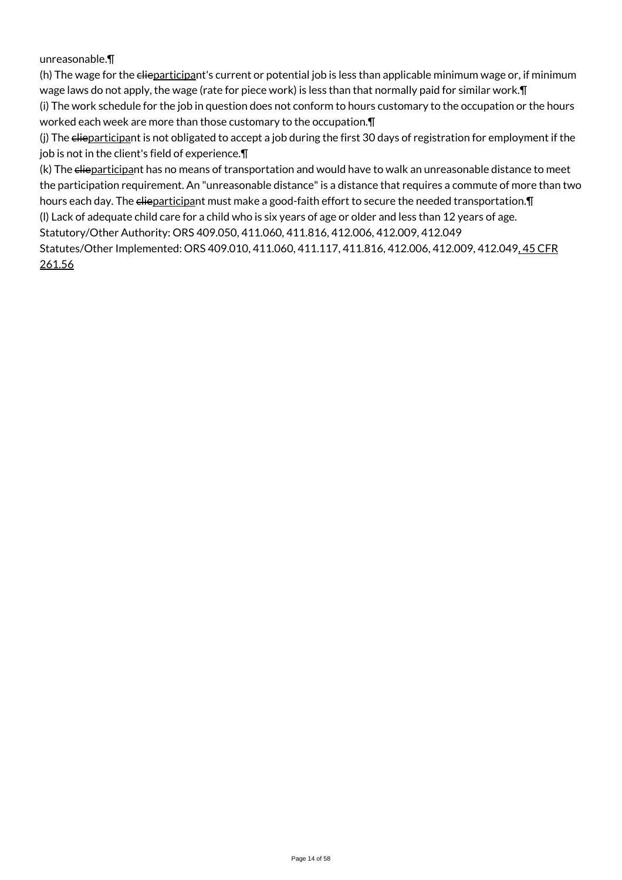unreasonable.¶

(h) The wage for the ~~clie~~participant's current or potential job is less than applicable minimum wage or, if minimum wage laws do not apply, the wage (rate for piece work) is less than that normally paid for similar work.¶

(i) The work schedule for the job in question does not conform to hours customary to the occupation or the hours worked each week are more than those customary to the occupation.¶

(j) The ~~clie~~participant is not obligated to accept a job during the first 30 days of registration for employment if the job is not in the client's field of experience.¶

(k) The ~~clie~~participant has no means of transportation and would have to walk an unreasonable distance to meet the participation requirement. An "unreasonable distance" is a distance that requires a commute of more than two hours each day. The ~~clie~~participant must make a good-faith effort to secure the needed transportation.¶

(l) Lack of adequate child care for a child who is six years of age or older and less than 12 years of age.

Statutory/Other Authority: ORS 409.050, 411.060, 411.816, 412.006, 412.009, 412.049

Statutes/Other Implemented: ORS 409.010, 411.060, 411.117, 411.816, 412.006, 412.009, 412.049, 45 CFR 261.56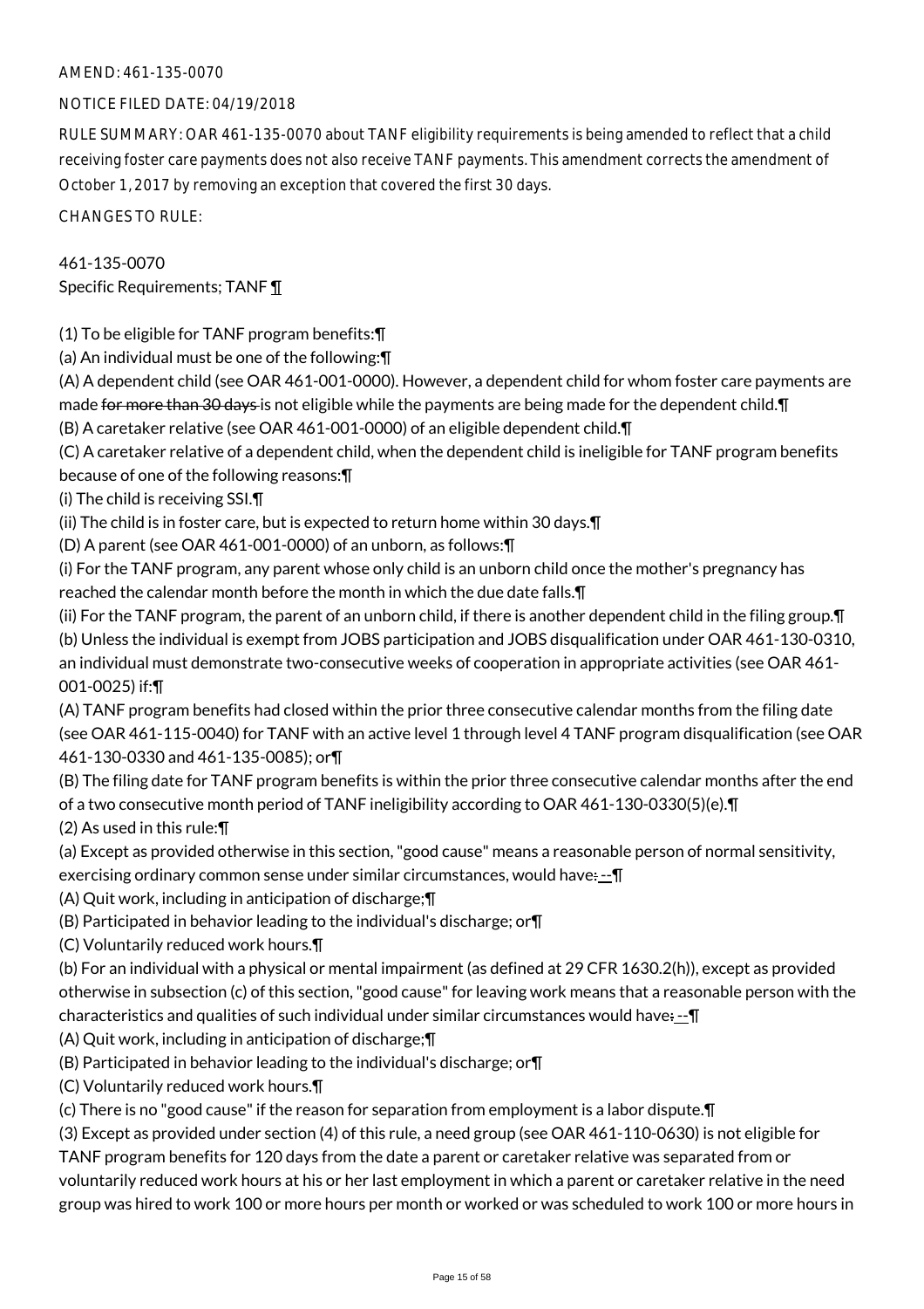AMEND: 461-135-0070

NOTICE FILED DATE: 04/19/2018

RULE SUMMARY: OAR 461-135-0070 about TANF eligibility requirements is being amended to reflect that a child receiving foster care payments does not also receive TANF payments. This amendment corrects the amendment of October 1, 2017 by removing an exception that covered the first 30 days.

CHANGES TO RULE:

461-135-0070
Specific Requirements; TANF ¶

(1) To be eligible for TANF program benefits:¶
(a) An individual must be one of the following:¶
(A) A dependent child (see OAR 461-001-0000). However, a dependent child for whom foster care payments are made ~~for more than 30 days~~ is not eligible while the payments are being made for the dependent child.¶
(B) A caretaker relative (see OAR 461-001-0000) of an eligible dependent child.¶
(C) A caretaker relative of a dependent child, when the dependent child is ineligible for TANF program benefits because of one of the following reasons:¶
(i) The child is receiving SSI.¶
(ii) The child is in foster care, but is expected to return home within 30 days.¶
(D) A parent (see OAR 461-001-0000) of an unborn, as follows:¶
(i) For the TANF program, any parent whose only child is an unborn child once the mother's pregnancy has reached the calendar month before the month in which the due date falls.¶
(ii) For the TANF program, the parent of an unborn child, if there is another dependent child in the filing group.¶
(b) Unless the individual is exempt from JOBS participation and JOBS disqualification under OAR 461-130-0310, an individual must demonstrate two-consecutive weeks of cooperation in appropriate activities (see OAR 461-001-0025) if:¶
(A) TANF program benefits had closed within the prior three consecutive calendar months from the filing date (see OAR 461-115-0040) for TANF with an active level 1 through level 4 TANF program disqualification (see OAR 461-130-0330 and 461-135-0085); or¶
(B) The filing date for TANF program benefits is within the prior three consecutive calendar months after the end of a two consecutive month period of TANF ineligibility according to OAR 461-130-0330(5)(e).¶
(2) As used in this rule:¶
(a) Except as provided otherwise in this section, "good cause" means a reasonable person of normal sensitivity, exercising ordinary common sense under similar circumstances, would have~~:~~ --¶
(A) Quit work, including in anticipation of discharge;¶
(B) Participated in behavior leading to the individual's discharge; or¶
(C) Voluntarily reduced work hours.¶
(b) For an individual with a physical or mental impairment (as defined at 29 CFR 1630.2(h)), except as provided otherwise in subsection (c) of this section, "good cause" for leaving work means that a reasonable person with the characteristics and qualities of such individual under similar circumstances would have~~:~~ --¶
(A) Quit work, including in anticipation of discharge;¶
(B) Participated in behavior leading to the individual's discharge; or¶
(C) Voluntarily reduced work hours.¶
(c) There is no "good cause" if the reason for separation from employment is a labor dispute.¶
(3) Except as provided under section (4) of this rule, a need group (see OAR 461-110-0630) is not eligible for TANF program benefits for 120 days from the date a parent or caretaker relative was separated from or voluntarily reduced work hours at his or her last employment in which a parent or caretaker relative in the need group was hired to work 100 or more hours per month or worked or was scheduled to work 100 or more hours in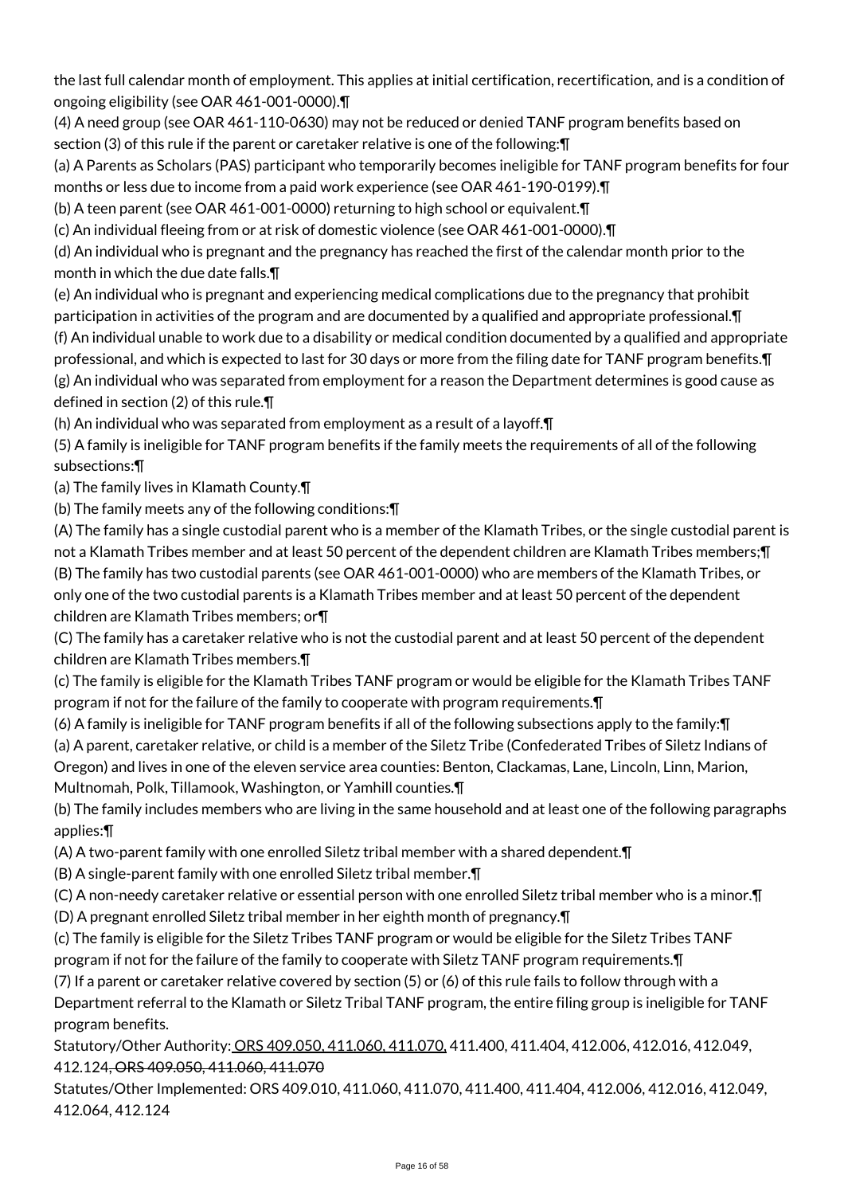the last full calendar month of employment. This applies at initial certification, recertification, and is a condition of ongoing eligibility (see OAR 461-001-0000).¶

(4) A need group (see OAR 461-110-0630) may not be reduced or denied TANF program benefits based on section (3) of this rule if the parent or caretaker relative is one of the following:¶

(a) A Parents as Scholars (PAS) participant who temporarily becomes ineligible for TANF program benefits for four months or less due to income from a paid work experience (see OAR 461-190-0199).¶

(b) A teen parent (see OAR 461-001-0000) returning to high school or equivalent.¶

(c) An individual fleeing from or at risk of domestic violence (see OAR 461-001-0000).¶

(d) An individual who is pregnant and the pregnancy has reached the first of the calendar month prior to the month in which the due date falls.¶

(e) An individual who is pregnant and experiencing medical complications due to the pregnancy that prohibit participation in activities of the program and are documented by a qualified and appropriate professional.¶

(f) An individual unable to work due to a disability or medical condition documented by a qualified and appropriate professional, and which is expected to last for 30 days or more from the filing date for TANF program benefits.¶

(g) An individual who was separated from employment for a reason the Department determines is good cause as defined in section (2) of this rule.¶

(h) An individual who was separated from employment as a result of a layoff.¶

(5) A family is ineligible for TANF program benefits if the family meets the requirements of all of the following subsections:¶

(a) The family lives in Klamath County.¶

(b) The family meets any of the following conditions:¶

(A) The family has a single custodial parent who is a member of the Klamath Tribes, or the single custodial parent is not a Klamath Tribes member and at least 50 percent of the dependent children are Klamath Tribes members;¶

(B) The family has two custodial parents (see OAR 461-001-0000) who are members of the Klamath Tribes, or only one of the two custodial parents is a Klamath Tribes member and at least 50 percent of the dependent children are Klamath Tribes members; or¶

(C) The family has a caretaker relative who is not the custodial parent and at least 50 percent of the dependent children are Klamath Tribes members.¶

(c) The family is eligible for the Klamath Tribes TANF program or would be eligible for the Klamath Tribes TANF program if not for the failure of the family to cooperate with program requirements.¶

(6) A family is ineligible for TANF program benefits if all of the following subsections apply to the family:¶

(a) A parent, caretaker relative, or child is a member of the Siletz Tribe (Confederated Tribes of Siletz Indians of Oregon) and lives in one of the eleven service area counties: Benton, Clackamas, Lane, Lincoln, Linn, Marion, Multnomah, Polk, Tillamook, Washington, or Yamhill counties.¶

(b) The family includes members who are living in the same household and at least one of the following paragraphs applies:¶

(A) A two-parent family with one enrolled Siletz tribal member with a shared dependent.¶

(B) A single-parent family with one enrolled Siletz tribal member.¶

(C) A non-needy caretaker relative or essential person with one enrolled Siletz tribal member who is a minor.¶

(D) A pregnant enrolled Siletz tribal member in her eighth month of pregnancy.¶

(c) The family is eligible for the Siletz Tribes TANF program or would be eligible for the Siletz Tribes TANF program if not for the failure of the family to cooperate with Siletz TANF program requirements.¶

(7) If a parent or caretaker relative covered by section (5) or (6) of this rule fails to follow through with a Department referral to the Klamath or Siletz Tribal TANF program, the entire filing group is ineligible for TANF program benefits.

Statutory/Other Authority: ORS 409.050, 411.060, 411.070, 411.400, 411.404, 412.006, 412.016, 412.049, 412.124~~, ORS 409.050, 411.060, 411.070~~

Statutes/Other Implemented: ORS 409.010, 411.060, 411.070, 411.400, 411.404, 412.006, 412.016, 412.049, 412.064, 412.124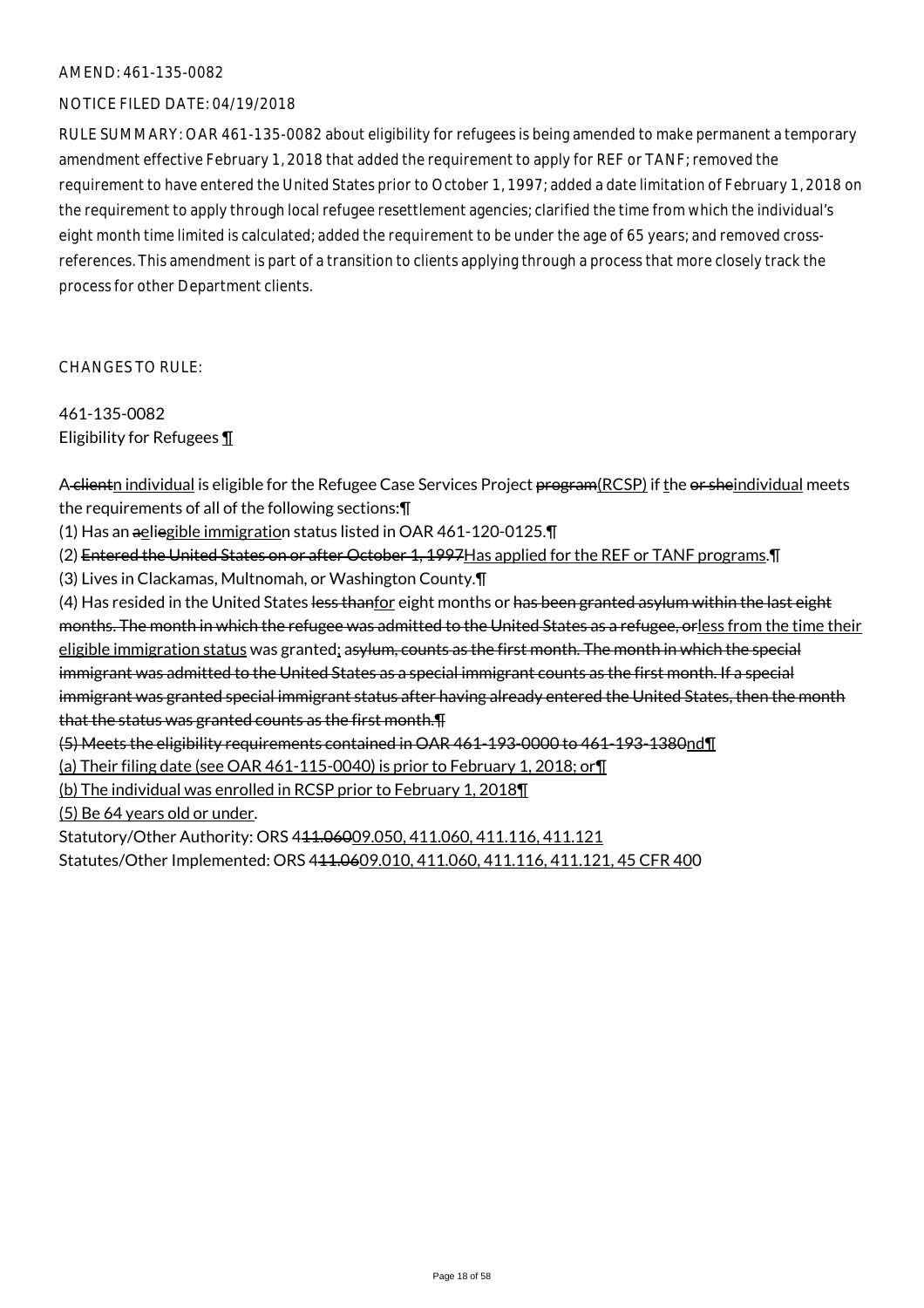AMEND: 461-135-0082

NOTICE FILED DATE: 04/19/2018

RULE SUMMARY: OAR 461-135-0082 about eligibility for refugees is being amended to make permanent a temporary amendment effective February 1, 2018 that added the requirement to apply for REF or TANF; removed the requirement to have entered the United States prior to October 1, 1997; added a date limitation of February 1, 2018 on the requirement to apply through local refugee resettlement agencies; clarified the time from which the individual's eight month time limited is calculated; added the requirement to be under the age of 65 years; and removed cross-references. This amendment is part of a transition to clients applying through a process that more closely track the process for other Department clients.

CHANGES TO RULE:

461-135-0082
Eligibility for Refugees ¶

A~~ client~~<u>n individual</u> is eligible for the Refugee Case Services Project ~~program~~<u>(RCSP)</u> if <u>t</u>he ~~or she~~<u>individual</u> meets the requirements of all of the following sections:¶

(1) Has an ~~a~~<u>el</u>i~~e~~<u>gible immigratio</u>n status listed in OAR 461-120-0125.¶

(2) ~~Entered the United States on or after October 1, 1997~~<u>Has applied for the REF or TANF programs</u>.¶

(3) Lives in Clackamas, Multnomah, or Washington County.¶

(4) Has resided in the United States ~~less than~~<u>for</u> eight months or ~~has been granted asylum within the last eight months. The month in which the refugee was admitted to the United States as a refugee, or~~<u>less from the time their eligible immigration status</u> was granted<u>;</u> ~~asylum, counts as the first month. The month in which the special immigrant was admitted to the United States as a special immigrant counts as the first month. If a special immigrant was granted special immigrant status after having already entered the United States, then the month that the status was granted counts as the first month.¶~~

~~(5) Meets the eligibility requirements contained in OAR 461-193-0000 to 461-193-1380~~<u>nd¶</u>

<u>(a) Their filing date (see OAR 461-115-0040) is prior to February 1, 2018; or¶</u>

<u>(b) The individual was enrolled in RCSP prior to February 1, 2018¶</u>

<u>(5) Be 64 years old or under</u>.

Statutory/Other Authority: ORS 4~~11.060~~<u>09.050, 411.060, 411.116, 411.121</u>

Statutes/Other Implemented: ORS 4~~11.060~~<u>09.010, 411.060, 411.116, 411.121, 45 CFR 40</u>0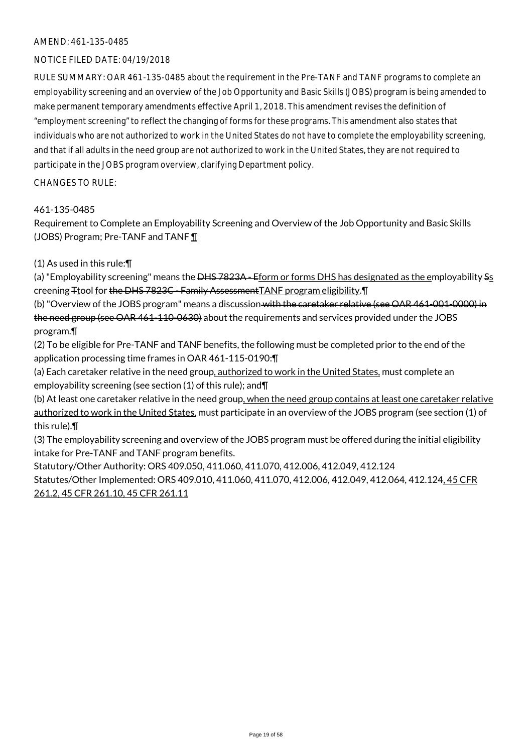AMEND: 461-135-0485

NOTICE FILED DATE: 04/19/2018

RULE SUMMARY: OAR 461-135-0485 about the requirement in the Pre-TANF and TANF programs to complete an employability screening and an overview of the Job Opportunity and Basic Skills (JOBS) program is being amended to make permanent temporary amendments effective April 1, 2018. This amendment revises the definition of "employment screening" to reflect the changing of forms for these programs. This amendment also states that individuals who are not authorized to work in the United States do not have to complete the employability screening, and that if all adults in the need group are not authorized to work in the United States, they are not required to participate in the JOBS program overview, clarifying Department policy.

CHANGES TO RULE:

461-135-0485

Requirement to Complete an Employability Screening and Overview of the Job Opportunity and Basic Skills (JOBS) Program; Pre-TANF and TANF ¶

(1) As used in this rule:¶

(a) "Employability screening" means the ~~DHS 7823A - E~~form or forms DHS has designated as the employability ~~S~~screening ~~T~~tool for ~~the DHS 7823C - Family Assessment~~TANF program eligibility.¶

(b) "Overview of the JOBS program" means a discussion ~~with the caretaker relative (see OAR 461-001-0000) in the need group (see OAR 461-110-0630)~~ about the requirements and services provided under the JOBS program.¶

(2) To be eligible for Pre-TANF and TANF benefits, the following must be completed prior to the end of the application processing time frames in OAR 461-115-0190:¶

(a) Each caretaker relative in the need group, authorized to work in the United States, must complete an employability screening (see section (1) of this rule); and¶

(b) At least one caretaker relative in the need group, when the need group contains at least one caretaker relative authorized to work in the United States, must participate in an overview of the JOBS program (see section (1) of this rule).¶

(3) The employability screening and overview of the JOBS program must be offered during the initial eligibility intake for Pre-TANF and TANF program benefits.

Statutory/Other Authority: ORS 409.050, 411.060, 411.070, 412.006, 412.049, 412.124

Statutes/Other Implemented: ORS 409.010, 411.060, 411.070, 412.006, 412.049, 412.064, 412.124, 45 CFR 261.2, 45 CFR 261.10, 45 CFR 261.11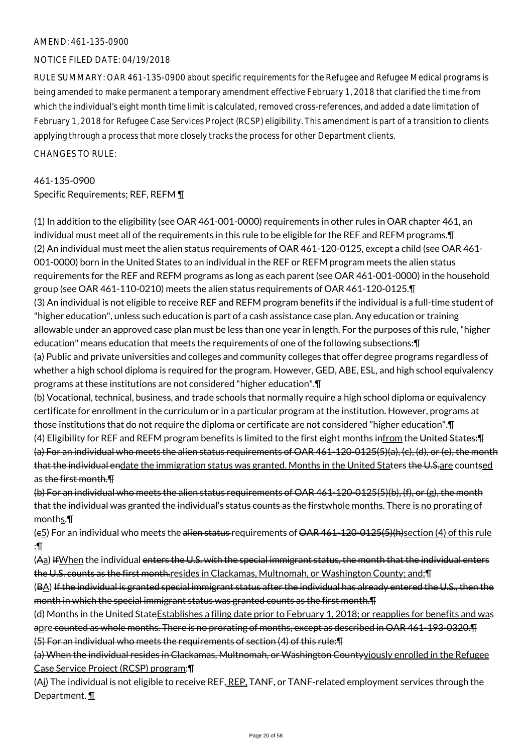AMEND: 461-135-0900

NOTICE FILED DATE: 04/19/2018

RULE SUMMARY: OAR 461-135-0900 about specific requirements for the Refugee and Refugee Medical programs is being amended to make permanent a temporary amendment effective February 1, 2018 that clarified the time from which the individual's eight month time limit is calculated, removed cross-references, and added a date limitation of February 1, 2018 for Refugee Case Services Project (RCSP) eligibility. This amendment is part of a transition to clients applying through a process that more closely tracks the process for other Department clients.

CHANGES TO RULE:

461-135-0900
Specific Requirements; REF, REFM ¶

(1) In addition to the eligibility (see OAR 461-001-0000) requirements in other rules in OAR chapter 461, an individual must meet all of the requirements in this rule to be eligible for the REF and REFM programs.¶
(2) An individual must meet the alien status requirements of OAR 461-120-0125, except a child (see OAR 461-001-0000) born in the United States to an individual in the REF or REFM program meets the alien status requirements for the REF and REFM programs as long as each parent (see OAR 461-001-0000) in the household group (see OAR 461-110-0210) meets the alien status requirements of OAR 461-120-0125.¶
(3) An individual is not eligible to receive REF and REFM program benefits if the individual is a full-time student of "higher education", unless such education is part of a cash assistance case plan. Any education or training allowable under an approved case plan must be less than one year in length. For the purposes of this rule, "higher education" means education that meets the requirements of one of the following subsections:¶
(a) Public and private universities and colleges and community colleges that offer degree programs regardless of whether a high school diploma is required for the program. However, GED, ABE, ESL, and high school equivalency programs at these institutions are not considered "higher education".¶
(b) Vocational, technical, business, and trade schools that normally require a high school diploma or equivalency certificate for enrollment in the curriculum or in a particular program at the institution. However, programs at those institutions that do not require the diploma or certificate are not considered "higher education".¶
(4) Eligibility for REF and REFM program benefits is limited to the first eight months ~~in~~from the ~~United States:¶~~
~~(a) For an individual who meets the alien status requirements of OAR 461-120-0125(5)(a), (c), (d), or (e), the month that the individual en~~date the immigration status was granted. Months in the United Stat~~ers the U.S.~~are count~~s~~ed as ~~the first month.¶~~
~~(b) For an individual who meets the alien status requirements of OAR 461-120-0125(5)(b), (f), or (g), the month that the individual was granted the individual's status counts as the first~~whole months. There is no prorating of months.¶
(~~c~~5) For an individual who meets the ~~alien status~~ requirements of ~~OAR 461-120-0125(5)(h)~~section (4) of this rule:¶
(~~A~~a) ~~If~~When the individual ~~enters the U.S. with the special immigrant status, the month that the individual enters the U.S. counts as the first month.~~resides in Clackamas, Multnomah, or Washington County; and:¶
(~~B~~A) ~~If the individual is granted special immigrant status after the individual has already entered the U.S., then the month in which the special immigrant status was granted counts as the first month.¶~~
~~(d) Months in the United State~~Establishes a filing date prior to February 1, 2018; or reapplies for benefits and was a~~p~~re~~-counted as whole months. There is no prorating of months, except as described in OAR 461-193-0320.¶~~
~~(5) For an individual who meets the requirements of section (4) of this rule:¶~~
~~(a) When the individual resides in Clackamas, Multnomah, or Washington County~~viously enrolled in the Refugee Case Service Project (RCSP) program:¶
(~~A~~i) The individual is not eligible to receive REF, REP, TANF, or TANF-related employment services through the Department. ¶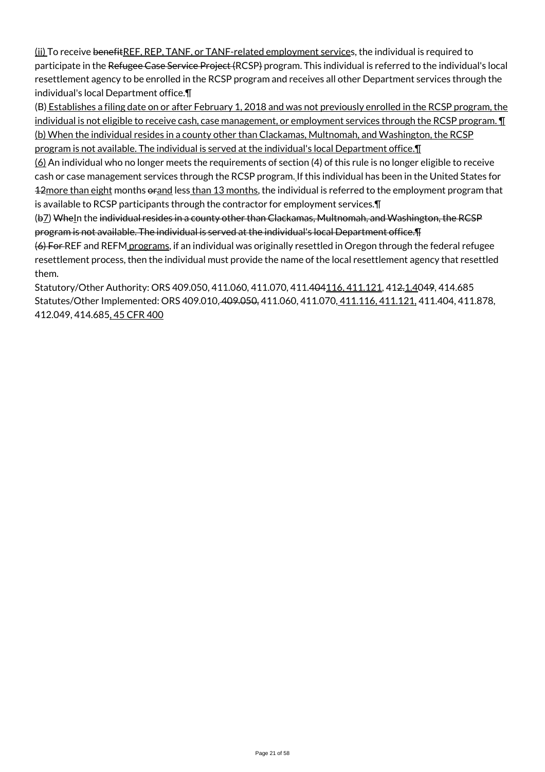(ii) To receive benefitREF, REP, TANF, or TANF-related employment services, the individual is required to participate in the Refugee Case Service Project (RCSP) program. This individual is referred to the individual's local resettlement agency to be enrolled in the RCSP program and receives all other Department services through the individual's local Department office.¶

(B) Establishes a filing date on or after February 1, 2018 and was not previously enrolled in the RCSP program, the individual is not eligible to receive cash, case management, or employment services through the RCSP program. ¶

(b) When the individual resides in a county other than Clackamas, Multnomah, and Washington, the RCSP program is not available. The individual is served at the individual's local Department office.¶

(6) An individual who no longer meets the requirements of section (4) of this rule is no longer eligible to receive cash or case management services through the RCSP program. If this individual has been in the United States for 12more than eight months orand less than 13 months, the individual is referred to the employment program that is available to RCSP participants through the contractor for employment services.¶

(b7) WheIn the individual resides in a county other than Clackamas, Multnomah, and Washington, the RCSP program is not available. The individual is served at the individual's local Department office.¶

(6) For REF and REFM programs, if an individual was originally resettled in Oregon through the federal refugee resettlement process, then the individual must provide the name of the local resettlement agency that resettled them.

Statutory/Other Authority: ORS 409.050, 411.060, 411.070, 411.404116, 411.121, 412.1.4049, 414.685

Statutes/Other Implemented: ORS 409.010, 409.050, 411.060, 411.070, 411.116, 411.121, 411.404, 411.878, 412.049, 414.685, 45 CFR 400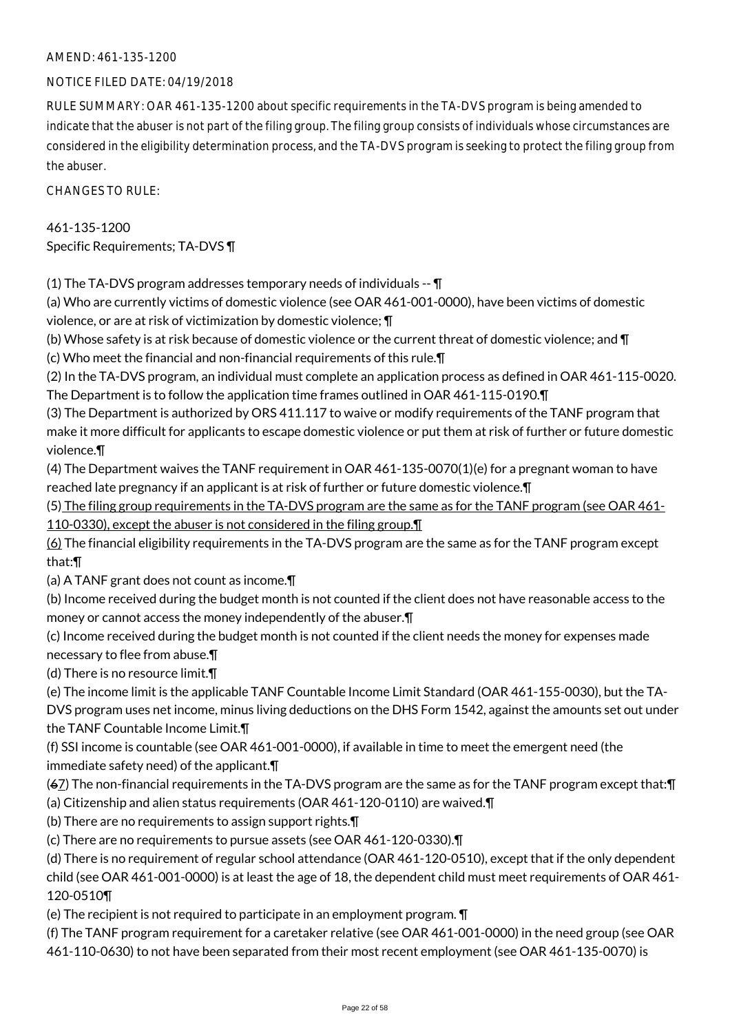AMEND: 461-135-1200

NOTICE FILED DATE: 04/19/2018

RULE SUMMARY: OAR 461-135-1200 about specific requirements in the TA-DVS program is being amended to indicate that the abuser is not part of the filing group. The filing group consists of individuals whose circumstances are considered in the eligibility determination process, and the TA-DVS program is seeking to protect the filing group from the abuser.

CHANGES TO RULE:

461-135-1200
Specific Requirements; TA-DVS ¶

(1) The TA-DVS program addresses temporary needs of individuals -- ¶
(a) Who are currently victims of domestic violence (see OAR 461-001-0000), have been victims of domestic violence, or are at risk of victimization by domestic violence; ¶
(b) Whose safety is at risk because of domestic violence or the current threat of domestic violence; and ¶
(c) Who meet the financial and non-financial requirements of this rule.¶
(2) In the TA-DVS program, an individual must complete an application process as defined in OAR 461-115-0020. The Department is to follow the application time frames outlined in OAR 461-115-0190.¶
(3) The Department is authorized by ORS 411.117 to waive or modify requirements of the TANF program that make it more difficult for applicants to escape domestic violence or put them at risk of further or future domestic violence.¶
(4) The Department waives the TANF requirement in OAR 461-135-0070(1)(e) for a pregnant woman to have reached late pregnancy if an applicant is at risk of further or future domestic violence.¶
(5) The filing group requirements in the TA-DVS program are the same as for the TANF program (see OAR 461-110-0330), except the abuser is not considered in the filing group.¶
(6) The financial eligibility requirements in the TA-DVS program are the same as for the TANF program except that:¶
(a) A TANF grant does not count as income.¶
(b) Income received during the budget month is not counted if the client does not have reasonable access to the money or cannot access the money independently of the abuser.¶
(c) Income received during the budget month is not counted if the client needs the money for expenses made necessary to flee from abuse.¶
(d) There is no resource limit.¶
(e) The income limit is the applicable TANF Countable Income Limit Standard (OAR 461-155-0030), but the TA-DVS program uses net income, minus living deductions on the DHS Form 1542, against the amounts set out under the TANF Countable Income Limit.¶
(f) SSI income is countable (see OAR 461-001-0000), if available in time to meet the emergent need (the immediate safety need) of the applicant.¶
(~~6~~7) The non-financial requirements in the TA-DVS program are the same as for the TANF program except that:¶
(a) Citizenship and alien status requirements (OAR 461-120-0110) are waived.¶
(b) There are no requirements to assign support rights.¶
(c) There are no requirements to pursue assets (see OAR 461-120-0330).¶
(d) There is no requirement of regular school attendance (OAR 461-120-0510), except that if the only dependent child (see OAR 461-001-0000) is at least the age of 18, the dependent child must meet requirements of OAR 461-120-0510¶
(e) The recipient is not required to participate in an employment program. ¶
(f) The TANF program requirement for a caretaker relative (see OAR 461-001-0000) in the need group (see OAR 461-110-0630) to not have been separated from their most recent employment (see OAR 461-135-0070) is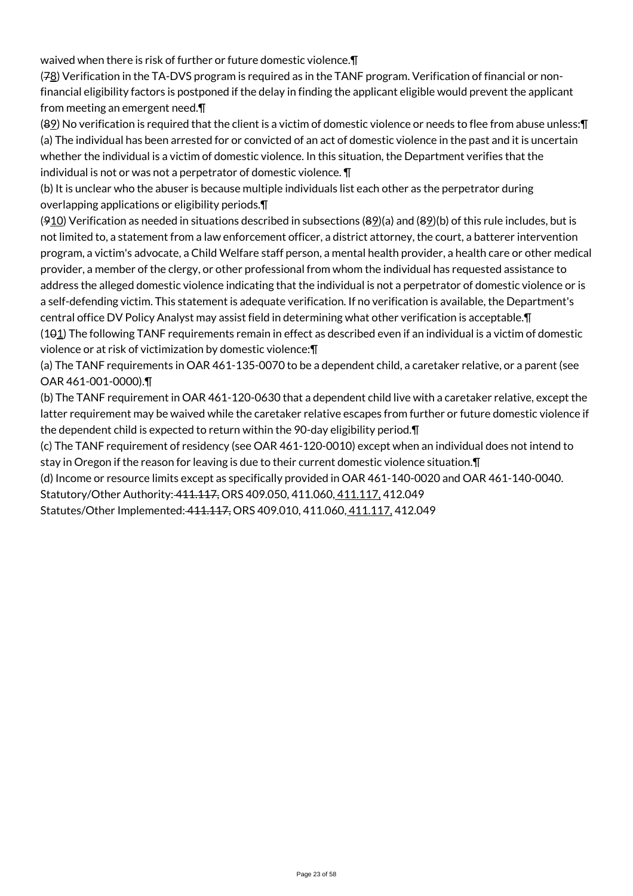waived when there is risk of further or future domestic violence.¶

(~~7~~<u>8</u>) Verification in the TA-DVS program is required as in the TANF program. Verification of financial or non-financial eligibility factors is postponed if the delay in finding the applicant eligible would prevent the applicant from meeting an emergent need.¶

(~~8~~<u>9</u>) No verification is required that the client is a victim of domestic violence or needs to flee from abuse unless:¶

(a) The individual has been arrested for or convicted of an act of domestic violence in the past and it is uncertain whether the individual is a victim of domestic violence. In this situation, the Department verifies that the individual is not or was not a perpetrator of domestic violence. ¶

(b) It is unclear who the abuser is because multiple individuals list each other as the perpetrator during overlapping applications or eligibility periods.¶

(~~9~~<u>10</u>) Verification as needed in situations described in subsections (~~8~~<u>9</u>)(a) and (~~8~~<u>9</u>)(b) of this rule includes, but is not limited to, a statement from a law enforcement officer, a district attorney, the court, a batterer intervention program, a victim's advocate, a Child Welfare staff person, a mental health provider, a health care or other medical provider, a member of the clergy, or other professional from whom the individual has requested assistance to address the alleged domestic violence indicating that the individual is not a perpetrator of domestic violence or is a self-defending victim. This statement is adequate verification. If no verification is available, the Department's central office DV Policy Analyst may assist field in determining what other verification is acceptable.¶

(1~~0~~<u>1</u>) The following TANF requirements remain in effect as described even if an individual is a victim of domestic violence or at risk of victimization by domestic violence:¶

(a) The TANF requirements in OAR 461-135-0070 to be a dependent child, a caretaker relative, or a parent (see OAR 461-001-0000).¶

(b) The TANF requirement in OAR 461-120-0630 that a dependent child live with a caretaker relative, except the latter requirement may be waived while the caretaker relative escapes from further or future domestic violence if the dependent child is expected to return within the 90-day eligibility period.¶

(c) The TANF requirement of residency (see OAR 461-120-0010) except when an individual does not intend to stay in Oregon if the reason for leaving is due to their current domestic violence situation.¶

(d) Income or resource limits except as specifically provided in OAR 461-140-0020 and OAR 461-140-0040.

Statutory/Other Authority: ~~411.117,~~ ORS 409.050, 411.060, <u>411.117,</u> 412.049

Statutes/Other Implemented: ~~411.117,~~ ORS 409.010, 411.060, <u>411.117,</u> 412.049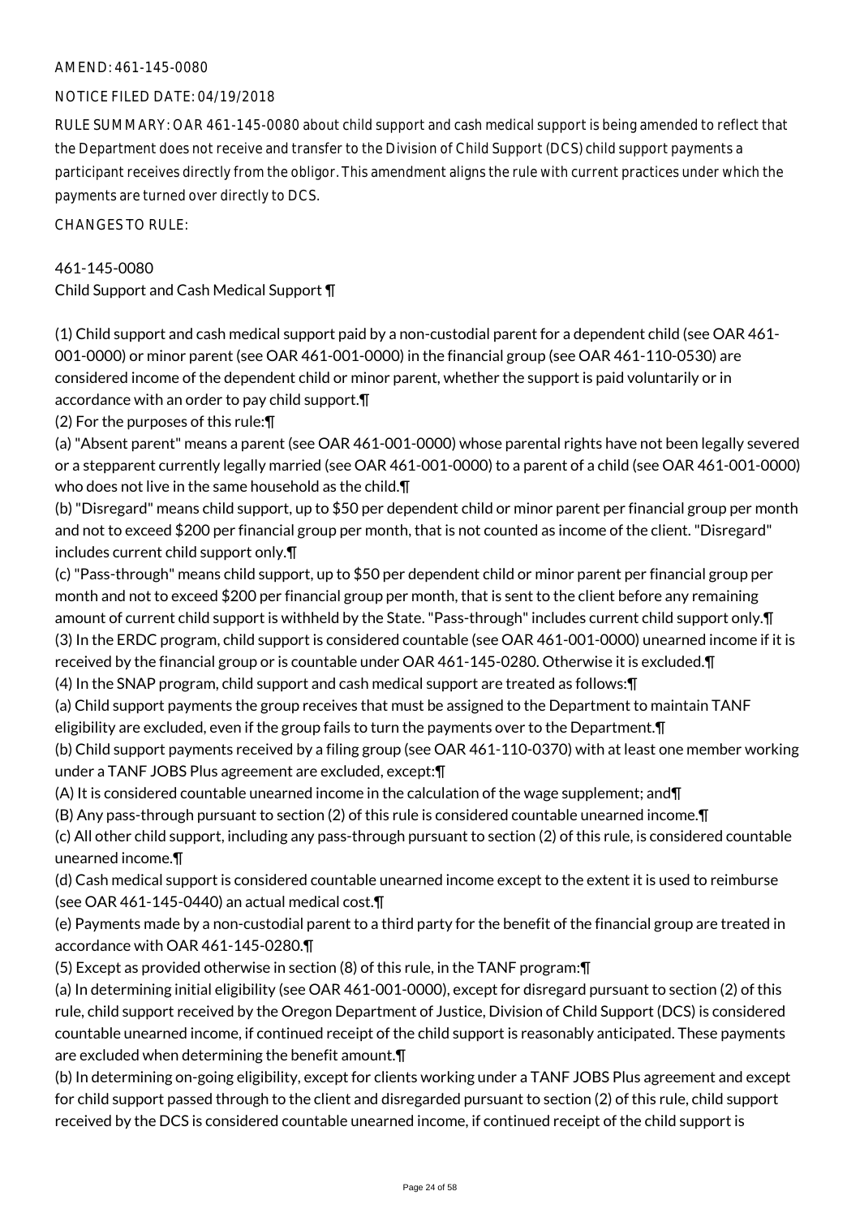AMEND: 461-145-0080

NOTICE FILED DATE: 04/19/2018

RULE SUMMARY: OAR 461-145-0080 about child support and cash medical support is being amended to reflect that the Department does not receive and transfer to the Division of Child Support (DCS) child support payments a participant receives directly from the obligor. This amendment aligns the rule with current practices under which the payments are turned over directly to DCS.

CHANGES TO RULE:

461-145-0080
Child Support and Cash Medical Support ¶

(1) Child support and cash medical support paid by a non-custodial parent for a dependent child (see OAR 461-001-0000) or minor parent (see OAR 461-001-0000) in the financial group (see OAR 461-110-0530) are considered income of the dependent child or minor parent, whether the support is paid voluntarily or in accordance with an order to pay child support.¶

(2) For the purposes of this rule:¶

(a) "Absent parent" means a parent (see OAR 461-001-0000) whose parental rights have not been legally severed or a stepparent currently legally married (see OAR 461-001-0000) to a parent of a child (see OAR 461-001-0000) who does not live in the same household as the child.¶

(b) "Disregard" means child support, up to $50 per dependent child or minor parent per financial group per month and not to exceed $200 per financial group per month, that is not counted as income of the client. "Disregard" includes current child support only.¶

(c) "Pass-through" means child support, up to $50 per dependent child or minor parent per financial group per month and not to exceed $200 per financial group per month, that is sent to the client before any remaining amount of current child support is withheld by the State. "Pass-through" includes current child support only.¶

(3) In the ERDC program, child support is considered countable (see OAR 461-001-0000) unearned income if it is received by the financial group or is countable under OAR 461-145-0280. Otherwise it is excluded.¶

(4) In the SNAP program, child support and cash medical support are treated as follows:¶

(a) Child support payments the group receives that must be assigned to the Department to maintain TANF eligibility are excluded, even if the group fails to turn the payments over to the Department.¶

(b) Child support payments received by a filing group (see OAR 461-110-0370) with at least one member working under a TANF JOBS Plus agreement are excluded, except:¶

(A) It is considered countable unearned income in the calculation of the wage supplement; and¶

(B) Any pass-through pursuant to section (2) of this rule is considered countable unearned income.¶

(c) All other child support, including any pass-through pursuant to section (2) of this rule, is considered countable unearned income.¶

(d) Cash medical support is considered countable unearned income except to the extent it is used to reimburse (see OAR 461-145-0440) an actual medical cost.¶

(e) Payments made by a non-custodial parent to a third party for the benefit of the financial group are treated in accordance with OAR 461-145-0280.¶

(5) Except as provided otherwise in section (8) of this rule, in the TANF program:¶

(a) In determining initial eligibility (see OAR 461-001-0000), except for disregard pursuant to section (2) of this rule, child support received by the Oregon Department of Justice, Division of Child Support (DCS) is considered countable unearned income, if continued receipt of the child support is reasonably anticipated. These payments are excluded when determining the benefit amount.¶

(b) In determining on-going eligibility, except for clients working under a TANF JOBS Plus agreement and except for child support passed through to the client and disregarded pursuant to section (2) of this rule, child support received by the DCS is considered countable unearned income, if continued receipt of the child support is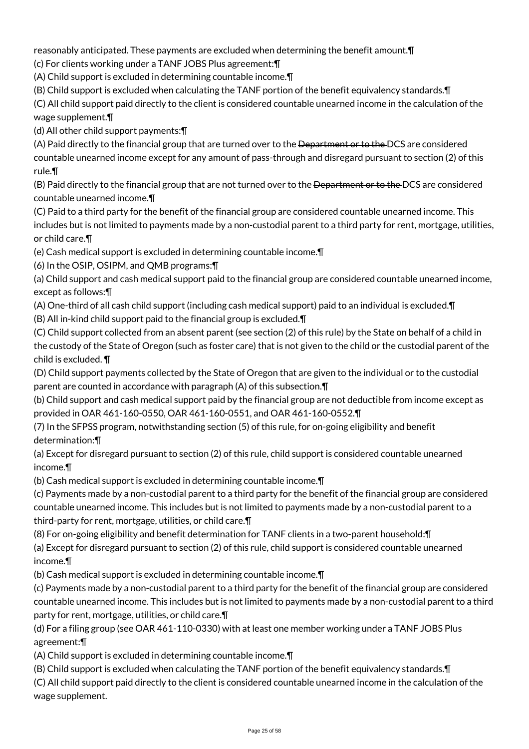reasonably anticipated. These payments are excluded when determining the benefit amount.¶

(c) For clients working under a TANF JOBS Plus agreement:¶

(A) Child support is excluded in determining countable income.¶

(B) Child support is excluded when calculating the TANF portion of the benefit equivalency standards.¶

(C) All child support paid directly to the client is considered countable unearned income in the calculation of the wage supplement.¶

(d) All other child support payments:¶

(A) Paid directly to the financial group that are turned over to the ~~Department or to the~~ DCS are considered countable unearned income except for any amount of pass-through and disregard pursuant to section (2) of this rule.¶

(B) Paid directly to the financial group that are not turned over to the ~~Department or to the~~ DCS are considered countable unearned income.¶

(C) Paid to a third party for the benefit of the financial group are considered countable unearned income. This includes but is not limited to payments made by a non-custodial parent to a third party for rent, mortgage, utilities, or child care.¶

(e) Cash medical support is excluded in determining countable income.¶

(6) In the OSIP, OSIPM, and QMB programs:¶

(a) Child support and cash medical support paid to the financial group are considered countable unearned income, except as follows:¶

(A) One-third of all cash child support (including cash medical support) paid to an individual is excluded.¶

(B) All in-kind child support paid to the financial group is excluded.¶

(C) Child support collected from an absent parent (see section (2) of this rule) by the State on behalf of a child in the custody of the State of Oregon (such as foster care) that is not given to the child or the custodial parent of the child is excluded. ¶

(D) Child support payments collected by the State of Oregon that are given to the individual or to the custodial parent are counted in accordance with paragraph (A) of this subsection.¶

(b) Child support and cash medical support paid by the financial group are not deductible from income except as provided in OAR 461-160-0550, OAR 461-160-0551, and OAR 461-160-0552.¶

(7) In the SFPSS program, notwithstanding section (5) of this rule, for on-going eligibility and benefit determination:¶

(a) Except for disregard pursuant to section (2) of this rule, child support is considered countable unearned income.¶

(b) Cash medical support is excluded in determining countable income.¶

(c) Payments made by a non-custodial parent to a third party for the benefit of the financial group are considered countable unearned income. This includes but is not limited to payments made by a non-custodial parent to a third-party for rent, mortgage, utilities, or child care.¶

(8) For on-going eligibility and benefit determination for TANF clients in a two-parent household:¶

(a) Except for disregard pursuant to section (2) of this rule, child support is considered countable unearned income.¶

(b) Cash medical support is excluded in determining countable income.¶

(c) Payments made by a non-custodial parent to a third party for the benefit of the financial group are considered countable unearned income. This includes but is not limited to payments made by a non-custodial parent to a third party for rent, mortgage, utilities, or child care.¶

(d) For a filing group (see OAR 461-110-0330) with at least one member working under a TANF JOBS Plus agreement:¶

(A) Child support is excluded in determining countable income.¶

(B) Child support is excluded when calculating the TANF portion of the benefit equivalency standards.¶

(C) All child support paid directly to the client is considered countable unearned income in the calculation of the wage supplement.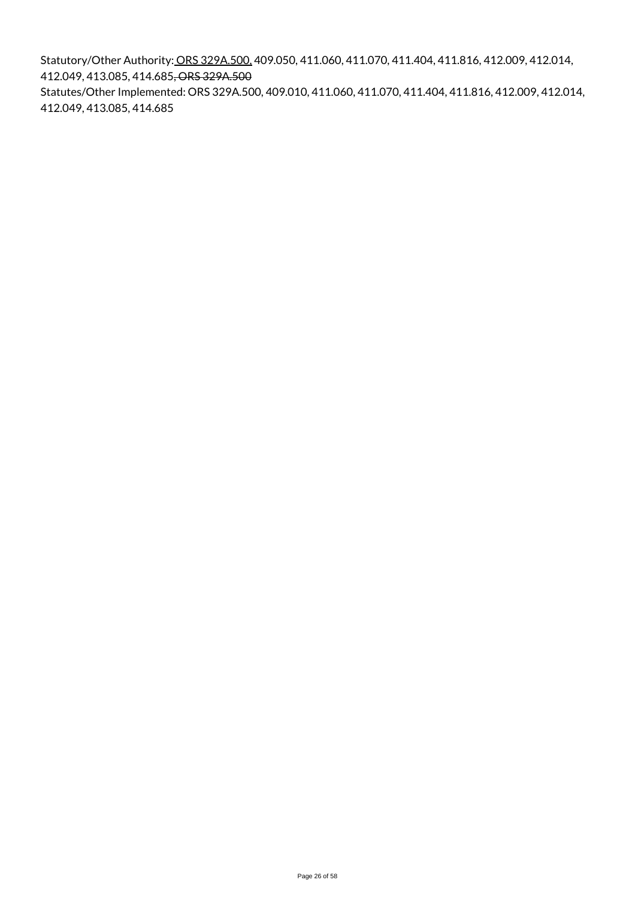Statutory/Other Authority: <u>ORS 329A.500,</u> 409.050, 411.060, 411.070, 411.404, 411.816, 412.009, 412.014, 412.049, 413.085, 414.685~~, ORS 329A.500~~

Statutes/Other Implemented: ORS 329A.500, 409.010, 411.060, 411.070, 411.404, 411.816, 412.009, 412.014, 412.049, 413.085, 414.685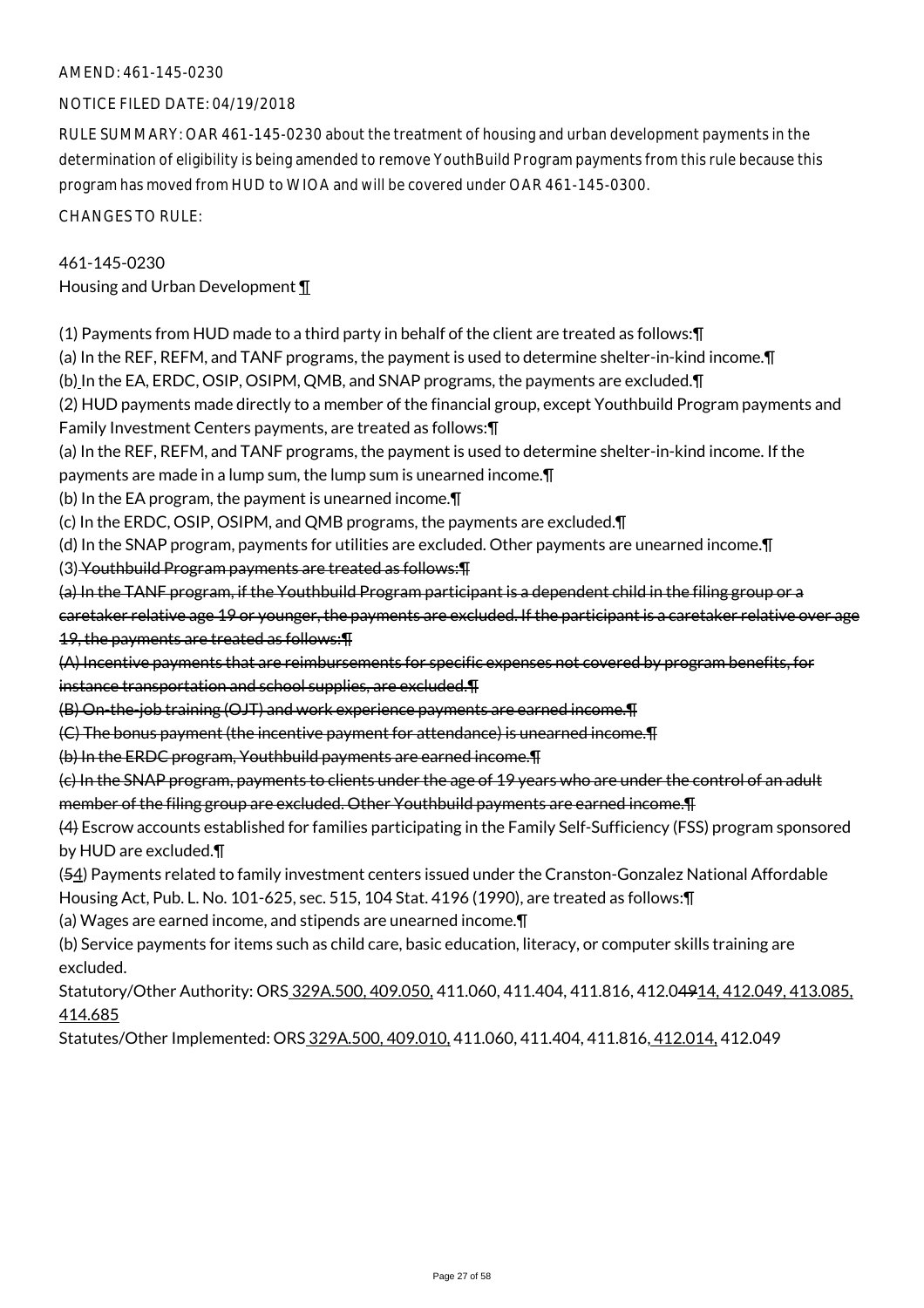AMEND: 461-145-0230

NOTICE FILED DATE: 04/19/2018

RULE SUMMARY: OAR 461-145-0230 about the treatment of housing and urban development payments in the determination of eligibility is being amended to remove YouthBuild Program payments from this rule because this program has moved from HUD to WIOA and will be covered under OAR 461-145-0300.

CHANGES TO RULE:

461-145-0230
Housing and Urban Development ¶

(1) Payments from HUD made to a third party in behalf of the client are treated as follows:¶
(a) In the REF, REFM, and TANF programs, the payment is used to determine shelter-in-kind income.¶
(b) In the EA, ERDC, OSIP, OSIPM, QMB, and SNAP programs, the payments are excluded.¶
(2) HUD payments made directly to a member of the financial group, except Youthbuild Program payments and Family Investment Centers payments, are treated as follows:¶
(a) In the REF, REFM, and TANF programs, the payment is used to determine shelter-in-kind income. If the payments are made in a lump sum, the lump sum is unearned income.¶
(b) In the EA program, the payment is unearned income.¶
(c) In the ERDC, OSIP, OSIPM, and QMB programs, the payments are excluded.¶
(d) In the SNAP program, payments for utilities are excluded. Other payments are unearned income.¶
(3) ~~Youthbuild Program payments are treated as follows:¶~~
~~(a) In the TANF program, if the Youthbuild Program participant is a dependent child in the filing group or a caretaker relative age 19 or younger, the payments are excluded. If the participant is a caretaker relative over age 19, the payments are treated as follows:¶~~
~~(A) Incentive payments that are reimbursements for specific expenses not covered by program benefits, for instance transportation and school supplies, are excluded.¶~~
~~(B) On-the-job training (OJT) and work experience payments are earned income.¶~~
~~(C) The bonus payment (the incentive payment for attendance) is unearned income.¶~~
~~(b) In the ERDC program, Youthbuild payments are earned income.¶~~
~~(c) In the SNAP program, payments to clients under the age of 19 years who are under the control of an adult member of the filing group are excluded. Other Youthbuild payments are earned income.¶~~
~~(4)~~ Escrow accounts established for families participating in the Family Self-Sufficiency (FSS) program sponsored by HUD are excluded.¶
(~~5~~4) Payments related to family investment centers issued under the Cranston-Gonzalez National Affordable Housing Act, Pub. L. No. 101-625, sec. 515, 104 Stat. 4196 (1990), are treated as follows:¶
(a) Wages are earned income, and stipends are unearned income.¶
(b) Service payments for items such as child care, basic education, literacy, or computer skills training are excluded.

Statutory/Other Authority: ORS 329A.500, 409.050, 411.060, 411.404, 411.816, 412.0~~49~~14, 412.049, 413.085, 414.685

Statutes/Other Implemented: ORS 329A.500, 409.010, 411.060, 411.404, 411.816, 412.014, 412.049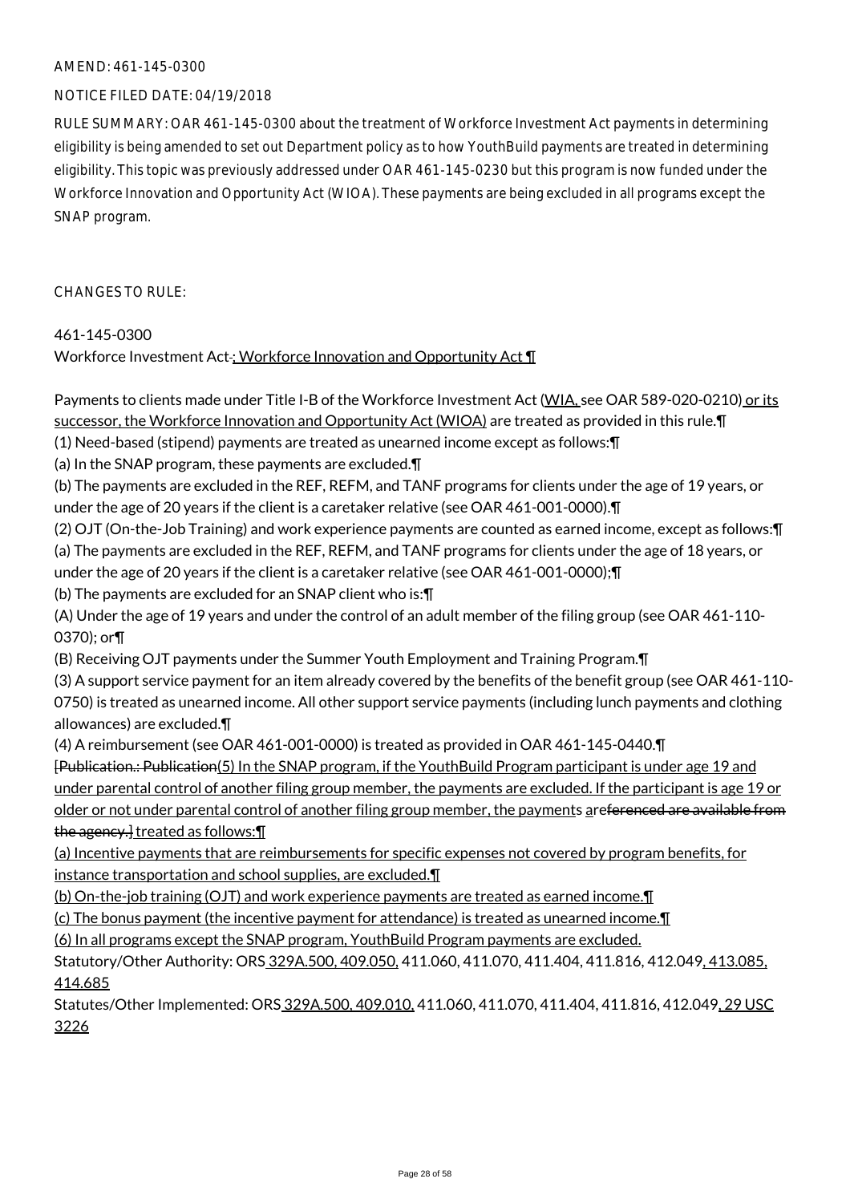AMEND: 461-145-0300

NOTICE FILED DATE: 04/19/2018

RULE SUMMARY: OAR 461-145-0300 about the treatment of Workforce Investment Act payments in determining eligibility is being amended to set out Department policy as to how YouthBuild payments are treated in determining eligibility. This topic was previously addressed under OAR 461-145-0230 but this program is now funded under the Workforce Innovation and Opportunity Act (WIOA). These payments are being excluded in all programs except the SNAP program.

CHANGES TO RULE:

461-145-0300
Workforce Investment Act.: Workforce Innovation and Opportunity Act ¶

Payments to clients made under Title I-B of the Workforce Investment Act (WIA, see OAR 589-020-0210) or its successor, the Workforce Innovation and Opportunity Act (WIOA) are treated as provided in this rule.¶
(1) Need-based (stipend) payments are treated as unearned income except as follows:¶
(a) In the SNAP program, these payments are excluded.¶
(b) The payments are excluded in the REF, REFM, and TANF programs for clients under the age of 19 years, or under the age of 20 years if the client is a caretaker relative (see OAR 461-001-0000).¶
(2) OJT (On-the-Job Training) and work experience payments are counted as earned income, except as follows:¶
(a) The payments are excluded in the REF, REFM, and TANF programs for clients under the age of 18 years, or under the age of 20 years if the client is a caretaker relative (see OAR 461-001-0000);¶
(b) The payments are excluded for an SNAP client who is:¶
(A) Under the age of 19 years and under the control of an adult member of the filing group (see OAR 461-110-0370); or¶
(B) Receiving OJT payments under the Summer Youth Employment and Training Program.¶
(3) A support service payment for an item already covered by the benefits of the benefit group (see OAR 461-110-0750) is treated as unearned income. All other support service payments (including lunch payments and clothing allowances) are excluded.¶
(4) A reimbursement (see OAR 461-001-0000) is treated as provided in OAR 461-145-0440.¶
[Publication.: Publication(5) In the SNAP program, if the YouthBuild Program participant is under age 19 and under parental control of another filing group member, the payments are excluded. If the participant is age 19 or older or not under parental control of another filing group member, the payments areferenced are available from the agency.] treated as follows:¶
(a) Incentive payments that are reimbursements for specific expenses not covered by program benefits, for instance transportation and school supplies, are excluded.¶
(b) On-the-job training (OJT) and work experience payments are treated as earned income.¶
(c) The bonus payment (the incentive payment for attendance) is treated as unearned income.¶
(6) In all programs except the SNAP program, YouthBuild Program payments are excluded.
Statutory/Other Authority: ORS 329A.500, 409.050, 411.060, 411.070, 411.404, 411.816, 412.049, 413.085, 414.685
Statutes/Other Implemented: ORS 329A.500, 409.010, 411.060, 411.070, 411.404, 411.816, 412.049, 29 USC 3226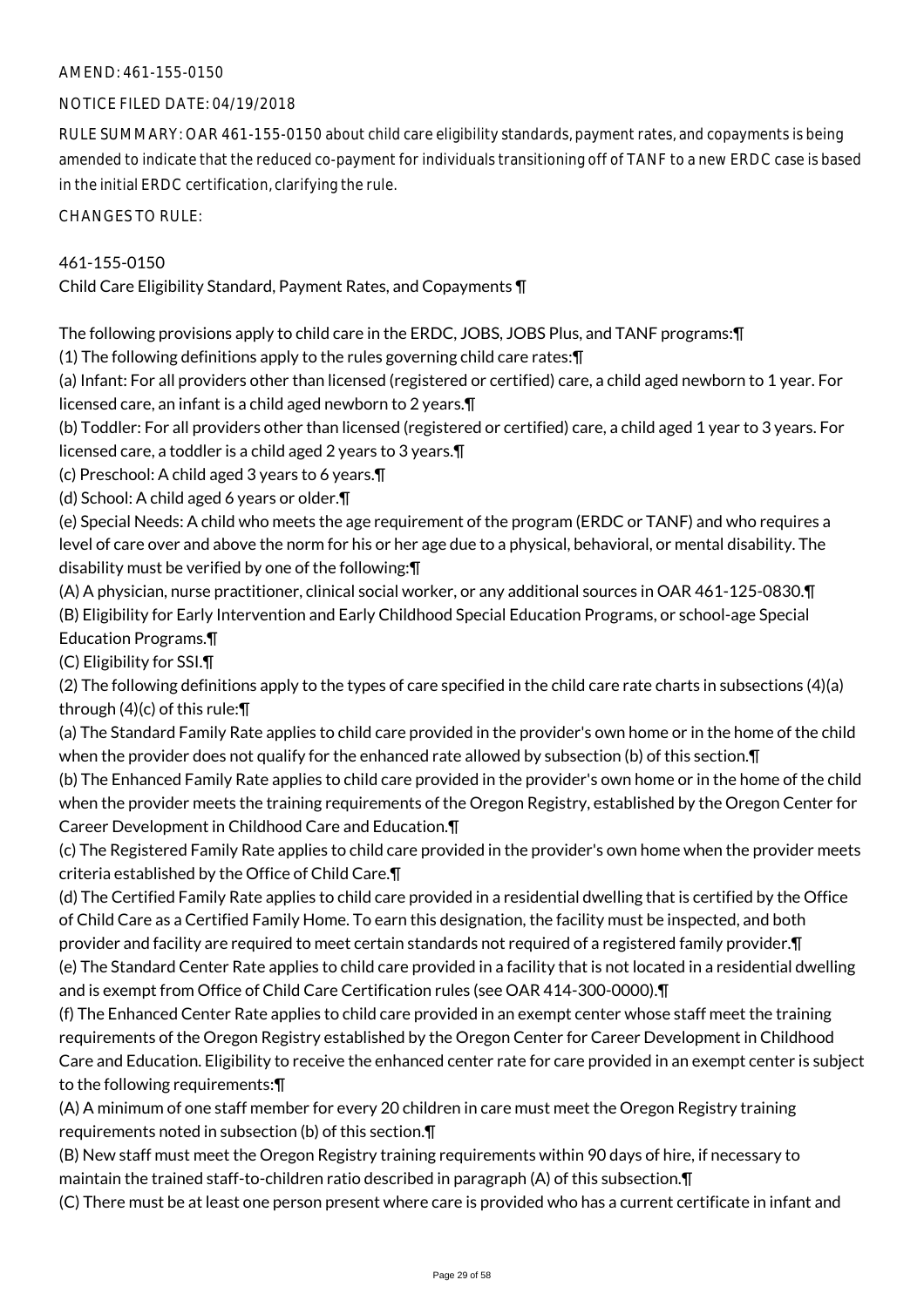AMEND: 461-155-0150

NOTICE FILED DATE: 04/19/2018

RULE SUMMARY: OAR 461-155-0150 about child care eligibility standards, payment rates, and copayments is being amended to indicate that the reduced co-payment for individuals transitioning off of TANF to a new ERDC case is based in the initial ERDC certification, clarifying the rule.

CHANGES TO RULE:

461-155-0150
Child Care Eligibility Standard, Payment Rates, and Copayments ¶

The following provisions apply to child care in the ERDC, JOBS, JOBS Plus, and TANF programs:¶
(1) The following definitions apply to the rules governing child care rates:¶
(a) Infant: For all providers other than licensed (registered or certified) care, a child aged newborn to 1 year. For licensed care, an infant is a child aged newborn to 2 years.¶
(b) Toddler: For all providers other than licensed (registered or certified) care, a child aged 1 year to 3 years. For licensed care, a toddler is a child aged 2 years to 3 years.¶
(c) Preschool: A child aged 3 years to 6 years.¶
(d) School: A child aged 6 years or older.¶
(e) Special Needs: A child who meets the age requirement of the program (ERDC or TANF) and who requires a level of care over and above the norm for his or her age due to a physical, behavioral, or mental disability. The disability must be verified by one of the following:¶
(A) A physician, nurse practitioner, clinical social worker, or any additional sources in OAR 461-125-0830.¶
(B) Eligibility for Early Intervention and Early Childhood Special Education Programs, or school-age Special Education Programs.¶
(C) Eligibility for SSI.¶
(2) The following definitions apply to the types of care specified in the child care rate charts in subsections (4)(a) through (4)(c) of this rule:¶
(a) The Standard Family Rate applies to child care provided in the provider's own home or in the home of the child when the provider does not qualify for the enhanced rate allowed by subsection (b) of this section.¶
(b) The Enhanced Family Rate applies to child care provided in the provider's own home or in the home of the child when the provider meets the training requirements of the Oregon Registry, established by the Oregon Center for Career Development in Childhood Care and Education.¶
(c) The Registered Family Rate applies to child care provided in the provider's own home when the provider meets criteria established by the Office of Child Care.¶
(d) The Certified Family Rate applies to child care provided in a residential dwelling that is certified by the Office of Child Care as a Certified Family Home. To earn this designation, the facility must be inspected, and both provider and facility are required to meet certain standards not required of a registered family provider.¶
(e) The Standard Center Rate applies to child care provided in a facility that is not located in a residential dwelling and is exempt from Office of Child Care Certification rules (see OAR 414-300-0000).¶
(f) The Enhanced Center Rate applies to child care provided in an exempt center whose staff meet the training requirements of the Oregon Registry established by the Oregon Center for Career Development in Childhood Care and Education. Eligibility to receive the enhanced center rate for care provided in an exempt center is subject to the following requirements:¶
(A) A minimum of one staff member for every 20 children in care must meet the Oregon Registry training requirements noted in subsection (b) of this section.¶
(B) New staff must meet the Oregon Registry training requirements within 90 days of hire, if necessary to maintain the trained staff-to-children ratio described in paragraph (A) of this subsection.¶
(C) There must be at least one person present where care is provided who has a current certificate in infant and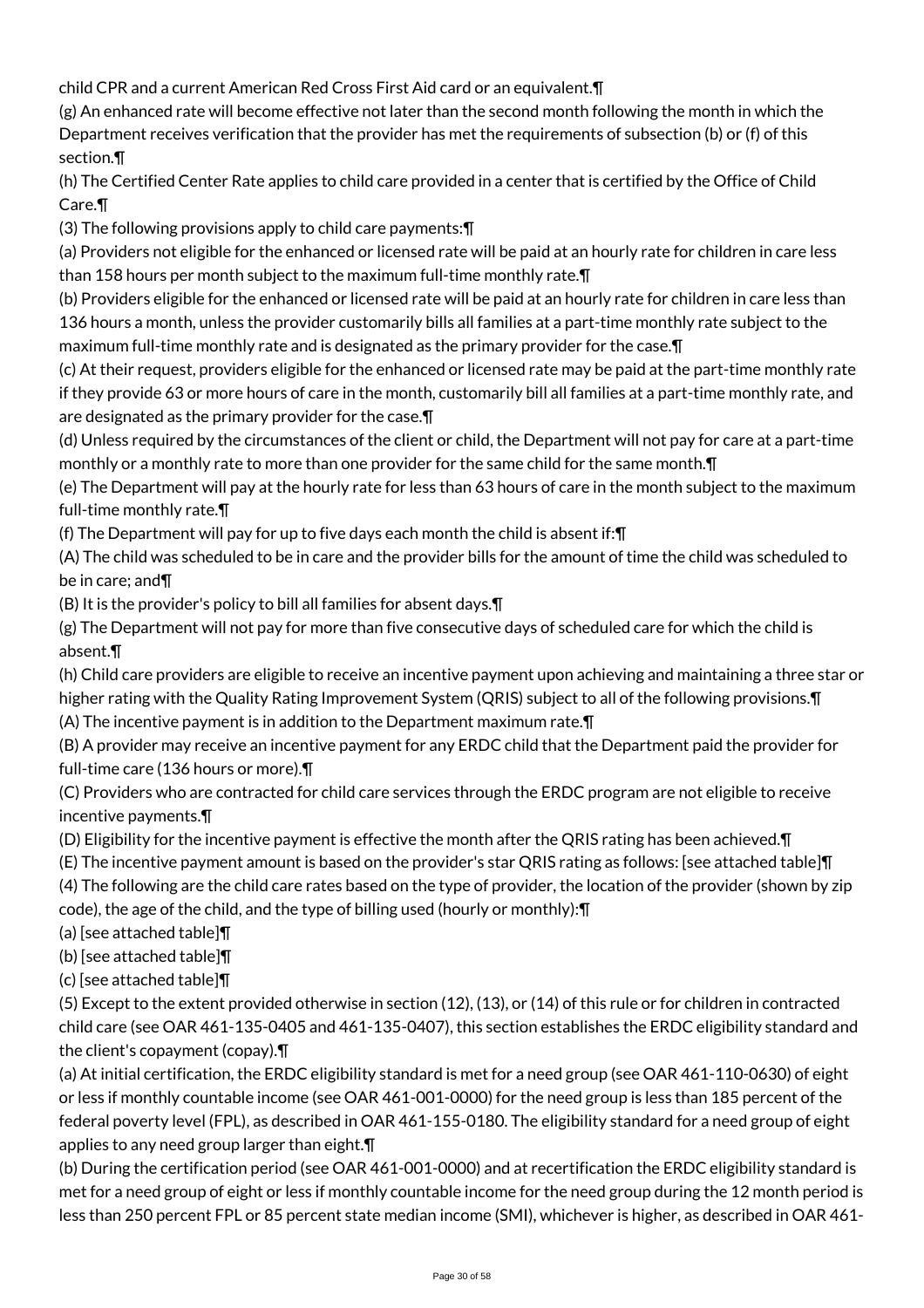child CPR and a current American Red Cross First Aid card or an equivalent.¶

(g) An enhanced rate will become effective not later than the second month following the month in which the Department receives verification that the provider has met the requirements of subsection (b) or (f) of this section.¶

(h) The Certified Center Rate applies to child care provided in a center that is certified by the Office of Child Care.¶

(3) The following provisions apply to child care payments:¶

(a) Providers not eligible for the enhanced or licensed rate will be paid at an hourly rate for children in care less than 158 hours per month subject to the maximum full-time monthly rate.¶

(b) Providers eligible for the enhanced or licensed rate will be paid at an hourly rate for children in care less than 136 hours a month, unless the provider customarily bills all families at a part-time monthly rate subject to the maximum full-time monthly rate and is designated as the primary provider for the case.¶

(c) At their request, providers eligible for the enhanced or licensed rate may be paid at the part-time monthly rate if they provide 63 or more hours of care in the month, customarily bill all families at a part-time monthly rate, and are designated as the primary provider for the case.¶

(d) Unless required by the circumstances of the client or child, the Department will not pay for care at a part-time monthly or a monthly rate to more than one provider for the same child for the same month.¶

(e) The Department will pay at the hourly rate for less than 63 hours of care in the month subject to the maximum full-time monthly rate.¶

(f) The Department will pay for up to five days each month the child is absent if:¶

(A) The child was scheduled to be in care and the provider bills for the amount of time the child was scheduled to be in care; and¶

(B) It is the provider's policy to bill all families for absent days.¶

(g) The Department will not pay for more than five consecutive days of scheduled care for which the child is absent.¶

(h) Child care providers are eligible to receive an incentive payment upon achieving and maintaining a three star or higher rating with the Quality Rating Improvement System (QRIS) subject to all of the following provisions.¶

(A) The incentive payment is in addition to the Department maximum rate.¶

(B) A provider may receive an incentive payment for any ERDC child that the Department paid the provider for full-time care (136 hours or more).¶

(C) Providers who are contracted for child care services through the ERDC program are not eligible to receive incentive payments.¶

(D) Eligibility for the incentive payment is effective the month after the QRIS rating has been achieved.¶

(E) The incentive payment amount is based on the provider's star QRIS rating as follows: [see attached table]¶

(4) The following are the child care rates based on the type of provider, the location of the provider (shown by zip code), the age of the child, and the type of billing used (hourly or monthly):¶

(a) [see attached table]¶

(b) [see attached table]¶

(c) [see attached table]¶

(5) Except to the extent provided otherwise in section (12), (13), or (14) of this rule or for children in contracted child care (see OAR 461-135-0405 and 461-135-0407), this section establishes the ERDC eligibility standard and the client's copayment (copay).¶

(a) At initial certification, the ERDC eligibility standard is met for a need group (see OAR 461-110-0630) of eight or less if monthly countable income (see OAR 461-001-0000) for the need group is less than 185 percent of the federal poverty level (FPL), as described in OAR 461-155-0180. The eligibility standard for a need group of eight applies to any need group larger than eight.¶

(b) During the certification period (see OAR 461-001-0000) and at recertification the ERDC eligibility standard is met for a need group of eight or less if monthly countable income for the need group during the 12 month period is less than 250 percent FPL or 85 percent state median income (SMI), whichever is higher, as described in OAR 461-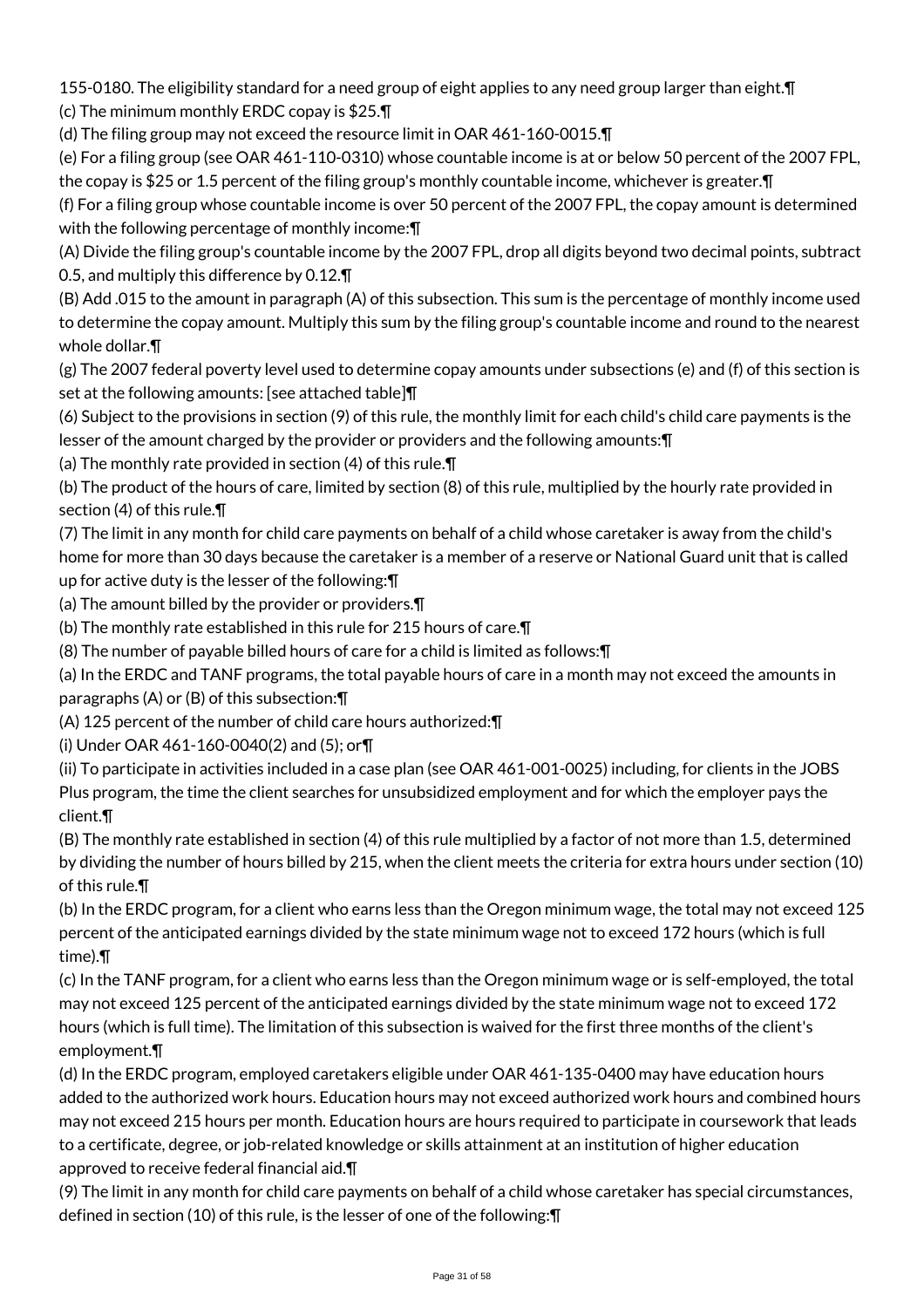155-0180. The eligibility standard for a need group of eight applies to any need group larger than eight.¶
(c) The minimum monthly ERDC copay is $25.¶
(d) The filing group may not exceed the resource limit in OAR 461-160-0015.¶
(e) For a filing group (see OAR 461-110-0310) whose countable income is at or below 50 percent of the 2007 FPL, the copay is $25 or 1.5 percent of the filing group's monthly countable income, whichever is greater.¶
(f) For a filing group whose countable income is over 50 percent of the 2007 FPL, the copay amount is determined with the following percentage of monthly income:¶
(A) Divide the filing group's countable income by the 2007 FPL, drop all digits beyond two decimal points, subtract 0.5, and multiply this difference by 0.12.¶
(B) Add .015 to the amount in paragraph (A) of this subsection. This sum is the percentage of monthly income used to determine the copay amount. Multiply this sum by the filing group's countable income and round to the nearest whole dollar.¶
(g) The 2007 federal poverty level used to determine copay amounts under subsections (e) and (f) of this section is set at the following amounts: [see attached table]¶
(6) Subject to the provisions in section (9) of this rule, the monthly limit for each child's child care payments is the lesser of the amount charged by the provider or providers and the following amounts:¶
(a) The monthly rate provided in section (4) of this rule.¶
(b) The product of the hours of care, limited by section (8) of this rule, multiplied by the hourly rate provided in section (4) of this rule.¶
(7) The limit in any month for child care payments on behalf of a child whose caretaker is away from the child's home for more than 30 days because the caretaker is a member of a reserve or National Guard unit that is called up for active duty is the lesser of the following:¶
(a) The amount billed by the provider or providers.¶
(b) The monthly rate established in this rule for 215 hours of care.¶
(8) The number of payable billed hours of care for a child is limited as follows:¶
(a) In the ERDC and TANF programs, the total payable hours of care in a month may not exceed the amounts in paragraphs (A) or (B) of this subsection:¶
(A) 125 percent of the number of child care hours authorized:¶
(i) Under OAR 461-160-0040(2) and (5); or¶
(ii) To participate in activities included in a case plan (see OAR 461-001-0025) including, for clients in the JOBS Plus program, the time the client searches for unsubsidized employment and for which the employer pays the client.¶
(B) The monthly rate established in section (4) of this rule multiplied by a factor of not more than 1.5, determined by dividing the number of hours billed by 215, when the client meets the criteria for extra hours under section (10) of this rule.¶
(b) In the ERDC program, for a client who earns less than the Oregon minimum wage, the total may not exceed 125 percent of the anticipated earnings divided by the state minimum wage not to exceed 172 hours (which is full time).¶
(c) In the TANF program, for a client who earns less than the Oregon minimum wage or is self-employed, the total may not exceed 125 percent of the anticipated earnings divided by the state minimum wage not to exceed 172 hours (which is full time). The limitation of this subsection is waived for the first three months of the client's employment.¶
(d) In the ERDC program, employed caretakers eligible under OAR 461-135-0400 may have education hours added to the authorized work hours. Education hours may not exceed authorized work hours and combined hours may not exceed 215 hours per month. Education hours are hours required to participate in coursework that leads to a certificate, degree, or job-related knowledge or skills attainment at an institution of higher education approved to receive federal financial aid.¶
(9) The limit in any month for child care payments on behalf of a child whose caretaker has special circumstances, defined in section (10) of this rule, is the lesser of one of the following:¶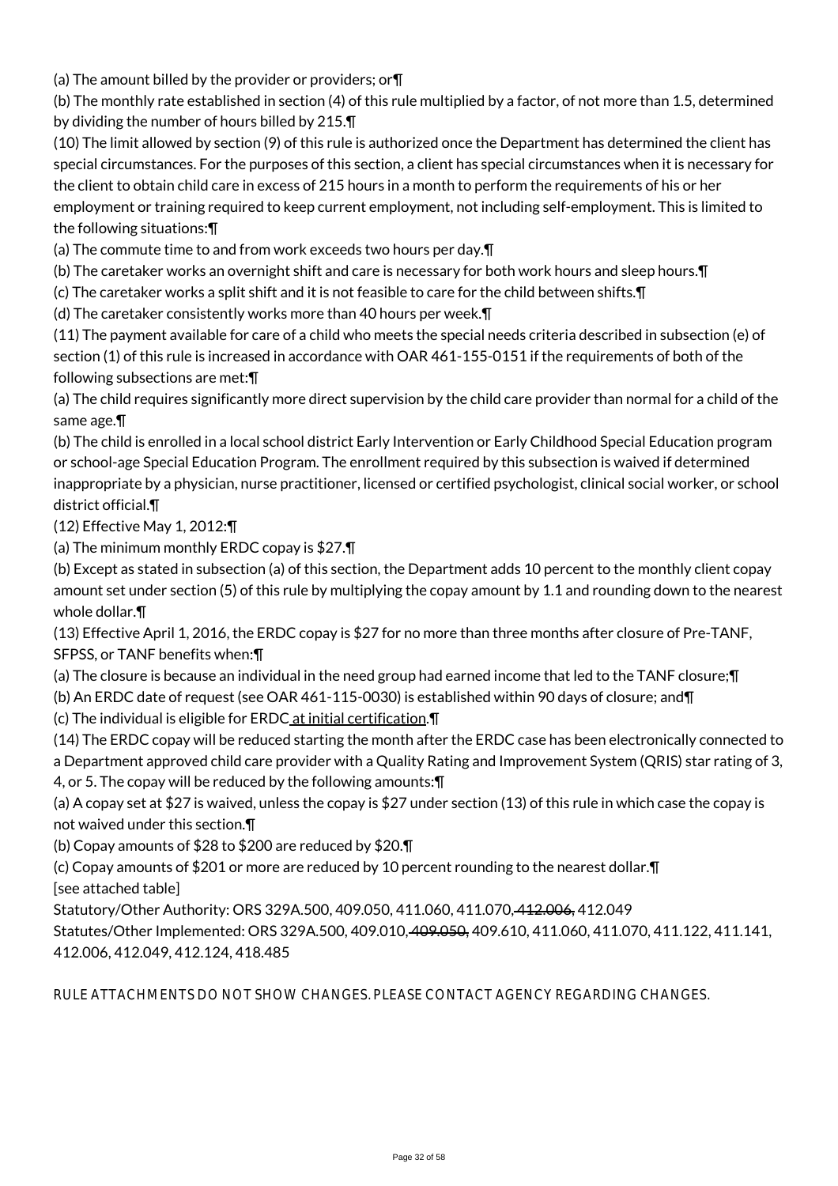(a) The amount billed by the provider or providers; or¶

(b) The monthly rate established in section (4) of this rule multiplied by a factor, of not more than 1.5, determined by dividing the number of hours billed by 215.¶

(10) The limit allowed by section (9) of this rule is authorized once the Department has determined the client has special circumstances. For the purposes of this section, a client has special circumstances when it is necessary for the client to obtain child care in excess of 215 hours in a month to perform the requirements of his or her employment or training required to keep current employment, not including self-employment. This is limited to the following situations:¶

(a) The commute time to and from work exceeds two hours per day.¶

(b) The caretaker works an overnight shift and care is necessary for both work hours and sleep hours.¶

(c) The caretaker works a split shift and it is not feasible to care for the child between shifts.¶

(d) The caretaker consistently works more than 40 hours per week.¶

(11) The payment available for care of a child who meets the special needs criteria described in subsection (e) of section (1) of this rule is increased in accordance with OAR 461-155-0151 if the requirements of both of the following subsections are met:¶

(a) The child requires significantly more direct supervision by the child care provider than normal for a child of the same age.¶

(b) The child is enrolled in a local school district Early Intervention or Early Childhood Special Education program or school-age Special Education Program. The enrollment required by this subsection is waived if determined inappropriate by a physician, nurse practitioner, licensed or certified psychologist, clinical social worker, or school district official.¶

(12) Effective May 1, 2012:¶

(a) The minimum monthly ERDC copay is $27.¶

(b) Except as stated in subsection (a) of this section, the Department adds 10 percent to the monthly client copay amount set under section (5) of this rule by multiplying the copay amount by 1.1 and rounding down to the nearest whole dollar.¶

(13) Effective April 1, 2016, the ERDC copay is $27 for no more than three months after closure of Pre-TANF, SFPSS, or TANF benefits when:¶

(a) The closure is because an individual in the need group had earned income that led to the TANF closure;¶

(b) An ERDC date of request (see OAR 461-115-0030) is established within 90 days of closure; and¶

(c) The individual is eligible for ERDC at initial certification.¶

(14) The ERDC copay will be reduced starting the month after the ERDC case has been electronically connected to a Department approved child care provider with a Quality Rating and Improvement System (QRIS) star rating of 3, 4, or 5. The copay will be reduced by the following amounts:¶

(a) A copay set at $27 is waived, unless the copay is $27 under section (13) of this rule in which case the copay is not waived under this section.¶

(b) Copay amounts of $28 to $200 are reduced by $20.¶

(c) Copay amounts of $201 or more are reduced by 10 percent rounding to the nearest dollar.¶

[see attached table]

Statutory/Other Authority: ORS 329A.500, 409.050, 411.060, 411.070, ~~412.006,~~ 412.049

Statutes/Other Implemented: ORS 329A.500, 409.010, ~~409.050,~~ 409.610, 411.060, 411.070, 411.122, 411.141, 412.006, 412.049, 412.124, 418.485

RULE ATTACHMENTS DO NOT SHOW CHANGES. PLEASE CONTACT AGENCY REGARDING CHANGES.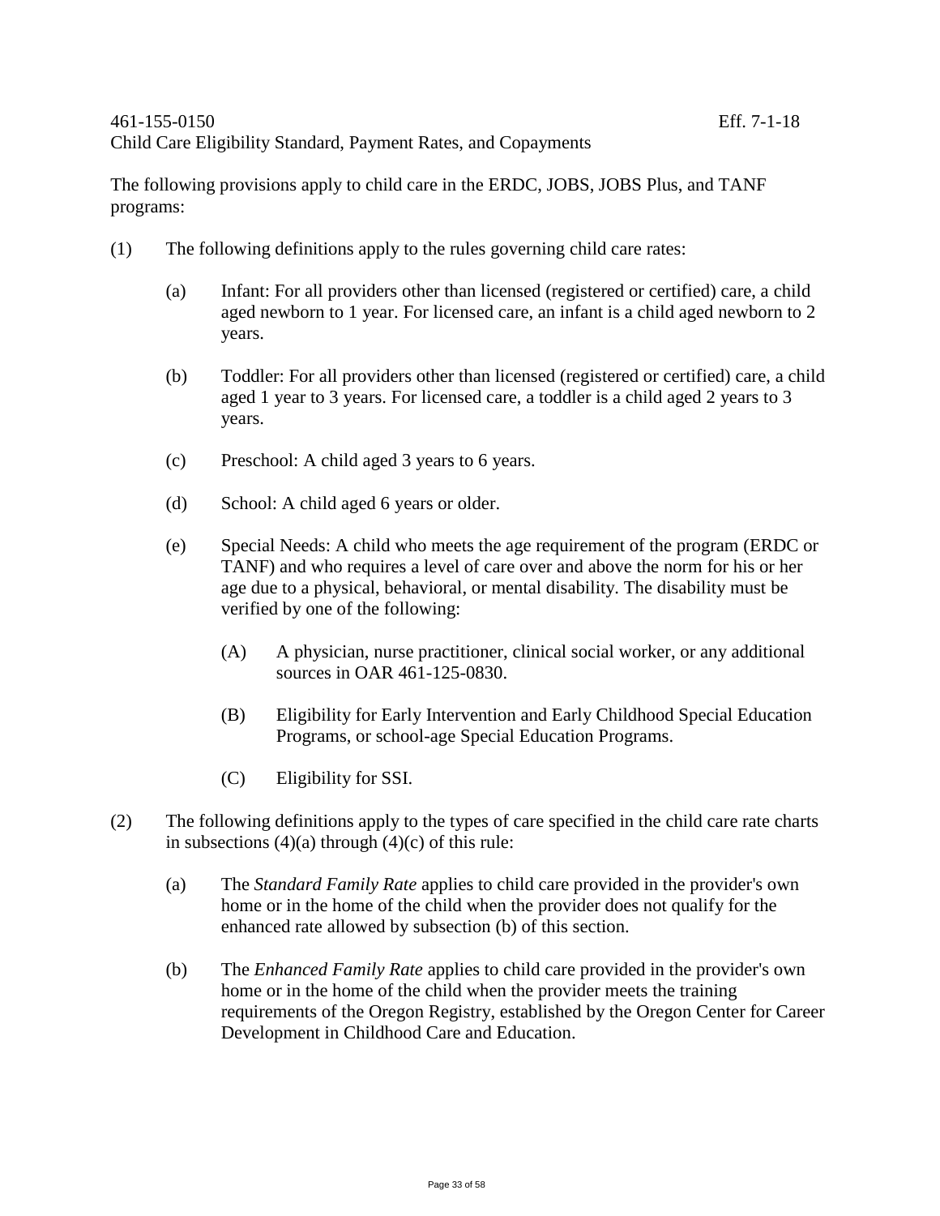461-155-0150 Eff. 7-1-18

Child Care Eligibility Standard, Payment Rates, and Copayments

The following provisions apply to child care in the ERDC, JOBS, JOBS Plus, and TANF programs:

(1) The following definitions apply to the rules governing child care rates:

   (a) Infant: For all providers other than licensed (registered or certified) care, a child aged newborn to 1 year. For licensed care, an infant is a child aged newborn to 2 years.

   (b) Toddler: For all providers other than licensed (registered or certified) care, a child aged 1 year to 3 years. For licensed care, a toddler is a child aged 2 years to 3 years.

   (c) Preschool: A child aged 3 years to 6 years.

   (d) School: A child aged 6 years or older.

   (e) Special Needs: A child who meets the age requirement of the program (ERDC or TANF) and who requires a level of care over and above the norm for his or her age due to a physical, behavioral, or mental disability. The disability must be verified by one of the following:

      (A) A physician, nurse practitioner, clinical social worker, or any additional sources in OAR 461-125-0830.

      (B) Eligibility for Early Intervention and Early Childhood Special Education Programs, or school-age Special Education Programs.

      (C) Eligibility for SSI.

(2) The following definitions apply to the types of care specified in the child care rate charts in subsections (4)(a) through (4)(c) of this rule:

   (a) The *Standard Family Rate* applies to child care provided in the provider's own home or in the home of the child when the provider does not qualify for the enhanced rate allowed by subsection (b) of this section.

   (b) The *Enhanced Family Rate* applies to child care provided in the provider's own home or in the home of the child when the provider meets the training requirements of the Oregon Registry, established by the Oregon Center for Career Development in Childhood Care and Education.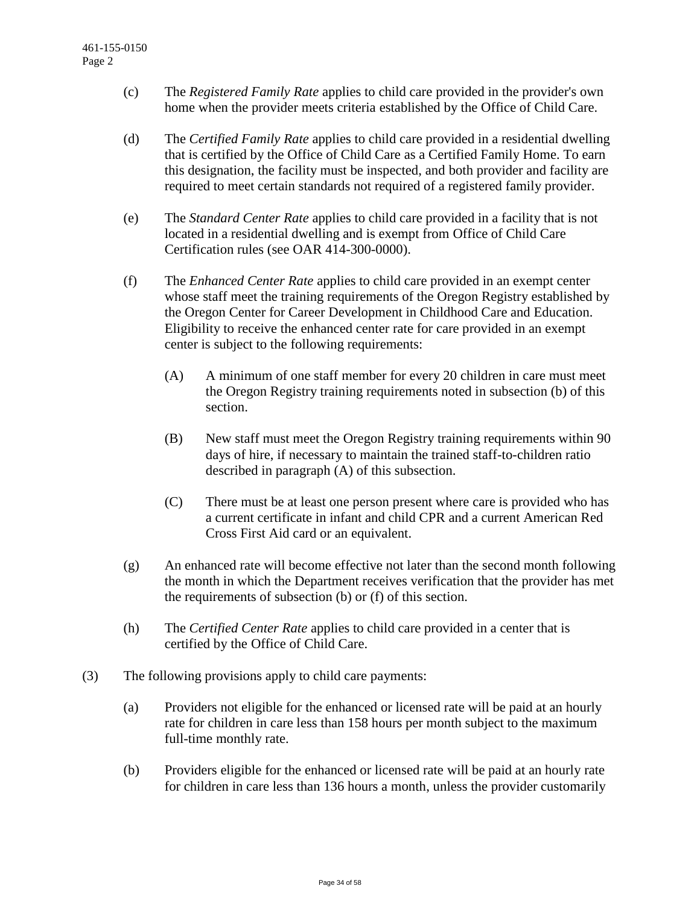(c) The *Registered Family Rate* applies to child care provided in the provider's own home when the provider meets criteria established by the Office of Child Care.

(d) The *Certified Family Rate* applies to child care provided in a residential dwelling that is certified by the Office of Child Care as a Certified Family Home. To earn this designation, the facility must be inspected, and both provider and facility are required to meet certain standards not required of a registered family provider.

(e) The *Standard Center Rate* applies to child care provided in a facility that is not located in a residential dwelling and is exempt from Office of Child Care Certification rules (see OAR 414-300-0000).

(f) The *Enhanced Center Rate* applies to child care provided in an exempt center whose staff meet the training requirements of the Oregon Registry established by the Oregon Center for Career Development in Childhood Care and Education. Eligibility to receive the enhanced center rate for care provided in an exempt center is subject to the following requirements:

  (A) A minimum of one staff member for every 20 children in care must meet the Oregon Registry training requirements noted in subsection (b) of this section.

  (B) New staff must meet the Oregon Registry training requirements within 90 days of hire, if necessary to maintain the trained staff-to-children ratio described in paragraph (A) of this subsection.

  (C) There must be at least one person present where care is provided who has a current certificate in infant and child CPR and a current American Red Cross First Aid card or an equivalent.

(g) An enhanced rate will become effective not later than the second month following the month in which the Department receives verification that the provider has met the requirements of subsection (b) or (f) of this section.

(h) The *Certified Center Rate* applies to child care provided in a center that is certified by the Office of Child Care.

(3) The following provisions apply to child care payments:

(a) Providers not eligible for the enhanced or licensed rate will be paid at an hourly rate for children in care less than 158 hours per month subject to the maximum full-time monthly rate.

(b) Providers eligible for the enhanced or licensed rate will be paid at an hourly rate for children in care less than 136 hours a month, unless the provider customarily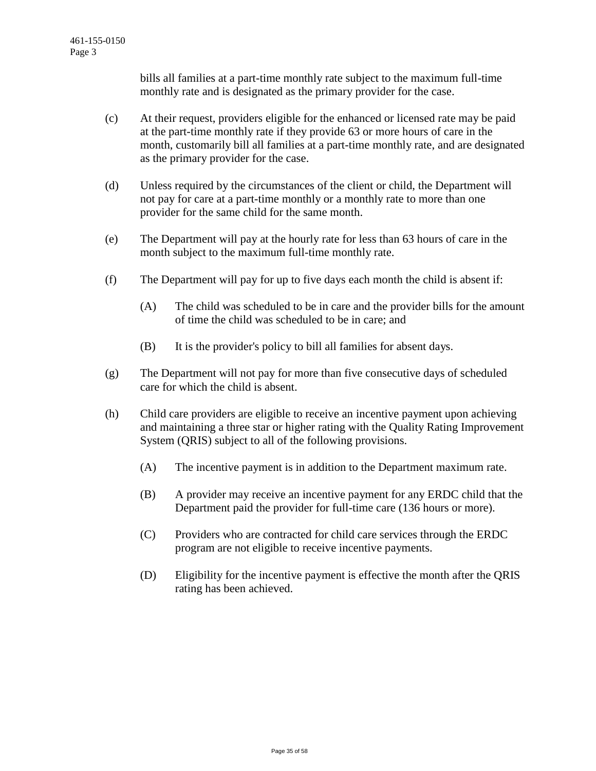bills all families at a part-time monthly rate subject to the maximum full-time monthly rate and is designated as the primary provider for the case.

(c) At their request, providers eligible for the enhanced or licensed rate may be paid at the part-time monthly rate if they provide 63 or more hours of care in the month, customarily bill all families at a part-time monthly rate, and are designated as the primary provider for the case.

(d) Unless required by the circumstances of the client or child, the Department will not pay for care at a part-time monthly or a monthly rate to more than one provider for the same child for the same month.

(e) The Department will pay at the hourly rate for less than 63 hours of care in the month subject to the maximum full-time monthly rate.

(f) The Department will pay for up to five days each month the child is absent if:

(A) The child was scheduled to be in care and the provider bills for the amount of time the child was scheduled to be in care; and

(B) It is the provider's policy to bill all families for absent days.

(g) The Department will not pay for more than five consecutive days of scheduled care for which the child is absent.

(h) Child care providers are eligible to receive an incentive payment upon achieving and maintaining a three star or higher rating with the Quality Rating Improvement System (QRIS) subject to all of the following provisions.

(A) The incentive payment is in addition to the Department maximum rate.

(B) A provider may receive an incentive payment for any ERDC child that the Department paid the provider for full-time care (136 hours or more).

(C) Providers who are contracted for child care services through the ERDC program are not eligible to receive incentive payments.

(D) Eligibility for the incentive payment is effective the month after the QRIS rating has been achieved.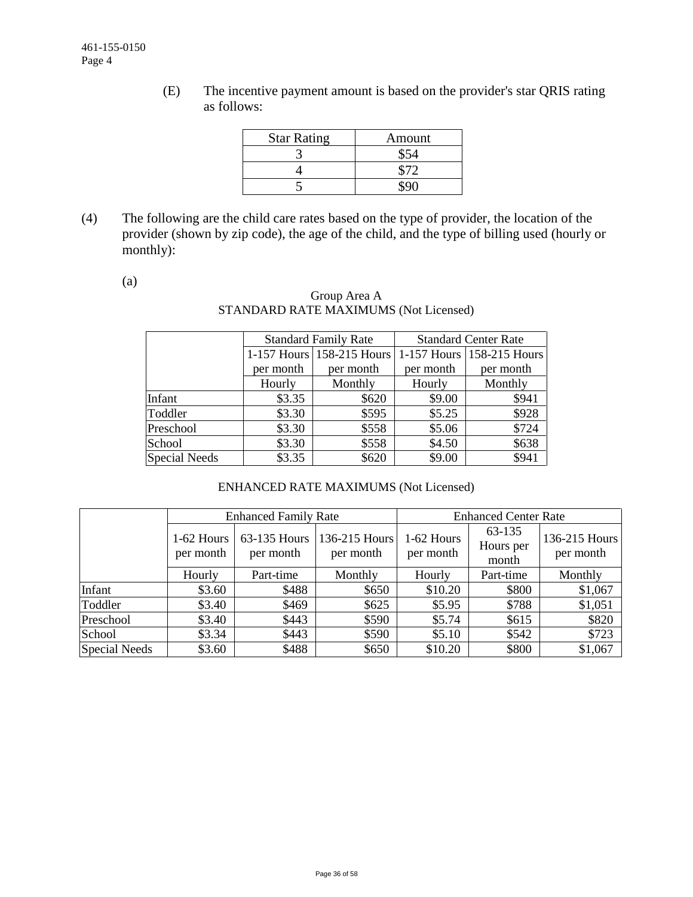(E) The incentive payment amount is based on the provider's star QRIS rating as follows:

| Star Rating | Amount |
|---|---|
| 3 | $54 |
| 4 | $72 |
| 5 | $90 |

(4) The following are the child care rates based on the type of provider, the location of the provider (shown by zip code), the age of the child, and the type of billing used (hourly or monthly):

(a)

Group Area A
STANDARD RATE MAXIMUMS (Not Licensed)

| | Standard Family Rate | | Standard Center Rate | |
|---|---|---|---|---|
| | 1-157 Hours per month | 158-215 Hours per month | 1-157 Hours per month | 158-215 Hours per month |
| | Hourly | Monthly | Hourly | Monthly |
| Infant | $3.35 | $620 | $9.00 | $941 |
| Toddler | $3.30 | $595 | $5.25 | $928 |
| Preschool | $3.30 | $558 | $5.06 | $724 |
| School | $3.30 | $558 | $4.50 | $638 |
| Special Needs | $3.35 | $620 | $9.00 | $941 |

ENHANCED RATE MAXIMUMS (Not Licensed)

| | Enhanced Family Rate | | | Enhanced Center Rate | | |
|---|---|---|---|---|---|---|
| | 1-62 Hours per month | 63-135 Hours per month | 136-215 Hours per month | 1-62 Hours per month | 63-135 Hours per month | 136-215 Hours per month |
| | Hourly | Part-time | Monthly | Hourly | Part-time | Monthly |
| Infant | $3.60 | $488 | $650 | $10.20 | $800 | $1,067 |
| Toddler | $3.40 | $469 | $625 | $5.95 | $788 | $1,051 |
| Preschool | $3.40 | $443 | $590 | $5.74 | $615 | $820 |
| School | $3.34 | $443 | $590 | $5.10 | $542 | $723 |
| Special Needs | $3.60 | $488 | $650 | $10.20 | $800 | $1,067 |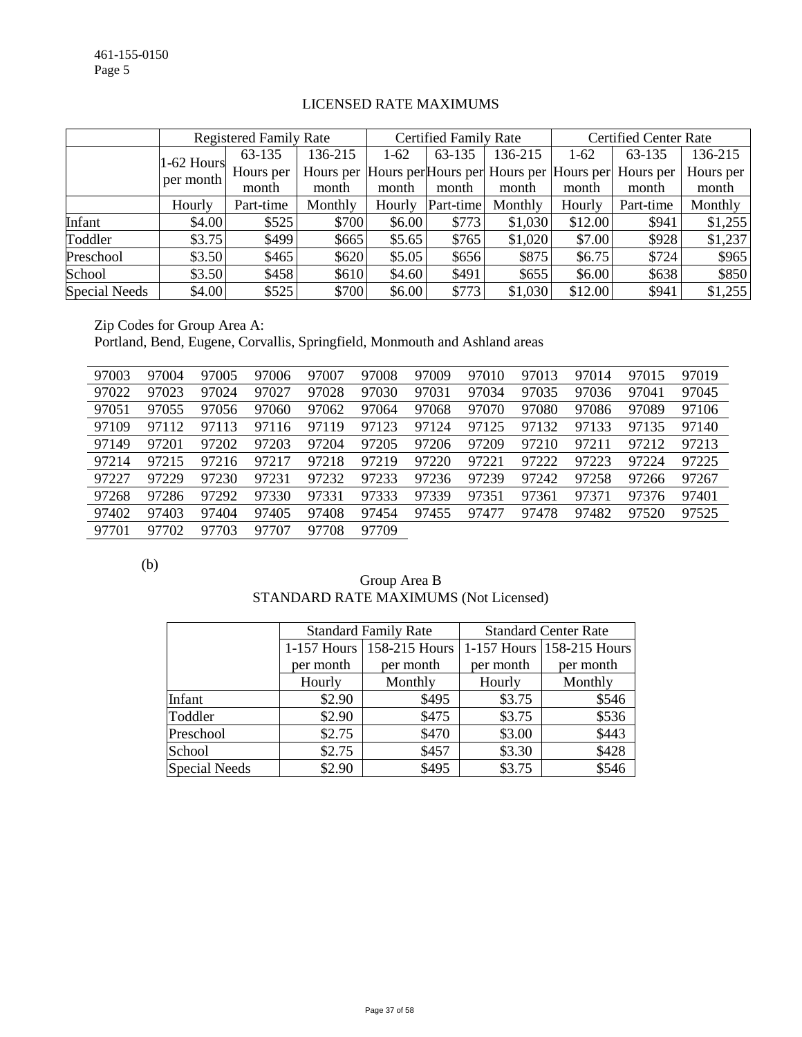## LICENSED RATE MAXIMUMS

| | Registered Family Rate | | | Certified Family Rate | | | Certified Center Rate | | |
|---|---|---|---|---|---|---|---|---|---|
| | 1-62 Hours per month | 63-135 Hours per month | 136-215 Hours per month | 1-62 Hours per month | 63-135 Hours per month | 136-215 Hours per month | 1-62 Hours per month | 63-135 Hours per month | 136-215 Hours per month |
| | Hourly | Part-time | Monthly | Hourly | Part-time | Monthly | Hourly | Part-time | Monthly |
| Infant | $4.00 | $525 | $700 | $6.00 | $773 | $1,030 | $12.00 | $941 | $1,255 |
| Toddler | $3.75 | $499 | $665 | $5.65 | $765 | $1,020 | $7.00 | $928 | $1,237 |
| Preschool | $3.50 | $465 | $620 | $5.05 | $656 | $875 | $6.75 | $724 | $965 |
| School | $3.50 | $458 | $610 | $4.60 | $491 | $655 | $6.00 | $638 | $850 |
| Special Needs | $4.00 | $525 | $700 | $6.00 | $773 | $1,030 | $12.00 | $941 | $1,255 |

Zip Codes for Group Area A:
Portland, Bend, Eugene, Corvallis, Springfield, Monmouth and Ashland areas

| | | | | | | | | | | | |
|---|---|---|---|---|---|---|---|---|---|---|---|
| 97003 | 97004 | 97005 | 97006 | 97007 | 97008 | 97009 | 97010 | 97013 | 97014 | 97015 | 97019 |
| 97022 | 97023 | 97024 | 97027 | 97028 | 97030 | 97031 | 97034 | 97035 | 97036 | 97041 | 97045 |
| 97051 | 97055 | 97056 | 97060 | 97062 | 97064 | 97068 | 97070 | 97080 | 97086 | 97089 | 97106 |
| 97109 | 97112 | 97113 | 97116 | 97119 | 97123 | 97124 | 97125 | 97132 | 97133 | 97135 | 97140 |
| 97149 | 97201 | 97202 | 97203 | 97204 | 97205 | 97206 | 97209 | 97210 | 97211 | 97212 | 97213 |
| 97214 | 97215 | 97216 | 97217 | 97218 | 97219 | 97220 | 97221 | 97222 | 97223 | 97224 | 97225 |
| 97227 | 97229 | 97230 | 97231 | 97232 | 97233 | 97236 | 97239 | 97242 | 97258 | 97266 | 97267 |
| 97268 | 97286 | 97292 | 97330 | 97331 | 97333 | 97339 | 97351 | 97361 | 97371 | 97376 | 97401 |
| 97402 | 97403 | 97404 | 97405 | 97408 | 97454 | 97455 | 97477 | 97478 | 97482 | 97520 | 97525 |
| 97701 | 97702 | 97703 | 97707 | 97708 | 97709 | | | | | | |

(b)

### Group Area B
### STANDARD RATE MAXIMUMS (Not Licensed)

| | Standard Family Rate | | Standard Center Rate | |
|---|---|---|---|---|
| | 1-157 Hours per month | 158-215 Hours per month | 1-157 Hours per month | 158-215 Hours per month |
| | Hourly | Monthly | Hourly | Monthly |
| Infant | $2.90 | $495 | $3.75 | $546 |
| Toddler | $2.90 | $475 | $3.75 | $536 |
| Preschool | $2.75 | $470 | $3.00 | $443 |
| School | $2.75 | $457 | $3.30 | $428 |
| Special Needs | $2.90 | $495 | $3.75 | $546 |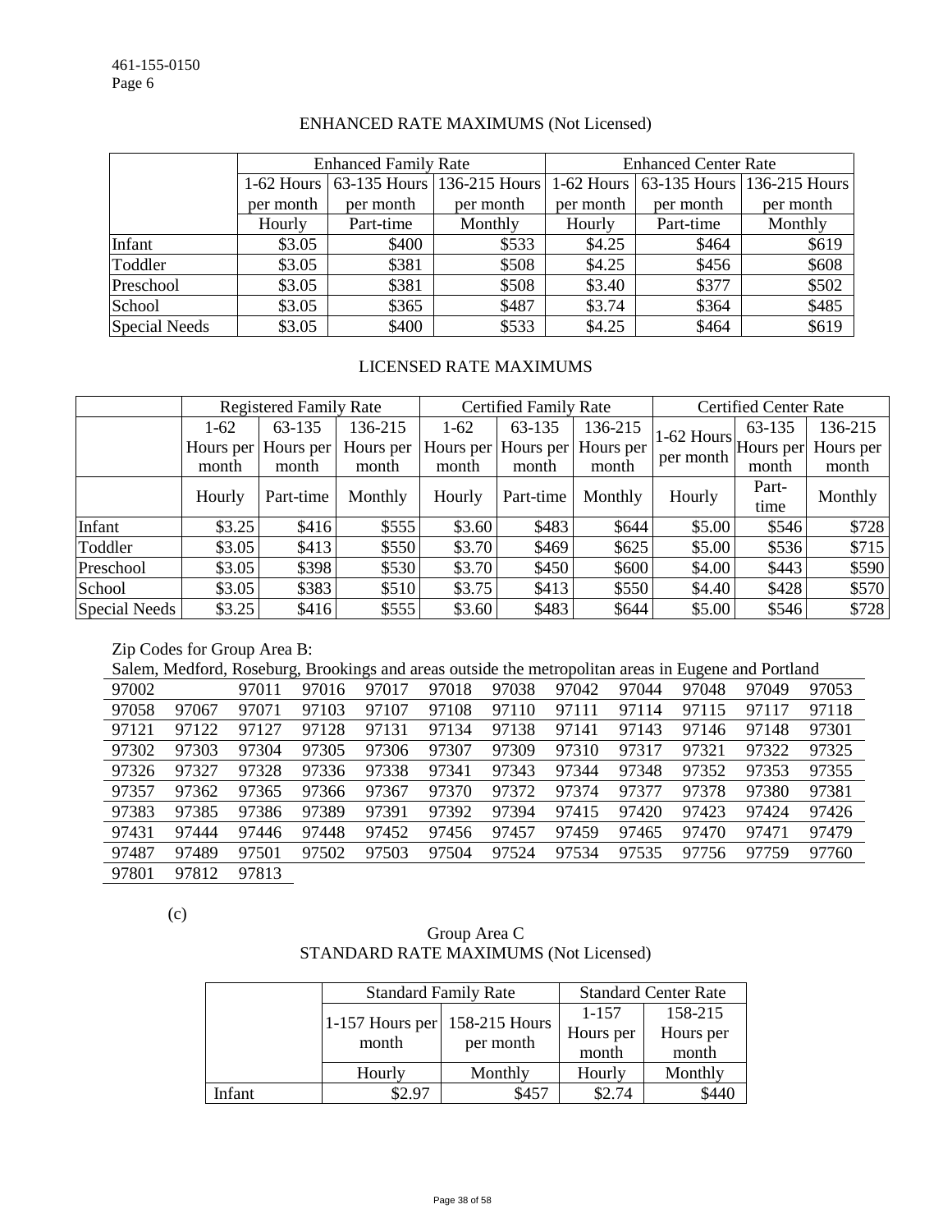461-155-0150
Page 6

## ENHANCED RATE MAXIMUMS (Not Licensed)

| | Enhanced Family Rate | | | Enhanced Center Rate | | |
|---|---|---|---|---|---|---|
| | 1-62 Hours per month | 63-135 Hours per month | 136-215 Hours per month | 1-62 Hours per month | 63-135 Hours per month | 136-215 Hours per month |
| | Hourly | Part-time | Monthly | Hourly | Part-time | Monthly |
| Infant | $3.05 | $400 | $533 | $4.25 | $464 | $619 |
| Toddler | $3.05 | $381 | $508 | $4.25 | $456 | $608 |
| Preschool | $3.05 | $381 | $508 | $3.40 | $377 | $502 |
| School | $3.05 | $365 | $487 | $3.74 | $364 | $485 |
| Special Needs | $3.05 | $400 | $533 | $4.25 | $464 | $619 |

## LICENSED RATE MAXIMUMS

| | Registered Family Rate | | | Certified Family Rate | | | Certified Center Rate | | |
|---|---|---|---|---|---|---|---|---|---|
| | 1-62 Hours per month | 63-135 Hours per month | 136-215 Hours per month | 1-62 Hours per month | 63-135 Hours per month | 136-215 Hours per month | 1-62 Hours per month | 63-135 Hours per month | 136-215 Hours per month |
| | Hourly | Part-time | Monthly | Hourly | Part-time | Monthly | Hourly | Part-time | Monthly |
| Infant | $3.25 | $416 | $555 | $3.60 | $483 | $644 | $5.00 | $546 | $728 |
| Toddler | $3.05 | $413 | $550 | $3.70 | $469 | $625 | $5.00 | $536 | $715 |
| Preschool | $3.05 | $398 | $530 | $3.70 | $450 | $600 | $4.00 | $443 | $590 |
| School | $3.05 | $383 | $510 | $3.75 | $413 | $550 | $4.40 | $428 | $570 |
| Special Needs | $3.25 | $416 | $555 | $3.60 | $483 | $644 | $5.00 | $546 | $728 |

Zip Codes for Group Area B:

Salem, Medford, Roseburg, Brookings and areas outside the metropolitan areas in Eugene and Portland

| | | | | | | | | | | |
|---|---|---|---|---|---|---|---|---|---|---|
| 97002 | 97011 | 97016 | 97017 | 97018 | 97038 | 97042 | 97044 | 97048 | 97049 | 97053 |
| 97058 | 97067 | 97071 | 97103 | 97107 | 97108 | 97110 | 97111 | 97114 | 97115 | 97117 | 97118 |
| 97121 | 97122 | 97127 | 97128 | 97131 | 97134 | 97138 | 97141 | 97143 | 97146 | 97148 | 97301 |
| 97302 | 97303 | 97304 | 97305 | 97306 | 97307 | 97309 | 97310 | 97317 | 97321 | 97322 | 97325 |
| 97326 | 97327 | 97328 | 97336 | 97338 | 97341 | 97343 | 97344 | 97348 | 97352 | 97353 | 97355 |
| 97357 | 97362 | 97365 | 97366 | 97367 | 97370 | 97372 | 97374 | 97377 | 97378 | 97380 | 97381 |
| 97383 | 97385 | 97386 | 97389 | 97391 | 97392 | 97394 | 97415 | 97420 | 97423 | 97424 | 97426 |
| 97431 | 97444 | 97446 | 97448 | 97452 | 97456 | 97457 | 97459 | 97465 | 97470 | 97471 | 97479 |
| 97487 | 97489 | 97501 | 97502 | 97503 | 97504 | 97524 | 97534 | 97535 | 97756 | 97759 | 97760 |
| 97801 | 97812 | 97813 | | | | | | | | | |

(c)

## Group Area C
## STANDARD RATE MAXIMUMS (Not Licensed)

| | Standard Family Rate | | Standard Center Rate | |
|---|---|---|---|---|
| | 1-157 Hours per month | 158-215 Hours per month | 1-157 Hours per month | 158-215 Hours per month |
| | Hourly | Monthly | Hourly | Monthly |
| Infant | $2.97 | $457 | $2.74 | $440 |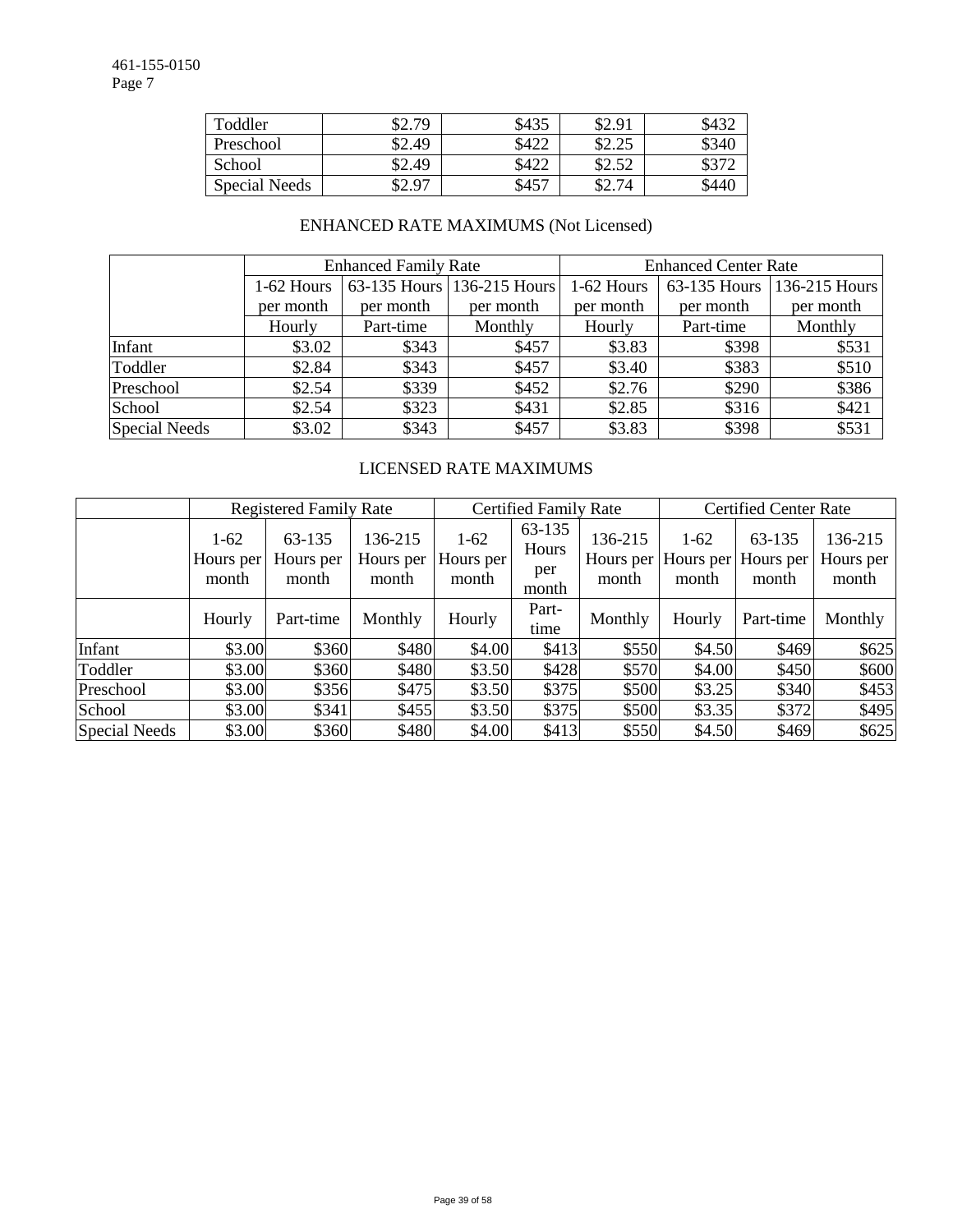461-155-0150
Page 7

| | | | | |
|---|---|---|---|---|
| Toddler | $2.79 | $435 | $2.91 | $432 |
| Preschool | $2.49 | $422 | $2.25 | $340 |
| School | $2.49 | $422 | $2.52 | $372 |
| Special Needs | $2.97 | $457 | $2.74 | $440 |

## ENHANCED RATE MAXIMUMS (Not Licensed)

| | Enhanced Family Rate | | | Enhanced Center Rate | | |
|---|---|---|---|---|---|---|
| | 1-62 Hours per month | 63-135 Hours per month | 136-215 Hours per month | 1-62 Hours per month | 63-135 Hours per month | 136-215 Hours per month |
| | Hourly | Part-time | Monthly | Hourly | Part-time | Monthly |
| Infant | $3.02 | $343 | $457 | $3.83 | $398 | $531 |
| Toddler | $2.84 | $343 | $457 | $3.40 | $383 | $510 |
| Preschool | $2.54 | $339 | $452 | $2.76 | $290 | $386 |
| School | $2.54 | $323 | $431 | $2.85 | $316 | $421 |
| Special Needs | $3.02 | $343 | $457 | $3.83 | $398 | $531 |

## LICENSED RATE MAXIMUMS

| | Registered Family Rate | | | Certified Family Rate | | | Certified Center Rate | | |
|---|---|---|---|---|---|---|---|---|---|
| | 1-62 Hours per month | 63-135 Hours per month | 136-215 Hours per month | 1-62 Hours per month | 63-135 Hours per month | 136-215 Hours per month | 1-62 Hours per month | 63-135 Hours per month | 136-215 Hours per month |
| | Hourly | Part-time | Monthly | Hourly | Part-time | Monthly | Hourly | Part-time | Monthly |
| Infant | $3.00 | $360 | $480 | $4.00 | $413 | $550 | $4.50 | $469 | $625 |
| Toddler | $3.00 | $360 | $480 | $3.50 | $428 | $570 | $4.00 | $450 | $600 |
| Preschool | $3.00 | $356 | $475 | $3.50 | $375 | $500 | $3.25 | $340 | $453 |
| School | $3.00 | $341 | $455 | $3.50 | $375 | $500 | $3.35 | $372 | $495 |
| Special Needs | $3.00 | $360 | $480 | $4.00 | $413 | $550 | $4.50 | $469 | $625 |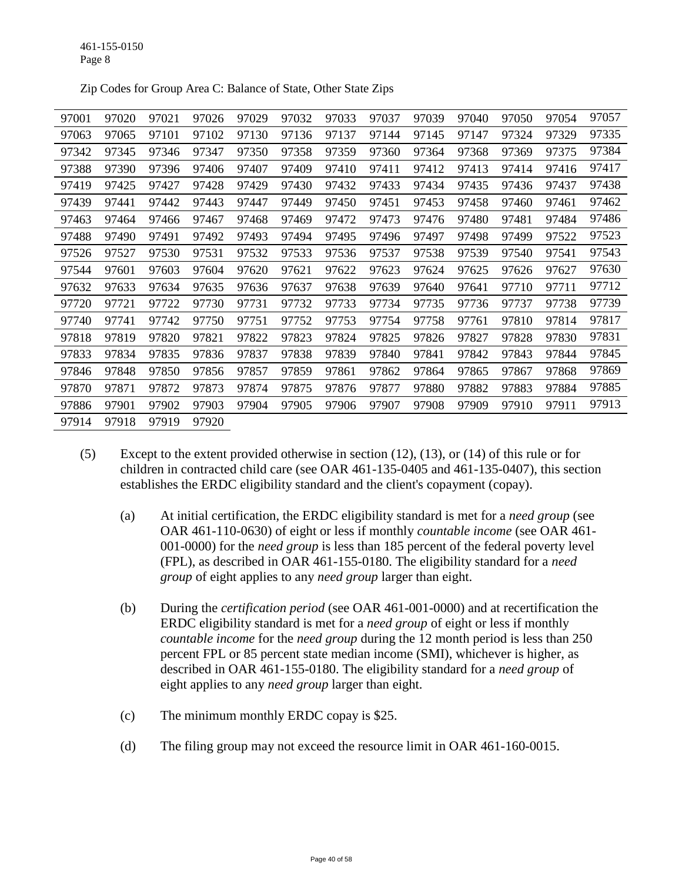Zip Codes for Group Area C: Balance of State, Other State Zips

| | | | | | | | | | | | | |
|---|---|---|---|---|---|---|---|---|---|---|---|---|
| 97001 | 97020 | 97021 | 97026 | 97029 | 97032 | 97033 | 97037 | 97039 | 97040 | 97050 | 97054 | 97057 |
| 97063 | 97065 | 97101 | 97102 | 97130 | 97136 | 97137 | 97144 | 97145 | 97147 | 97324 | 97329 | 97335 |
| 97342 | 97345 | 97346 | 97347 | 97350 | 97358 | 97359 | 97360 | 97364 | 97368 | 97369 | 97375 | 97384 |
| 97388 | 97390 | 97396 | 97406 | 97407 | 97409 | 97410 | 97411 | 97412 | 97413 | 97414 | 97416 | 97417 |
| 97419 | 97425 | 97427 | 97428 | 97429 | 97430 | 97432 | 97433 | 97434 | 97435 | 97436 | 97437 | 97438 |
| 97439 | 97441 | 97442 | 97443 | 97447 | 97449 | 97450 | 97451 | 97453 | 97458 | 97460 | 97461 | 97462 |
| 97463 | 97464 | 97466 | 97467 | 97468 | 97469 | 97472 | 97473 | 97476 | 97480 | 97481 | 97484 | 97486 |
| 97488 | 97490 | 97491 | 97492 | 97493 | 97494 | 97495 | 97496 | 97497 | 97498 | 97499 | 97522 | 97523 |
| 97526 | 97527 | 97530 | 97531 | 97532 | 97533 | 97536 | 97537 | 97538 | 97539 | 97540 | 97541 | 97543 |
| 97544 | 97601 | 97603 | 97604 | 97620 | 97621 | 97622 | 97623 | 97624 | 97625 | 97626 | 97627 | 97630 |
| 97632 | 97633 | 97634 | 97635 | 97636 | 97637 | 97638 | 97639 | 97640 | 97641 | 97710 | 97711 | 97712 |
| 97720 | 97721 | 97722 | 97730 | 97731 | 97732 | 97733 | 97734 | 97735 | 97736 | 97737 | 97738 | 97739 |
| 97740 | 97741 | 97742 | 97750 | 97751 | 97752 | 97753 | 97754 | 97758 | 97761 | 97810 | 97814 | 97817 |
| 97818 | 97819 | 97820 | 97821 | 97822 | 97823 | 97824 | 97825 | 97826 | 97827 | 97828 | 97830 | 97831 |
| 97833 | 97834 | 97835 | 97836 | 97837 | 97838 | 97839 | 97840 | 97841 | 97842 | 97843 | 97844 | 97845 |
| 97846 | 97848 | 97850 | 97856 | 97857 | 97859 | 97861 | 97862 | 97864 | 97865 | 97867 | 97868 | 97869 |
| 97870 | 97871 | 97872 | 97873 | 97874 | 97875 | 97876 | 97877 | 97880 | 97882 | 97883 | 97884 | 97885 |
| 97886 | 97901 | 97902 | 97903 | 97904 | 97905 | 97906 | 97907 | 97908 | 97909 | 97910 | 97911 | 97913 |
| 97914 | 97918 | 97919 | 97920 | | | | | | | | | |

(5) Except to the extent provided otherwise in section (12), (13), or (14) of this rule or for children in contracted child care (see OAR 461-135-0405 and 461-135-0407), this section establishes the ERDC eligibility standard and the client's copayment (copay).

(a) At initial certification, the ERDC eligibility standard is met for a *need group* (see OAR 461-110-0630) of eight or less if monthly *countable income* (see OAR 461-001-0000) for the *need group* is less than 185 percent of the federal poverty level (FPL), as described in OAR 461-155-0180. The eligibility standard for a *need group* of eight applies to any *need group* larger than eight.

(b) During the *certification period* (see OAR 461-001-0000) and at recertification the ERDC eligibility standard is met for a *need group* of eight or less if monthly *countable income* for the *need group* during the 12 month period is less than 250 percent FPL or 85 percent state median income (SMI), whichever is higher, as described in OAR 461-155-0180. The eligibility standard for a *need group* of eight applies to any *need group* larger than eight.

(c) The minimum monthly ERDC copay is $25.

(d) The filing group may not exceed the resource limit in OAR 461-160-0015.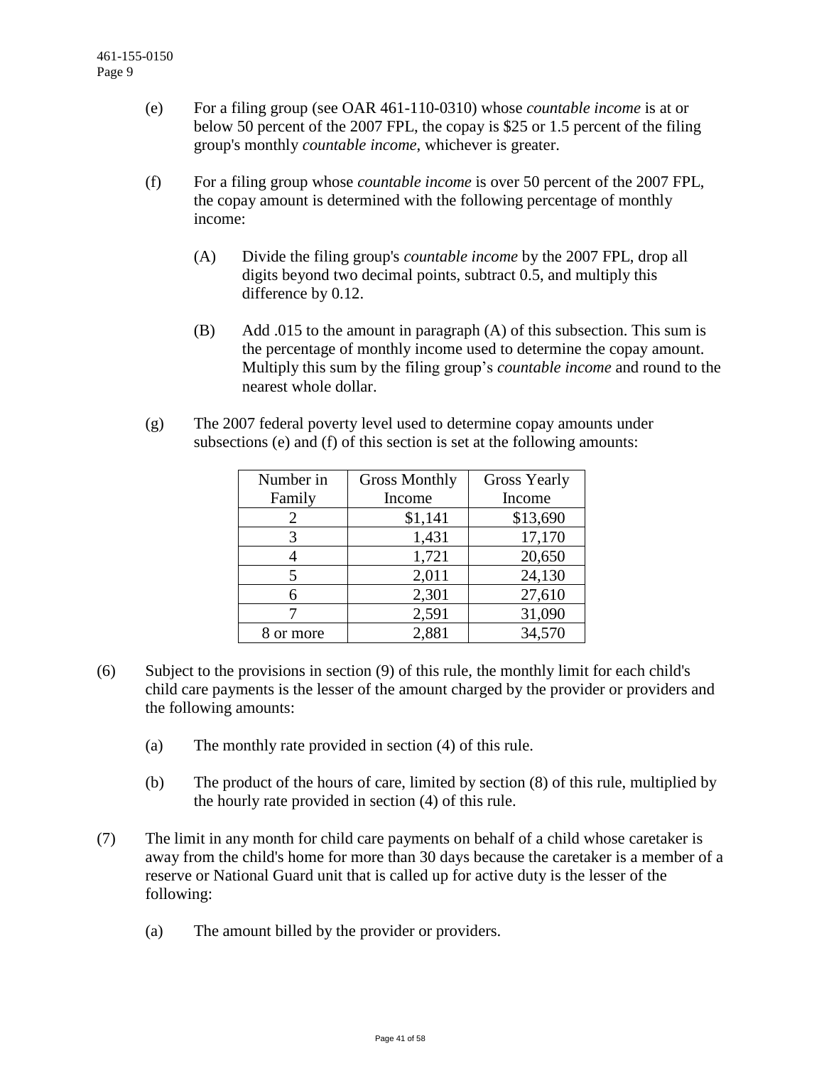(e) For a filing group (see OAR 461-110-0310) whose *countable income* is at or below 50 percent of the 2007 FPL, the copay is $25 or 1.5 percent of the filing group's monthly *countable income*, whichever is greater.

(f) For a filing group whose *countable income* is over 50 percent of the 2007 FPL, the copay amount is determined with the following percentage of monthly income:

(A) Divide the filing group's *countable income* by the 2007 FPL, drop all digits beyond two decimal points, subtract 0.5, and multiply this difference by 0.12.

(B) Add .015 to the amount in paragraph (A) of this subsection. This sum is the percentage of monthly income used to determine the copay amount. Multiply this sum by the filing group's *countable income* and round to the nearest whole dollar.

(g) The 2007 federal poverty level used to determine copay amounts under subsections (e) and (f) of this section is set at the following amounts:

| Number in Family | Gross Monthly Income | Gross Yearly Income |
|---|---|---|
| 2 | $1,141 | $13,690 |
| 3 | 1,431 | 17,170 |
| 4 | 1,721 | 20,650 |
| 5 | 2,011 | 24,130 |
| 6 | 2,301 | 27,610 |
| 7 | 2,591 | 31,090 |
| 8 or more | 2,881 | 34,570 |

(6) Subject to the provisions in section (9) of this rule, the monthly limit for each child's child care payments is the lesser of the amount charged by the provider or providers and the following amounts:

(a) The monthly rate provided in section (4) of this rule.

(b) The product of the hours of care, limited by section (8) of this rule, multiplied by the hourly rate provided in section (4) of this rule.

(7) The limit in any month for child care payments on behalf of a child whose caretaker is away from the child's home for more than 30 days because the caretaker is a member of a reserve or National Guard unit that is called up for active duty is the lesser of the following:

(a) The amount billed by the provider or providers.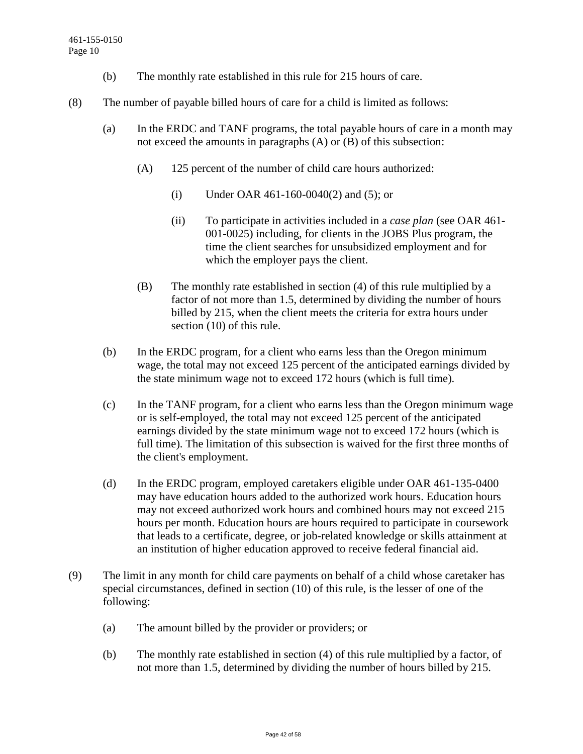(b) The monthly rate established in this rule for 215 hours of care.

(8) The number of payable billed hours of care for a child is limited as follows:

(a) In the ERDC and TANF programs, the total payable hours of care in a month may not exceed the amounts in paragraphs (A) or (B) of this subsection:

(A) 125 percent of the number of child care hours authorized:

(i) Under OAR 461-160-0040(2) and (5); or

(ii) To participate in activities included in a *case plan* (see OAR 461-001-0025) including, for clients in the JOBS Plus program, the time the client searches for unsubsidized employment and for which the employer pays the client.

(B) The monthly rate established in section (4) of this rule multiplied by a factor of not more than 1.5, determined by dividing the number of hours billed by 215, when the client meets the criteria for extra hours under section (10) of this rule.

(b) In the ERDC program, for a client who earns less than the Oregon minimum wage, the total may not exceed 125 percent of the anticipated earnings divided by the state minimum wage not to exceed 172 hours (which is full time).

(c) In the TANF program, for a client who earns less than the Oregon minimum wage or is self-employed, the total may not exceed 125 percent of the anticipated earnings divided by the state minimum wage not to exceed 172 hours (which is full time). The limitation of this subsection is waived for the first three months of the client's employment.

(d) In the ERDC program, employed caretakers eligible under OAR 461-135-0400 may have education hours added to the authorized work hours. Education hours may not exceed authorized work hours and combined hours may not exceed 215 hours per month. Education hours are hours required to participate in coursework that leads to a certificate, degree, or job-related knowledge or skills attainment at an institution of higher education approved to receive federal financial aid.

(9) The limit in any month for child care payments on behalf of a child whose caretaker has special circumstances, defined in section (10) of this rule, is the lesser of one of the following:

(a) The amount billed by the provider or providers; or

(b) The monthly rate established in section (4) of this rule multiplied by a factor, of not more than 1.5, determined by dividing the number of hours billed by 215.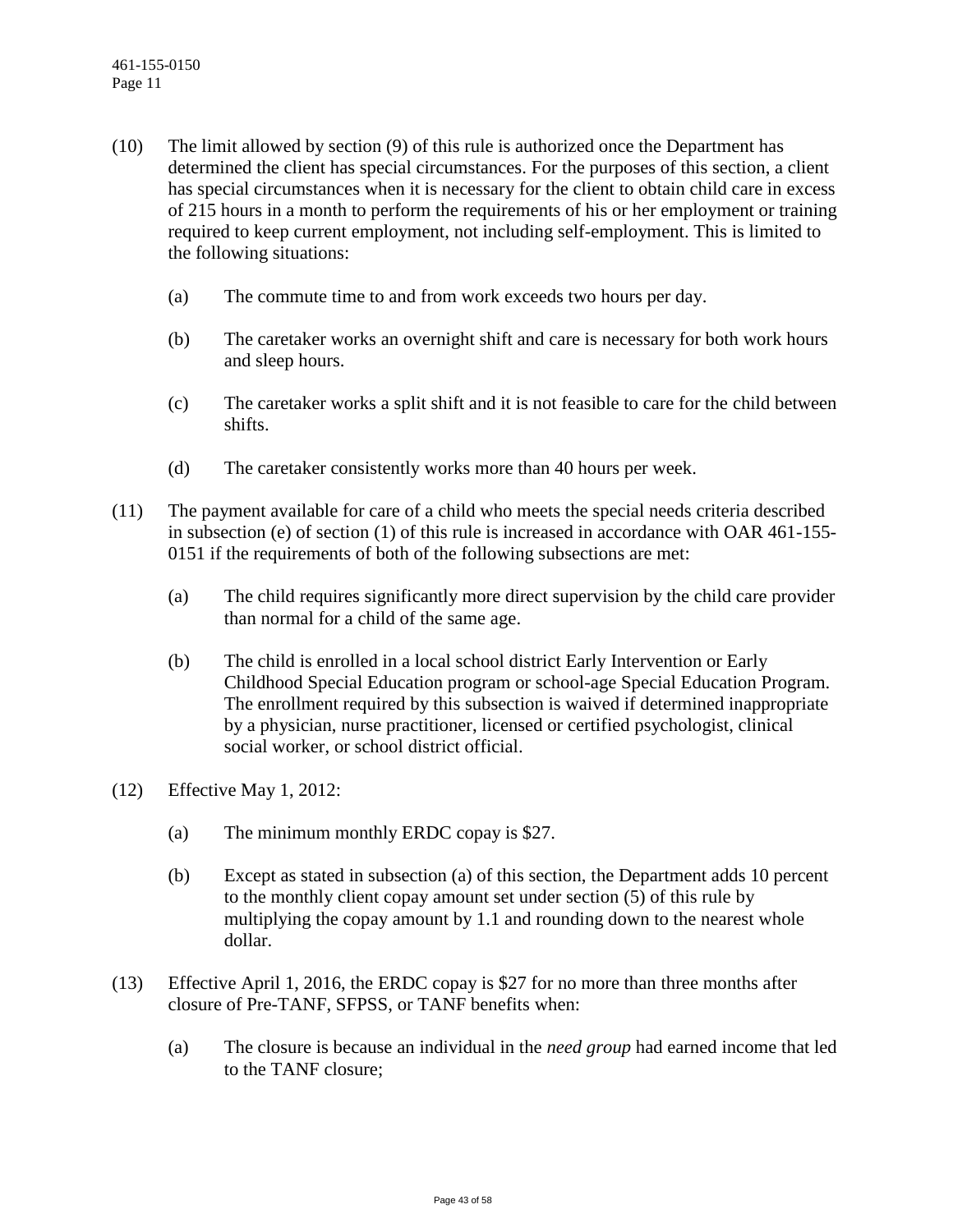(10) The limit allowed by section (9) of this rule is authorized once the Department has determined the client has special circumstances. For the purposes of this section, a client has special circumstances when it is necessary for the client to obtain child care in excess of 215 hours in a month to perform the requirements of his or her employment or training required to keep current employment, not including self-employment. This is limited to the following situations:

  (a) The commute time to and from work exceeds two hours per day.

  (b) The caretaker works an overnight shift and care is necessary for both work hours and sleep hours.

  (c) The caretaker works a split shift and it is not feasible to care for the child between shifts.

  (d) The caretaker consistently works more than 40 hours per week.

(11) The payment available for care of a child who meets the special needs criteria described in subsection (e) of section (1) of this rule is increased in accordance with OAR 461-155-0151 if the requirements of both of the following subsections are met:

  (a) The child requires significantly more direct supervision by the child care provider than normal for a child of the same age.

  (b) The child is enrolled in a local school district Early Intervention or Early Childhood Special Education program or school-age Special Education Program. The enrollment required by this subsection is waived if determined inappropriate by a physician, nurse practitioner, licensed or certified psychologist, clinical social worker, or school district official.

(12) Effective May 1, 2012:

  (a) The minimum monthly ERDC copay is $27.

  (b) Except as stated in subsection (a) of this section, the Department adds 10 percent to the monthly client copay amount set under section (5) of this rule by multiplying the copay amount by 1.1 and rounding down to the nearest whole dollar.

(13) Effective April 1, 2016, the ERDC copay is $27 for no more than three months after closure of Pre-TANF, SFPSS, or TANF benefits when:

  (a) The closure is because an individual in the *need group* had earned income that led to the TANF closure;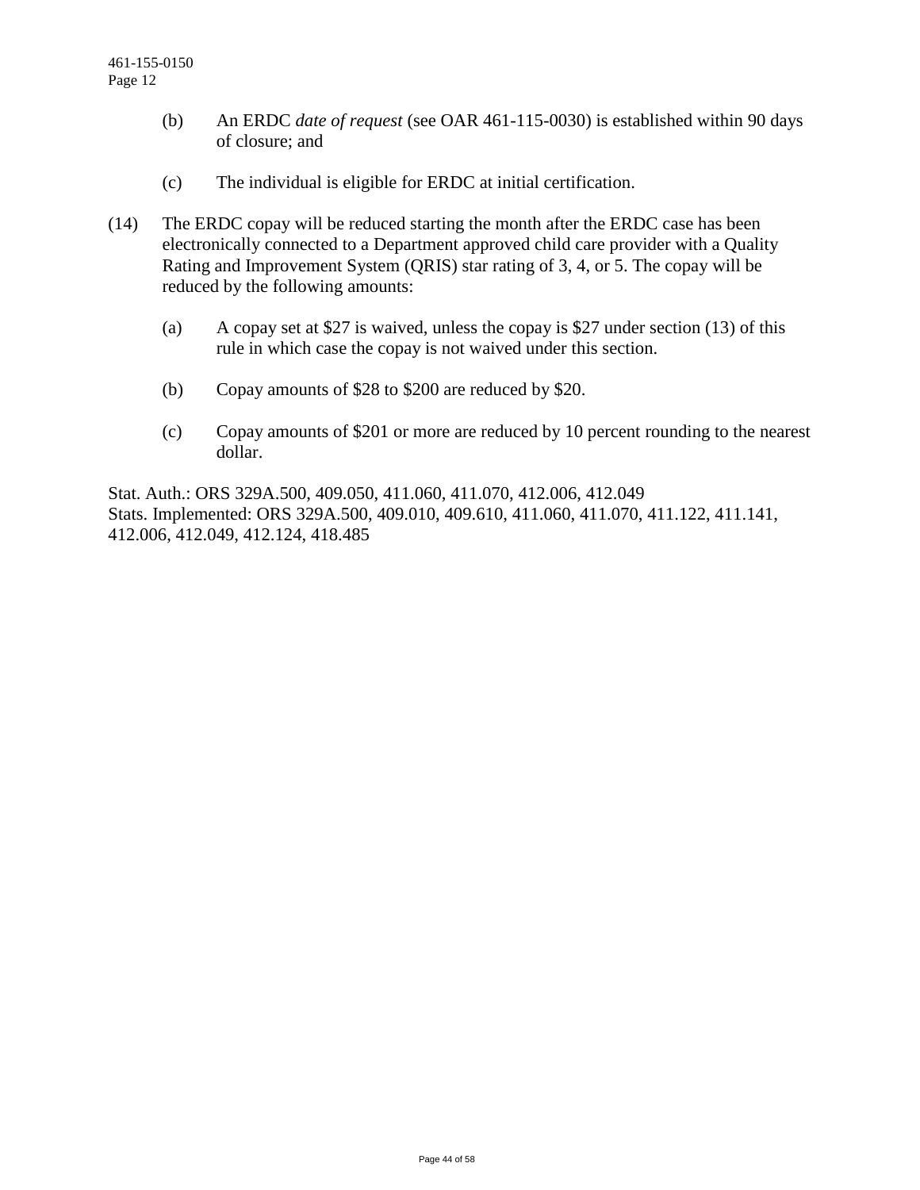(b) An ERDC *date of request* (see OAR 461-115-0030) is established within 90 days of closure; and

(c) The individual is eligible for ERDC at initial certification.

(14) The ERDC copay will be reduced starting the month after the ERDC case has been electronically connected to a Department approved child care provider with a Quality Rating and Improvement System (QRIS) star rating of 3, 4, or 5. The copay will be reduced by the following amounts:

(a) A copay set at $27 is waived, unless the copay is $27 under section (13) of this rule in which case the copay is not waived under this section.

(b) Copay amounts of $28 to $200 are reduced by $20.

(c) Copay amounts of $201 or more are reduced by 10 percent rounding to the nearest dollar.

Stat. Auth.: ORS 329A.500, 409.050, 411.060, 411.070, 412.006, 412.049
Stats. Implemented: ORS 329A.500, 409.010, 409.610, 411.060, 411.070, 411.122, 411.141, 412.006, 412.049, 412.124, 418.485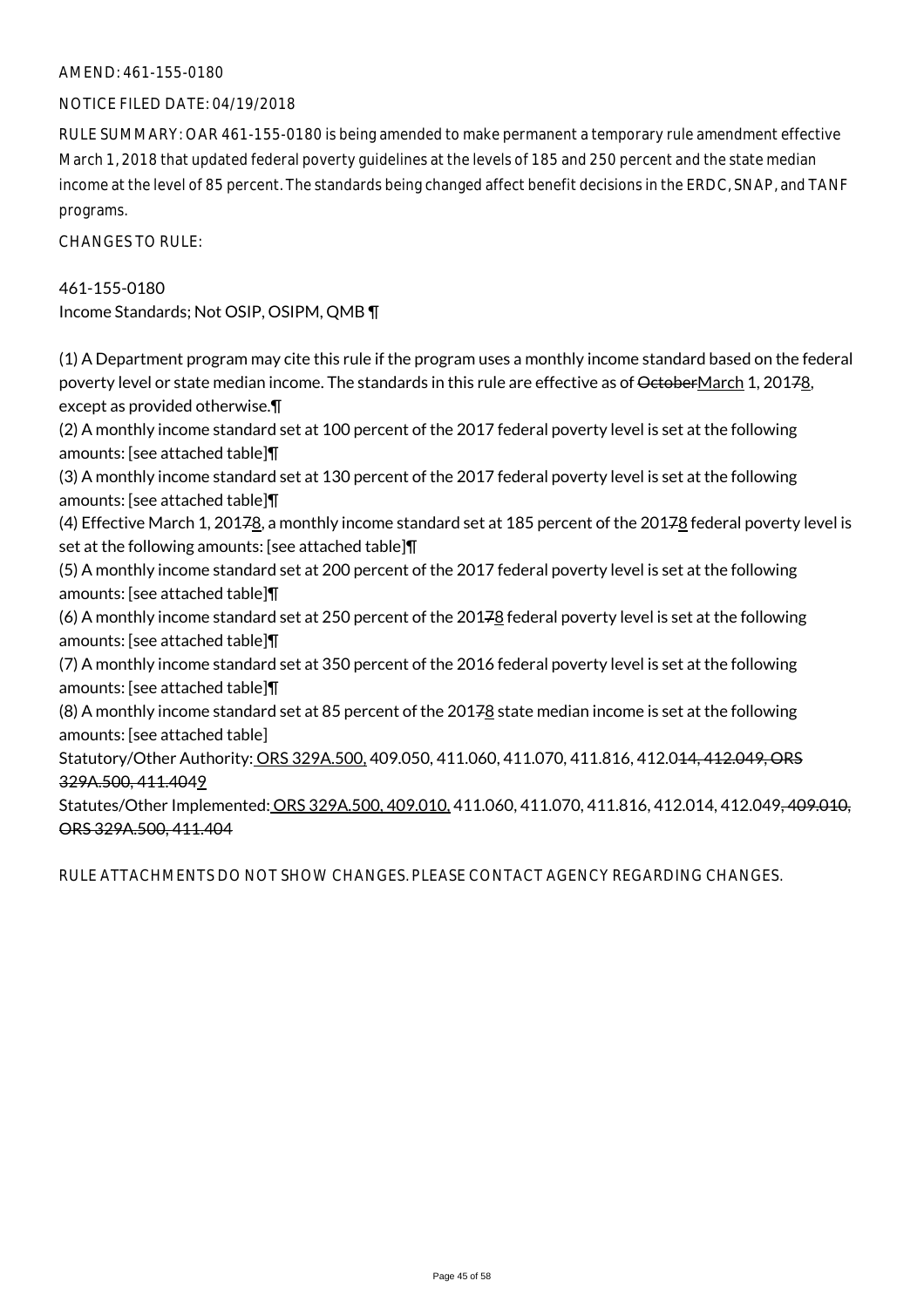AMEND: 461-155-0180

NOTICE FILED DATE: 04/19/2018

RULE SUMMARY: OAR 461-155-0180 is being amended to make permanent a temporary rule amendment effective March 1, 2018 that updated federal poverty guidelines at the levels of 185 and 250 percent and the state median income at the level of 85 percent. The standards being changed affect benefit decisions in the ERDC, SNAP, and TANF programs.

CHANGES TO RULE:

461-155-0180
Income Standards; Not OSIP, OSIPM, QMB ¶

(1) A Department program may cite this rule if the program uses a monthly income standard based on the federal poverty level or state median income. The standards in this rule are effective as of ~~October~~March 1, 201~~7~~8, except as provided otherwise.¶
(2) A monthly income standard set at 100 percent of the 2017 federal poverty level is set at the following amounts: [see attached table]¶
(3) A monthly income standard set at 130 percent of the 2017 federal poverty level is set at the following amounts: [see attached table]¶
(4) Effective March 1, 201~~7~~8, a monthly income standard set at 185 percent of the 201~~7~~8 federal poverty level is set at the following amounts: [see attached table]¶
(5) A monthly income standard set at 200 percent of the 2017 federal poverty level is set at the following amounts: [see attached table]¶
(6) A monthly income standard set at 250 percent of the 201~~7~~8 federal poverty level is set at the following amounts: [see attached table]¶
(7) A monthly income standard set at 350 percent of the 2016 federal poverty level is set at the following amounts: [see attached table]¶
(8) A monthly income standard set at 85 percent of the 201~~7~~8 state median income is set at the following amounts: [see attached table]

Statutory/Other Authority: ORS 329A.500, 409.050, 411.060, 411.070, 411.816, 412.0~~14, 412.049, ORS 329A.500, 411.404~~9

Statutes/Other Implemented: ORS 329A.500, 409.010, 411.060, 411.070, 411.816, 412.014, 412.049~~, 409.010, ORS 329A.500, 411.404~~

RULE ATTACHMENTS DO NOT SHOW CHANGES. PLEASE CONTACT AGENCY REGARDING CHANGES.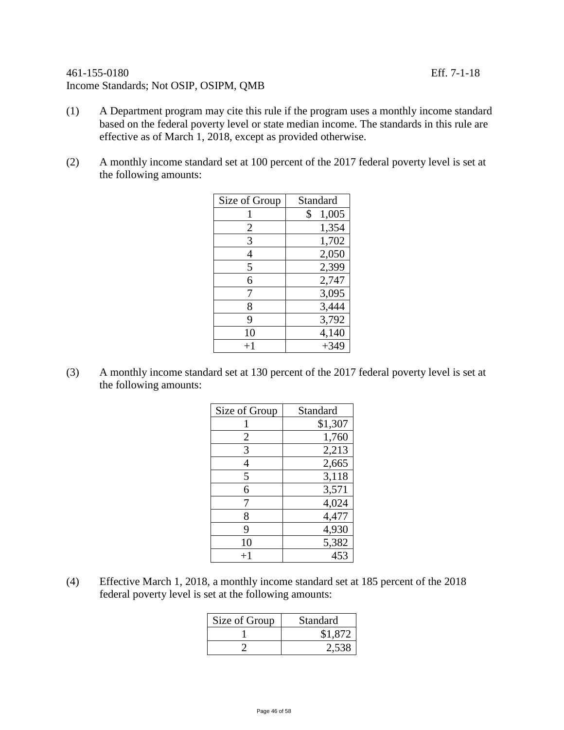461-155-0180 Eff. 7-1-18

Income Standards; Not OSIP, OSIPM, QMB

(1) A Department program may cite this rule if the program uses a monthly income standard based on the federal poverty level or state median income. The standards in this rule are effective as of March 1, 2018, except as provided otherwise.

(2) A monthly income standard set at 100 percent of the 2017 federal poverty level is set at the following amounts:

| Size of Group | Standard |
|---|---|
| 1 | $ 1,005 |
| 2 | 1,354 |
| 3 | 1,702 |
| 4 | 2,050 |
| 5 | 2,399 |
| 6 | 2,747 |
| 7 | 3,095 |
| 8 | 3,444 |
| 9 | 3,792 |
| 10 | 4,140 |
| +1 | +349 |

(3) A monthly income standard set at 130 percent of the 2017 federal poverty level is set at the following amounts:

| Size of Group | Standard |
|---|---|
| 1 | $1,307 |
| 2 | 1,760 |
| 3 | 2,213 |
| 4 | 2,665 |
| 5 | 3,118 |
| 6 | 3,571 |
| 7 | 4,024 |
| 8 | 4,477 |
| 9 | 4,930 |
| 10 | 5,382 |
| +1 | 453 |

(4) Effective March 1, 2018, a monthly income standard set at 185 percent of the 2018 federal poverty level is set at the following amounts:

| Size of Group | Standard |
|---|---|
| 1 | $1,872 |
| 2 | 2,538 |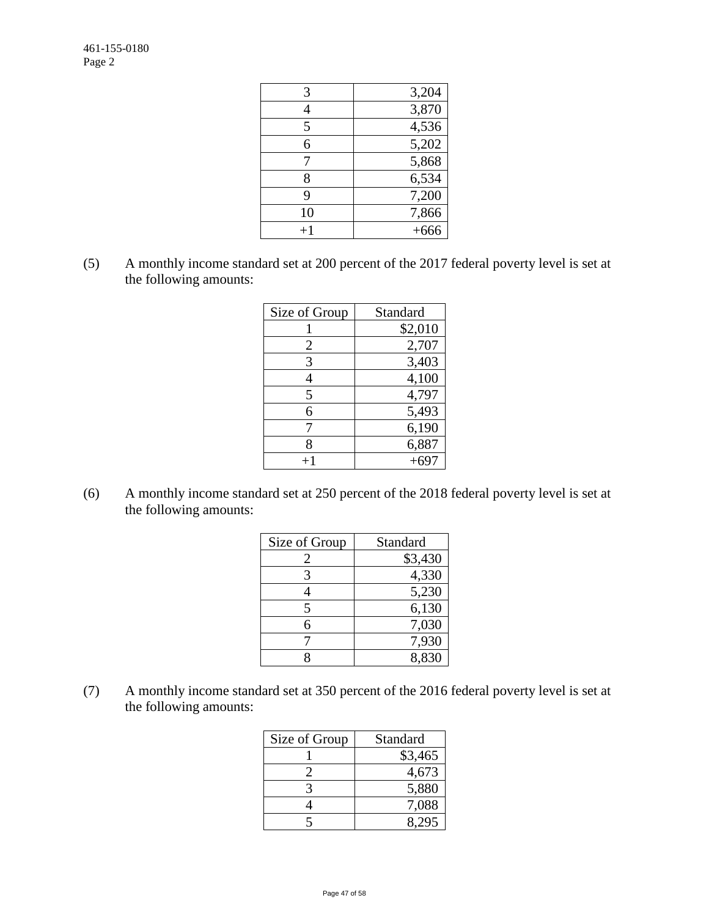| | |
|---|---|
| 3 | 3,204 |
| 4 | 3,870 |
| 5 | 4,536 |
| 6 | 5,202 |
| 7 | 5,868 |
| 8 | 6,534 |
| 9 | 7,200 |
| 10 | 7,866 |
| +1 | +666 |

(5) A monthly income standard set at 200 percent of the 2017 federal poverty level is set at the following amounts:

| Size of Group | Standard |
|---|---|
| 1 | $2,010 |
| 2 | 2,707 |
| 3 | 3,403 |
| 4 | 4,100 |
| 5 | 4,797 |
| 6 | 5,493 |
| 7 | 6,190 |
| 8 | 6,887 |
| +1 | +697 |

(6) A monthly income standard set at 250 percent of the 2018 federal poverty level is set at the following amounts:

| Size of Group | Standard |
|---|---|
| 2 | $3,430 |
| 3 | 4,330 |
| 4 | 5,230 |
| 5 | 6,130 |
| 6 | 7,030 |
| 7 | 7,930 |
| 8 | 8,830 |

(7) A monthly income standard set at 350 percent of the 2016 federal poverty level is set at the following amounts:

| Size of Group | Standard |
|---|---|
| 1 | $3,465 |
| 2 | 4,673 |
| 3 | 5,880 |
| 4 | 7,088 |
| 5 | 8,295 |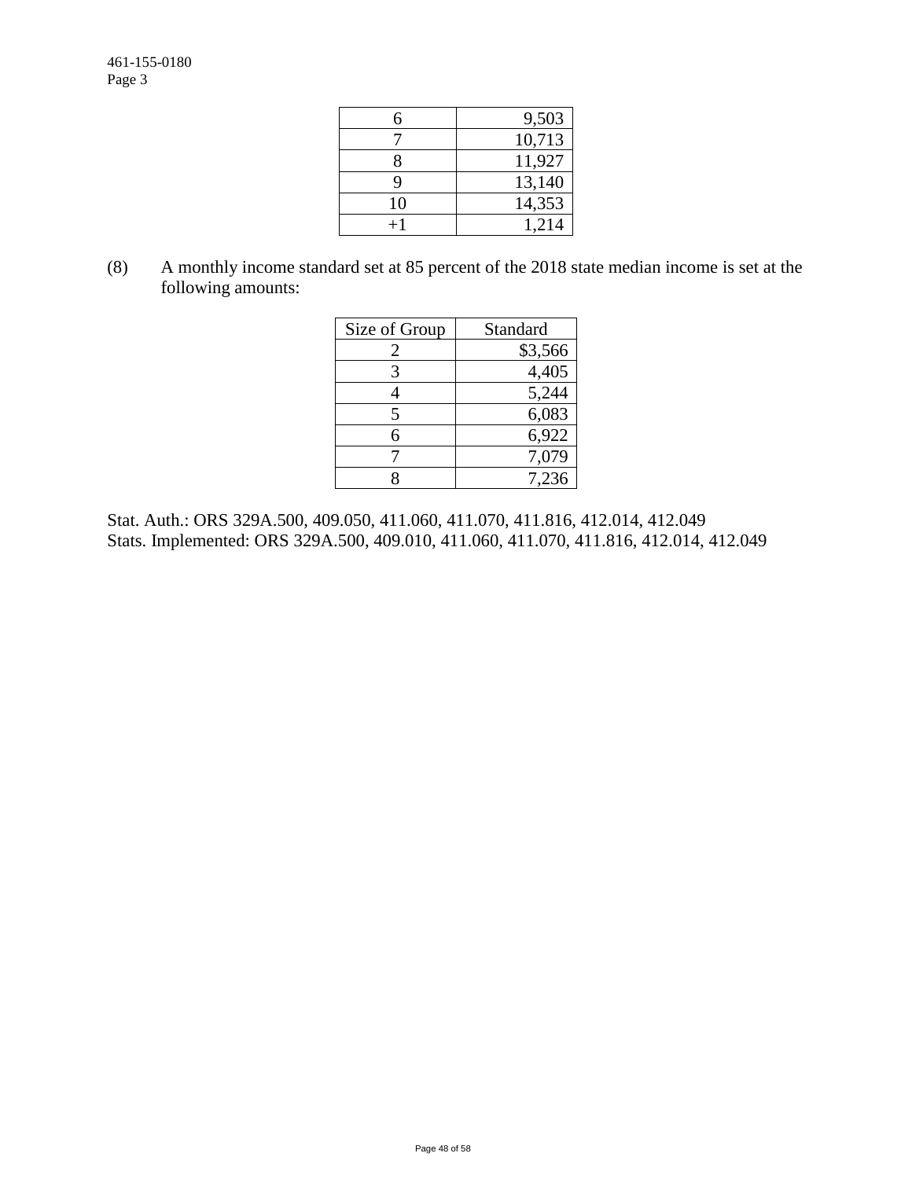| | |
|---|---|
| 6 | 9,503 |
| 7 | 10,713 |
| 8 | 11,927 |
| 9 | 13,140 |
| 10 | 14,353 |
| +1 | 1,214 |

(8) A monthly income standard set at 85 percent of the 2018 state median income is set at the following amounts:

| Size of Group | Standard |
|---|---|
| 2 | $3,566 |
| 3 | 4,405 |
| 4 | 5,244 |
| 5 | 6,083 |
| 6 | 6,922 |
| 7 | 7,079 |
| 8 | 7,236 |

Stat. Auth.: ORS 329A.500, 409.050, 411.060, 411.070, 411.816, 412.014, 412.049
Stats. Implemented: ORS 329A.500, 409.010, 411.060, 411.070, 411.816, 412.014, 412.049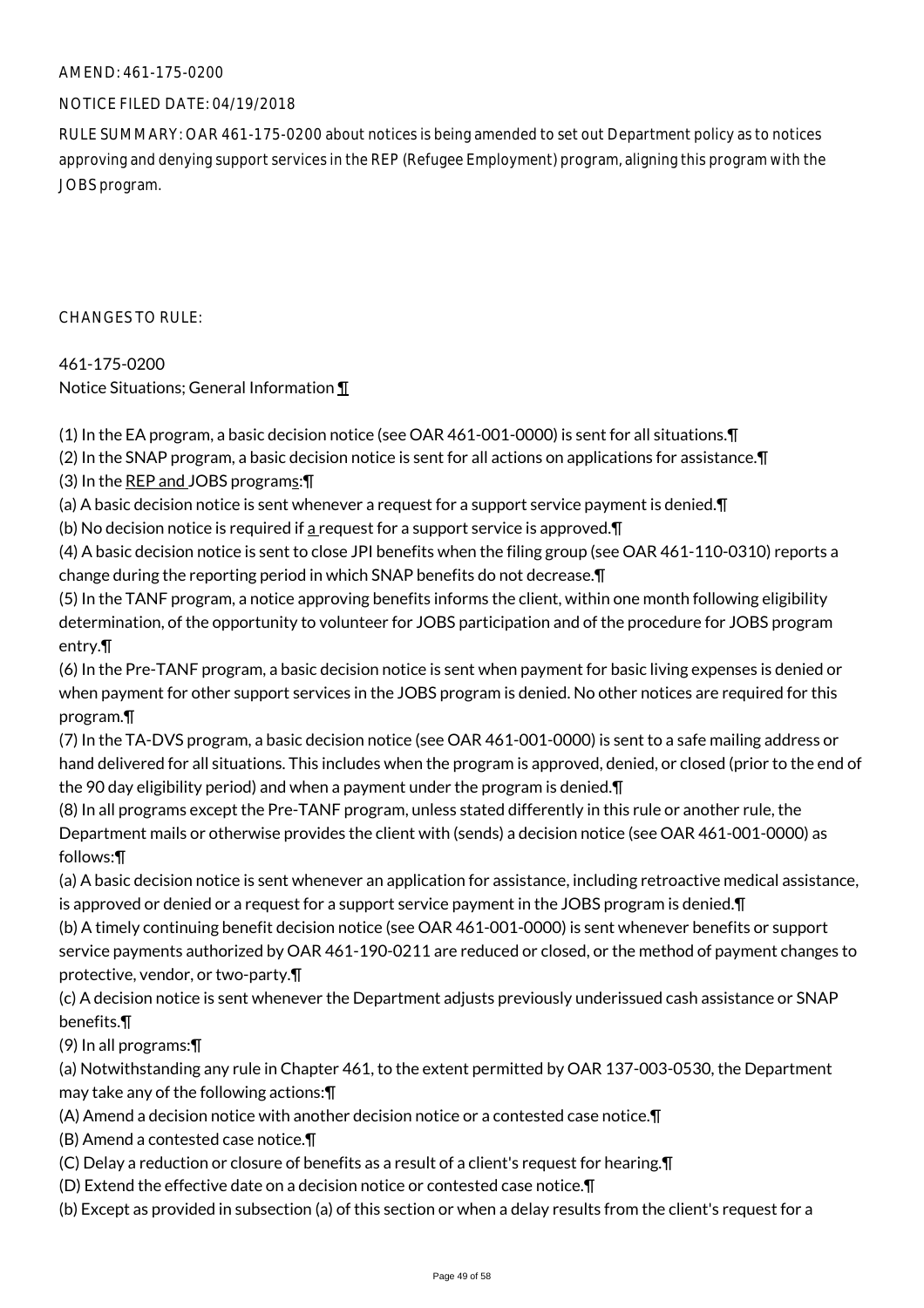AMEND: 461-175-0200

NOTICE FILED DATE: 04/19/2018

RULE SUMMARY: OAR 461-175-0200 about notices is being amended to set out Department policy as to notices approving and denying support services in the REP (Refugee Employment) program, aligning this program with the JOBS program.

CHANGES TO RULE:

461-175-0200
Notice Situations; General Information ¶

(1) In the EA program, a basic decision notice (see OAR 461-001-0000) is sent for all situations.¶
(2) In the SNAP program, a basic decision notice is sent for all actions on applications for assistance.¶
(3) In the REP and JOBS programs:¶
(a) A basic decision notice is sent whenever a request for a support service payment is denied.¶
(b) No decision notice is required if a request for a support service is approved.¶
(4) A basic decision notice is sent to close JPI benefits when the filing group (see OAR 461-110-0310) reports a change during the reporting period in which SNAP benefits do not decrease.¶
(5) In the TANF program, a notice approving benefits informs the client, within one month following eligibility determination, of the opportunity to volunteer for JOBS participation and of the procedure for JOBS program entry.¶
(6) In the Pre-TANF program, a basic decision notice is sent when payment for basic living expenses is denied or when payment for other support services in the JOBS program is denied. No other notices are required for this program.¶
(7) In the TA-DVS program, a basic decision notice (see OAR 461-001-0000) is sent to a safe mailing address or hand delivered for all situations. This includes when the program is approved, denied, or closed (prior to the end of the 90 day eligibility period) and when a payment under the program is denied.¶
(8) In all programs except the Pre-TANF program, unless stated differently in this rule or another rule, the Department mails or otherwise provides the client with (sends) a decision notice (see OAR 461-001-0000) as follows:¶
(a) A basic decision notice is sent whenever an application for assistance, including retroactive medical assistance, is approved or denied or a request for a support service payment in the JOBS program is denied.¶
(b) A timely continuing benefit decision notice (see OAR 461-001-0000) is sent whenever benefits or support service payments authorized by OAR 461-190-0211 are reduced or closed, or the method of payment changes to protective, vendor, or two-party.¶
(c) A decision notice is sent whenever the Department adjusts previously underissued cash assistance or SNAP benefits.¶
(9) In all programs:¶
(a) Notwithstanding any rule in Chapter 461, to the extent permitted by OAR 137-003-0530, the Department may take any of the following actions:¶
(A) Amend a decision notice with another decision notice or a contested case notice.¶
(B) Amend a contested case notice.¶
(C) Delay a reduction or closure of benefits as a result of a client's request for hearing.¶
(D) Extend the effective date on a decision notice or contested case notice.¶
(b) Except as provided in subsection (a) of this section or when a delay results from the client's request for a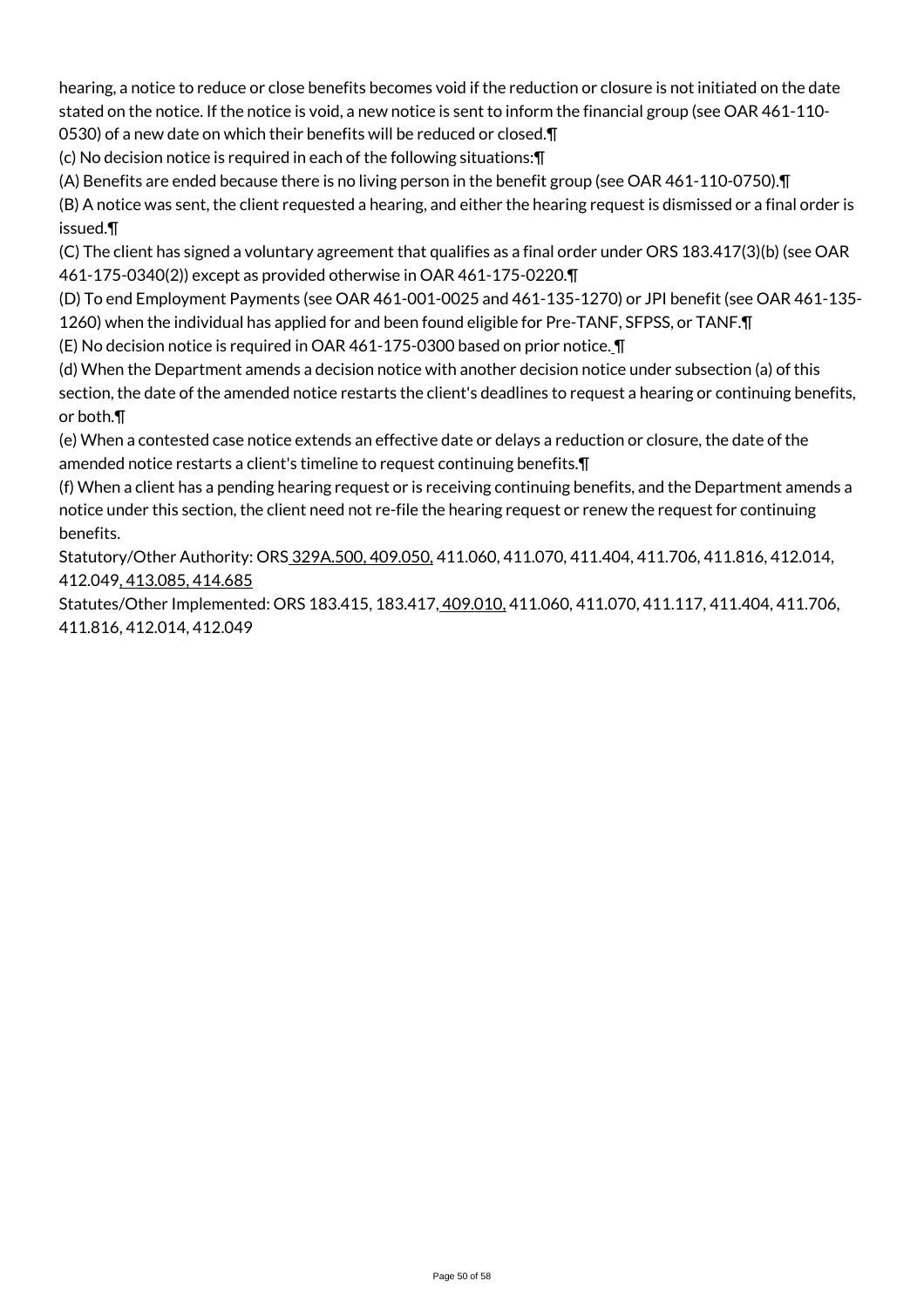hearing, a notice to reduce or close benefits becomes void if the reduction or closure is not initiated on the date stated on the notice. If the notice is void, a new notice is sent to inform the financial group (see OAR 461-110-0530) of a new date on which their benefits will be reduced or closed.¶

(c) No decision notice is required in each of the following situations:¶

(A) Benefits are ended because there is no living person in the benefit group (see OAR 461-110-0750).¶

(B) A notice was sent, the client requested a hearing, and either the hearing request is dismissed or a final order is issued.¶

(C) The client has signed a voluntary agreement that qualifies as a final order under ORS 183.417(3)(b) (see OAR 461-175-0340(2)) except as provided otherwise in OAR 461-175-0220.¶

(D) To end Employment Payments (see OAR 461-001-0025 and 461-135-1270) or JPI benefit (see OAR 461-135-1260) when the individual has applied for and been found eligible for Pre-TANF, SFPSS, or TANF.¶

(E) No decision notice is required in OAR 461-175-0300 based on prior notice. ¶

(d) When the Department amends a decision notice with another decision notice under subsection (a) of this section, the date of the amended notice restarts the client's deadlines to request a hearing or continuing benefits, or both.¶

(e) When a contested case notice extends an effective date or delays a reduction or closure, the date of the amended notice restarts a client's timeline to request continuing benefits.¶

(f) When a client has a pending hearing request or is receiving continuing benefits, and the Department amends a notice under this section, the client need not re-file the hearing request or renew the request for continuing benefits.

Statutory/Other Authority: ORS 329A.500, 409.050, 411.060, 411.070, 411.404, 411.706, 411.816, 412.014, 412.049, 413.085, 414.685

Statutes/Other Implemented: ORS 183.415, 183.417, 409.010, 411.060, 411.070, 411.117, 411.404, 411.706, 411.816, 412.014, 412.049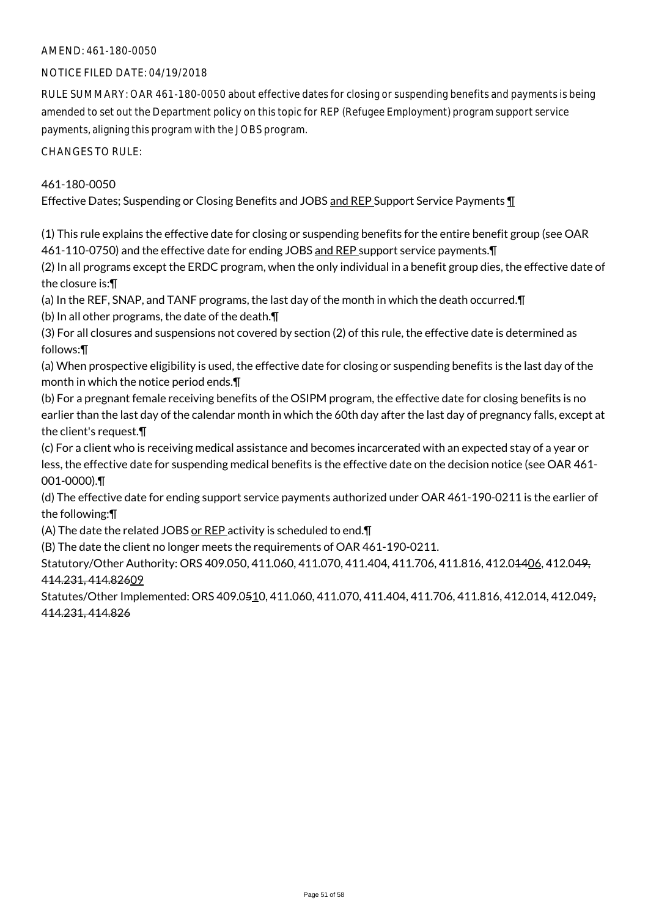AMEND: 461-180-0050

NOTICE FILED DATE: 04/19/2018

RULE SUMMARY: OAR 461-180-0050 about effective dates for closing or suspending benefits and payments is being amended to set out the Department policy on this topic for REP (Refugee Employment) program support service payments, aligning this program with the JOBS program.

CHANGES TO RULE:

461-180-0050
Effective Dates; Suspending or Closing Benefits and JOBS and REP Support Service Payments ¶

(1) This rule explains the effective date for closing or suspending benefits for the entire benefit group (see OAR 461-110-0750) and the effective date for ending JOBS and REP support service payments.¶
(2) In all programs except the ERDC program, when the only individual in a benefit group dies, the effective date of the closure is:¶
(a) In the REF, SNAP, and TANF programs, the last day of the month in which the death occurred.¶
(b) In all other programs, the date of the death.¶
(3) For all closures and suspensions not covered by section (2) of this rule, the effective date is determined as follows:¶
(a) When prospective eligibility is used, the effective date for closing or suspending benefits is the last day of the month in which the notice period ends.¶
(b) For a pregnant female receiving benefits of the OSIPM program, the effective date for closing benefits is no earlier than the last day of the calendar month in which the 60th day after the last day of pregnancy falls, except at the client's request.¶
(c) For a client who is receiving medical assistance and becomes incarcerated with an expected stay of a year or less, the effective date for suspending medical benefits is the effective date on the decision notice (see OAR 461-001-0000).¶
(d) The effective date for ending support service payments authorized under OAR 461-190-0211 is the earlier of the following:¶
(A) The date the related JOBS or REP activity is scheduled to end.¶
(B) The date the client no longer meets the requirements of OAR 461-190-0211.
Statutory/Other Authority: ORS 409.050, 411.060, 411.070, 411.404, 411.706, 411.816, 412.01406, 412.049, 414.231, 414.82609
Statutes/Other Implemented: ORS 409.0510, 411.060, 411.070, 411.404, 411.706, 411.816, 412.014, 412.049, 414.231, 414.826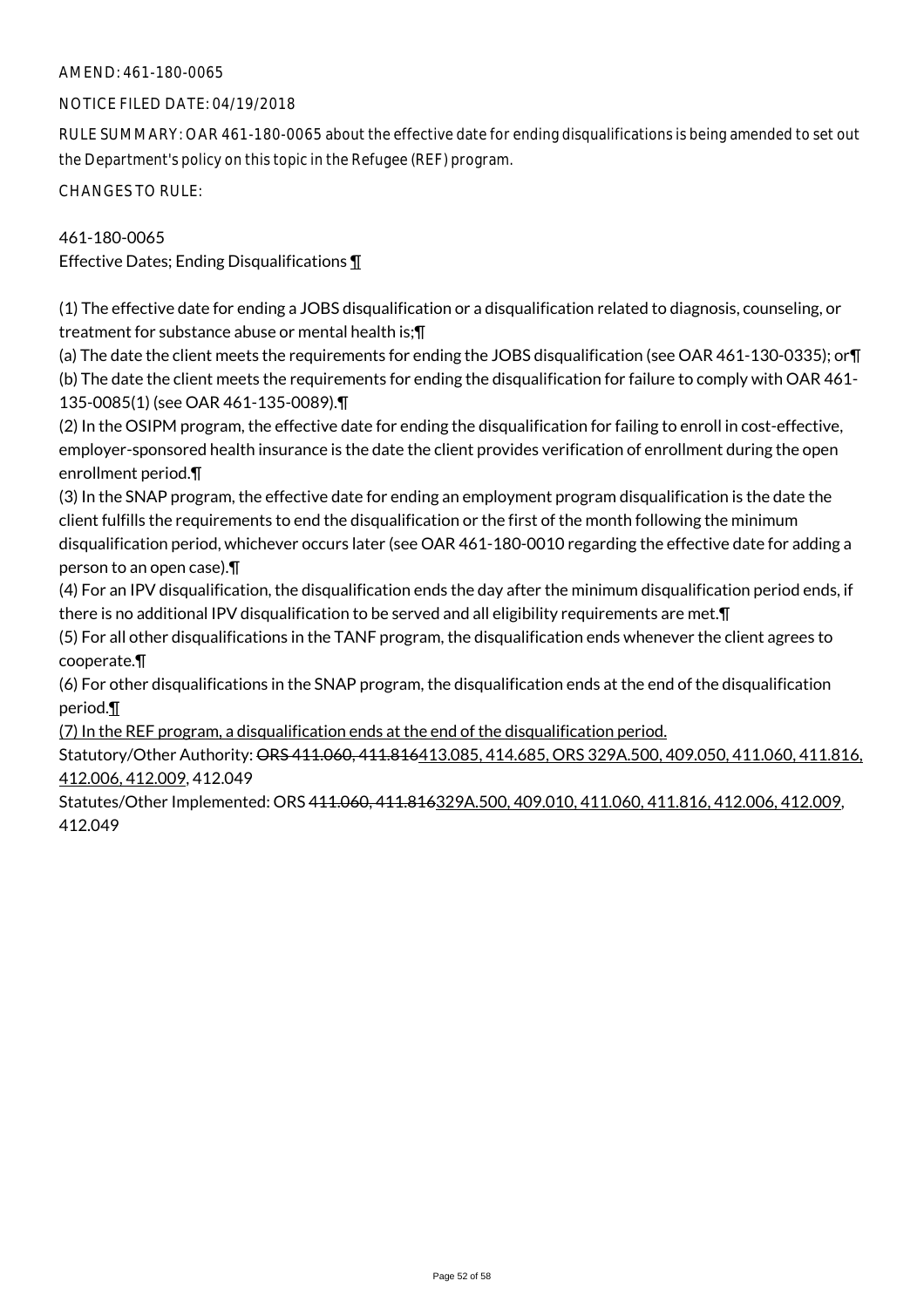AMEND: 461-180-0065

NOTICE FILED DATE: 04/19/2018

RULE SUMMARY: OAR 461-180-0065 about the effective date for ending disqualifications is being amended to set out the Department's policy on this topic in the Refugee (REF) program.

CHANGES TO RULE:

461-180-0065
Effective Dates; Ending Disqualifications ¶

(1) The effective date for ending a JOBS disqualification or a disqualification related to diagnosis, counseling, or treatment for substance abuse or mental health is:¶
(a) The date the client meets the requirements for ending the JOBS disqualification (see OAR 461-130-0335); or¶
(b) The date the client meets the requirements for ending the disqualification for failure to comply with OAR 461-135-0085(1) (see OAR 461-135-0089).¶
(2) In the OSIPM program, the effective date for ending the disqualification for failing to enroll in cost-effective, employer-sponsored health insurance is the date the client provides verification of enrollment during the open enrollment period.¶
(3) In the SNAP program, the effective date for ending an employment program disqualification is the date the client fulfills the requirements to end the disqualification or the first of the month following the minimum disqualification period, whichever occurs later (see OAR 461-180-0010 regarding the effective date for adding a person to an open case).¶
(4) For an IPV disqualification, the disqualification ends the day after the minimum disqualification period ends, if there is no additional IPV disqualification to be served and all eligibility requirements are met.¶
(5) For all other disqualifications in the TANF program, the disqualification ends whenever the client agrees to cooperate.¶
(6) For other disqualifications in the SNAP program, the disqualification ends at the end of the disqualification period.¶
(7) In the REF program, a disqualification ends at the end of the disqualification period.
Statutory/Other Authority: ~~ORS 411.060, 411.816~~413.085, 414.685, ORS 329A.500, 409.050, 411.060, 411.816, 412.006, 412.009, 412.049
Statutes/Other Implemented: ORS 4~~11.060, 411.816~~329A.500, 409.010, 411.060, 411.816, 412.006, 412.009, 412.049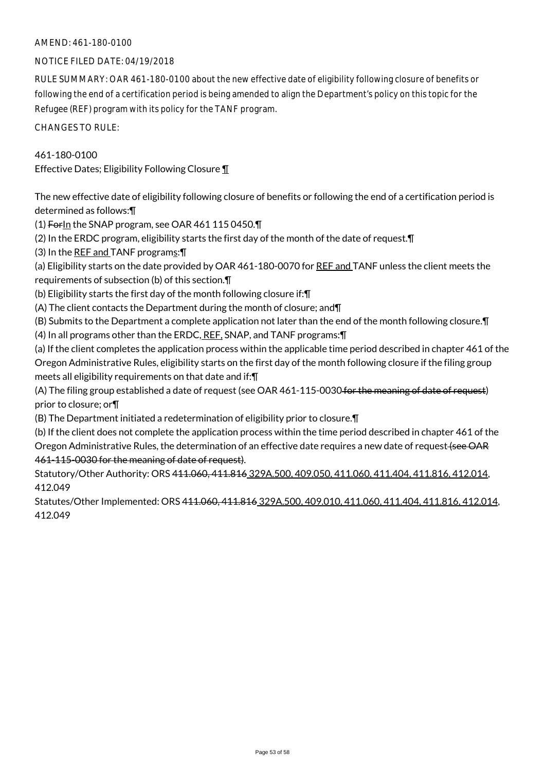AMEND: 461-180-0100

NOTICE FILED DATE: 04/19/2018

RULE SUMMARY: OAR 461-180-0100 about the new effective date of eligibility following closure of benefits or following the end of a certification period is being amended to align the Department's policy on this topic for the Refugee (REF) program with its policy for the TANF program.

CHANGES TO RULE:

461-180-0100

Effective Dates; Eligibility Following Closure ¶

The new effective date of eligibility following closure of benefits or following the end of a certification period is determined as follows:¶

(1) ~~For~~In the SNAP program, see OAR 461 115 0450.¶

(2) In the ERDC program, eligibility starts the first day of the month of the date of request.¶

(3) In the REF and TANF programs:¶

(a) Eligibility starts on the date provided by OAR 461-180-0070 for REF and TANF unless the client meets the requirements of subsection (b) of this section.¶

(b) Eligibility starts the first day of the month following closure if:¶

(A) The client contacts the Department during the month of closure; and¶

(B) Submits to the Department a complete application not later than the end of the month following closure.¶

(4) In all programs other than the ERDC, REF, SNAP, and TANF programs:¶

(a) If the client completes the application process within the applicable time period described in chapter 461 of the Oregon Administrative Rules, eligibility starts on the first day of the month following closure if the filing group meets all eligibility requirements on that date and if:¶

(A) The filing group established a date of request (see OAR 461-115-0030~~ for the meaning of date of request~~) prior to closure; or¶

(B) The Department initiated a redetermination of eligibility prior to closure.¶

(b) If the client does not complete the application process within the time period described in chapter 461 of the Oregon Administrative Rules, the determination of an effective date requires a new date of request~~ (see OAR 461-115-0030 for the meaning of date of request)~~.

Statutory/Other Authority: ORS ~~411.060, 411.816~~ 329A.500, 409.050, 411.060, 411.404, 411.816, 412.014, 412.049

Statutes/Other Implemented: ORS ~~411.060, 411.816~~ 329A.500, 409.010, 411.060, 411.404, 411.816, 412.014, 412.049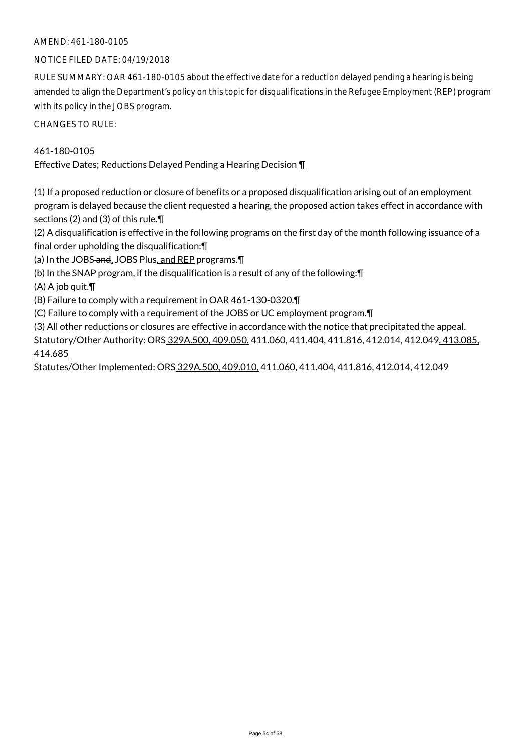AMEND: 461-180-0105

NOTICE FILED DATE: 04/19/2018

RULE SUMMARY: OAR 461-180-0105 about the effective date for a reduction delayed pending a hearing is being amended to align the Department's policy on this topic for disqualifications in the Refugee Employment (REP) program with its policy in the JOBS program.

CHANGES TO RULE:

461-180-0105
Effective Dates; Reductions Delayed Pending a Hearing Decision ¶

(1) If a proposed reduction or closure of benefits or a proposed disqualification arising out of an employment program is delayed because the client requested a hearing, the proposed action takes effect in accordance with sections (2) and (3) of this rule.¶
(2) A disqualification is effective in the following programs on the first day of the month following issuance of a final order upholding the disqualification:¶
(a) In the JOBS ~~and~~, JOBS Plus, and REP programs.¶
(b) In the SNAP program, if the disqualification is a result of any of the following:¶
(A) A job quit.¶
(B) Failure to comply with a requirement in OAR 461-130-0320.¶
(C) Failure to comply with a requirement of the JOBS or UC employment program.¶
(3) All other reductions or closures are effective in accordance with the notice that precipitated the appeal.
Statutory/Other Authority: ORS 329A.500, 409.050, 411.060, 411.404, 411.816, 412.014, 412.049, 413.085, 414.685
Statutes/Other Implemented: ORS 329A.500, 409.010, 411.060, 411.404, 411.816, 412.014, 412.049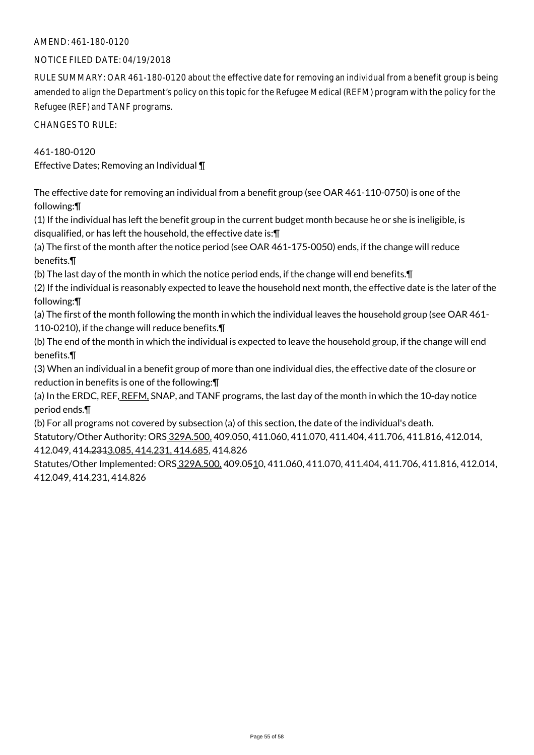AMEND: 461-180-0120

NOTICE FILED DATE: 04/19/2018

RULE SUMMARY: OAR 461-180-0120 about the effective date for removing an individual from a benefit group is being amended to align the Department's policy on this topic for the Refugee Medical (REFM) program with the policy for the Refugee (REF) and TANF programs.

CHANGES TO RULE:

461-180-0120
Effective Dates; Removing an Individual ¶

The effective date for removing an individual from a benefit group (see OAR 461-110-0750) is one of the following:¶
(1) If the individual has left the benefit group in the current budget month because he or she is ineligible, is disqualified, or has left the household, the effective date is:¶
(a) The first of the month after the notice period (see OAR 461-175-0050) ends, if the change will reduce benefits.¶
(b) The last day of the month in which the notice period ends, if the change will end benefits.¶
(2) If the individual is reasonably expected to leave the household next month, the effective date is the later of the following:¶
(a) The first of the month following the month in which the individual leaves the household group (see OAR 461-110-0210), if the change will reduce benefits.¶
(b) The end of the month in which the individual is expected to leave the household group, if the change will end benefits.¶
(3) When an individual in a benefit group of more than one individual dies, the effective date of the closure or reduction in benefits is one of the following:¶
(a) In the ERDC, REF, REFM, SNAP, and TANF programs, the last day of the month in which the 10-day notice period ends.¶
(b) For all programs not covered by subsection (a) of this section, the date of the individual's death.
Statutory/Other Authority: ORS 329A.500, 409.050, 411.060, 411.070, 411.404, 411.706, 411.816, 412.014, 412.049, 414.2313.085, 414.231, 414.685, 414.826
Statutes/Other Implemented: ORS 329A.500, 409.0510, 411.060, 411.070, 411.404, 411.706, 411.816, 412.014, 412.049, 414.231, 414.826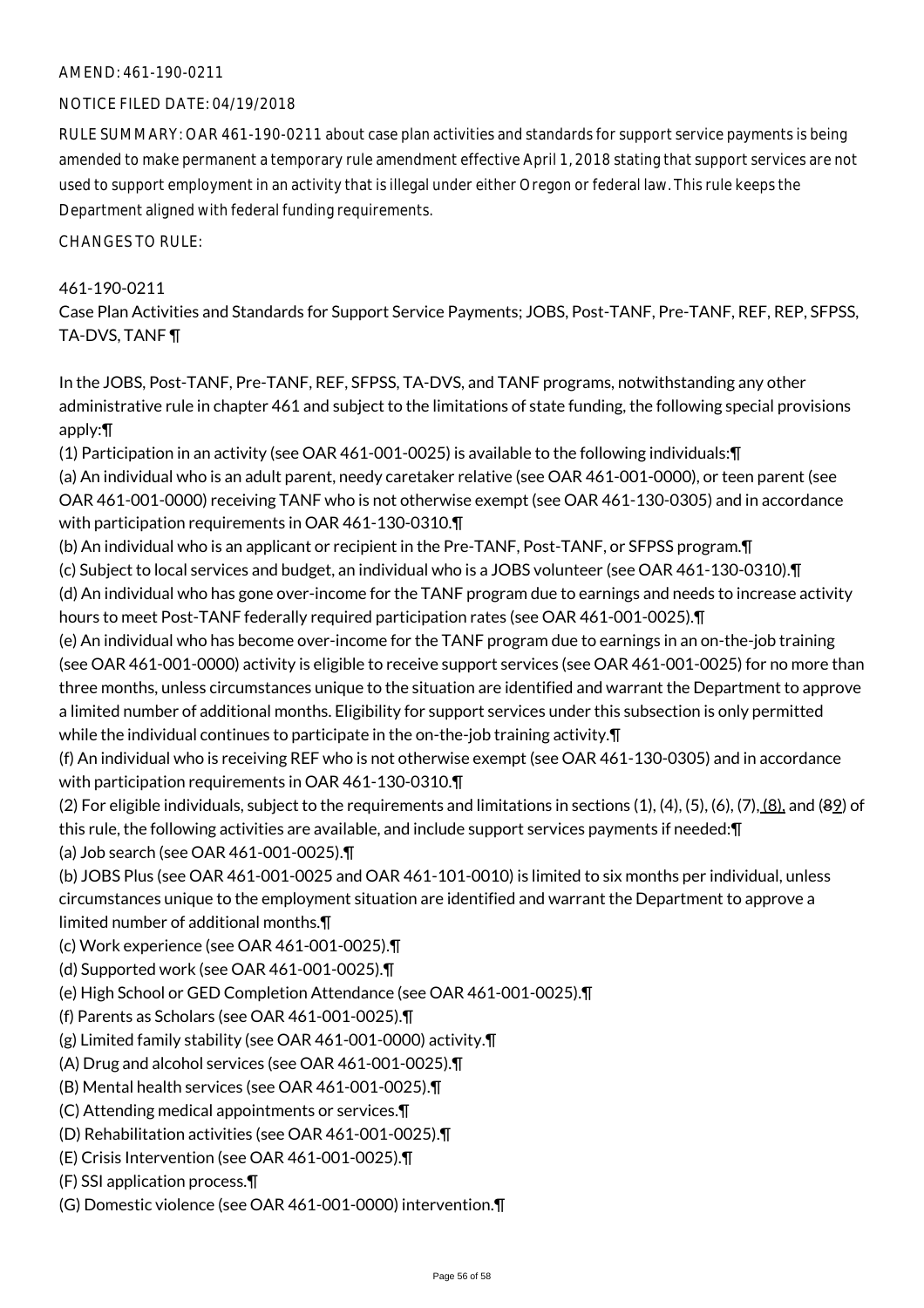AMEND: 461-190-0211

NOTICE FILED DATE: 04/19/2018

RULE SUMMARY: OAR 461-190-0211 about case plan activities and standards for support service payments is being amended to make permanent a temporary rule amendment effective April 1, 2018 stating that support services are not used to support employment in an activity that is illegal under either Oregon or federal law. This rule keeps the Department aligned with federal funding requirements.

CHANGES TO RULE:

461-190-0211

Case Plan Activities and Standards for Support Service Payments; JOBS, Post-TANF, Pre-TANF, REF, REP, SFPSS, TA-DVS, TANF ¶

In the JOBS, Post-TANF, Pre-TANF, REF, SFPSS, TA-DVS, and TANF programs, notwithstanding any other administrative rule in chapter 461 and subject to the limitations of state funding, the following special provisions apply:¶

(1) Participation in an activity (see OAR 461-001-0025) is available to the following individuals:¶

(a) An individual who is an adult parent, needy caretaker relative (see OAR 461-001-0000), or teen parent (see OAR 461-001-0000) receiving TANF who is not otherwise exempt (see OAR 461-130-0305) and in accordance with participation requirements in OAR 461-130-0310.¶

(b) An individual who is an applicant or recipient in the Pre-TANF, Post-TANF, or SFPSS program.¶

(c) Subject to local services and budget, an individual who is a JOBS volunteer (see OAR 461-130-0310).¶

(d) An individual who has gone over-income for the TANF program due to earnings and needs to increase activity hours to meet Post-TANF federally required participation rates (see OAR 461-001-0025).¶

(e) An individual who has become over-income for the TANF program due to earnings in an on-the-job training (see OAR 461-001-0000) activity is eligible to receive support services (see OAR 461-001-0025) for no more than three months, unless circumstances unique to the situation are identified and warrant the Department to approve a limited number of additional months. Eligibility for support services under this subsection is only permitted while the individual continues to participate in the on-the-job training activity.¶

(f) An individual who is receiving REF who is not otherwise exempt (see OAR 461-130-0305) and in accordance with participation requirements in OAR 461-130-0310.¶

(2) For eligible individuals, subject to the requirements and limitations in sections (1), (4), (5), (6), (7), (8), and (~~8~~9) of this rule, the following activities are available, and include support services payments if needed:¶

(a) Job search (see OAR 461-001-0025).¶

(b) JOBS Plus (see OAR 461-001-0025 and OAR 461-101-0010) is limited to six months per individual, unless circumstances unique to the employment situation are identified and warrant the Department to approve a limited number of additional months.¶

(c) Work experience (see OAR 461-001-0025).¶

(d) Supported work (see OAR 461-001-0025).¶

(e) High School or GED Completion Attendance (see OAR 461-001-0025).¶

(f) Parents as Scholars (see OAR 461-001-0025).¶

(g) Limited family stability (see OAR 461-001-0000) activity.¶

(A) Drug and alcohol services (see OAR 461-001-0025).¶

(B) Mental health services (see OAR 461-001-0025).¶

(C) Attending medical appointments or services.¶

(D) Rehabilitation activities (see OAR 461-001-0025).¶

(E) Crisis Intervention (see OAR 461-001-0025).¶

(F) SSI application process.¶

(G) Domestic violence (see OAR 461-001-0000) intervention.¶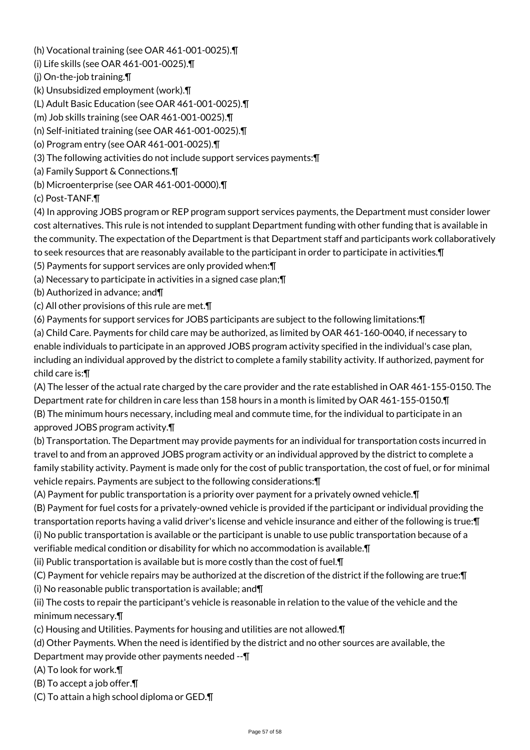(h) Vocational training (see OAR 461-001-0025).¶
(i) Life skills (see OAR 461-001-0025).¶
(j) On-the-job training.¶
(k) Unsubsidized employment (work).¶
(L) Adult Basic Education (see OAR 461-001-0025).¶
(m) Job skills training (see OAR 461-001-0025).¶
(n) Self-initiated training (see OAR 461-001-0025).¶
(o) Program entry (see OAR 461-001-0025).¶
(3) The following activities do not include support services payments:¶
(a) Family Support & Connections.¶
(b) Microenterprise (see OAR 461-001-0000).¶
(c) Post-TANF.¶
(4) In approving JOBS program or REP program support services payments, the Department must consider lower cost alternatives. This rule is not intended to supplant Department funding with other funding that is available in the community. The expectation of the Department is that Department staff and participants work collaboratively to seek resources that are reasonably available to the participant in order to participate in activities.¶
(5) Payments for support services are only provided when:¶
(a) Necessary to participate in activities in a signed case plan;¶
(b) Authorized in advance; and¶
(c) All other provisions of this rule are met.¶
(6) Payments for support services for JOBS participants are subject to the following limitations:¶
(a) Child Care. Payments for child care may be authorized, as limited by OAR 461-160-0040, if necessary to enable individuals to participate in an approved JOBS program activity specified in the individual's case plan, including an individual approved by the district to complete a family stability activity. If authorized, payment for child care is:¶
(A) The lesser of the actual rate charged by the care provider and the rate established in OAR 461-155-0150. The Department rate for children in care less than 158 hours in a month is limited by OAR 461-155-0150.¶
(B) The minimum hours necessary, including meal and commute time, for the individual to participate in an approved JOBS program activity.¶
(b) Transportation. The Department may provide payments for an individual for transportation costs incurred in travel to and from an approved JOBS program activity or an individual approved by the district to complete a family stability activity. Payment is made only for the cost of public transportation, the cost of fuel, or for minimal vehicle repairs. Payments are subject to the following considerations:¶
(A) Payment for public transportation is a priority over payment for a privately owned vehicle.¶
(B) Payment for fuel costs for a privately-owned vehicle is provided if the participant or individual providing the transportation reports having a valid driver's license and vehicle insurance and either of the following is true:¶
(i) No public transportation is available or the participant is unable to use public transportation because of a verifiable medical condition or disability for which no accommodation is available.¶
(ii) Public transportation is available but is more costly than the cost of fuel.¶
(C) Payment for vehicle repairs may be authorized at the discretion of the district if the following are true:¶
(i) No reasonable public transportation is available; and¶
(ii) The costs to repair the participant's vehicle is reasonable in relation to the value of the vehicle and the minimum necessary.¶
(c) Housing and Utilities. Payments for housing and utilities are not allowed.¶
(d) Other Payments. When the need is identified by the district and no other sources are available, the Department may provide other payments needed --¶
(A) To look for work.¶
(B) To accept a job offer.¶
(C) To attain a high school diploma or GED.¶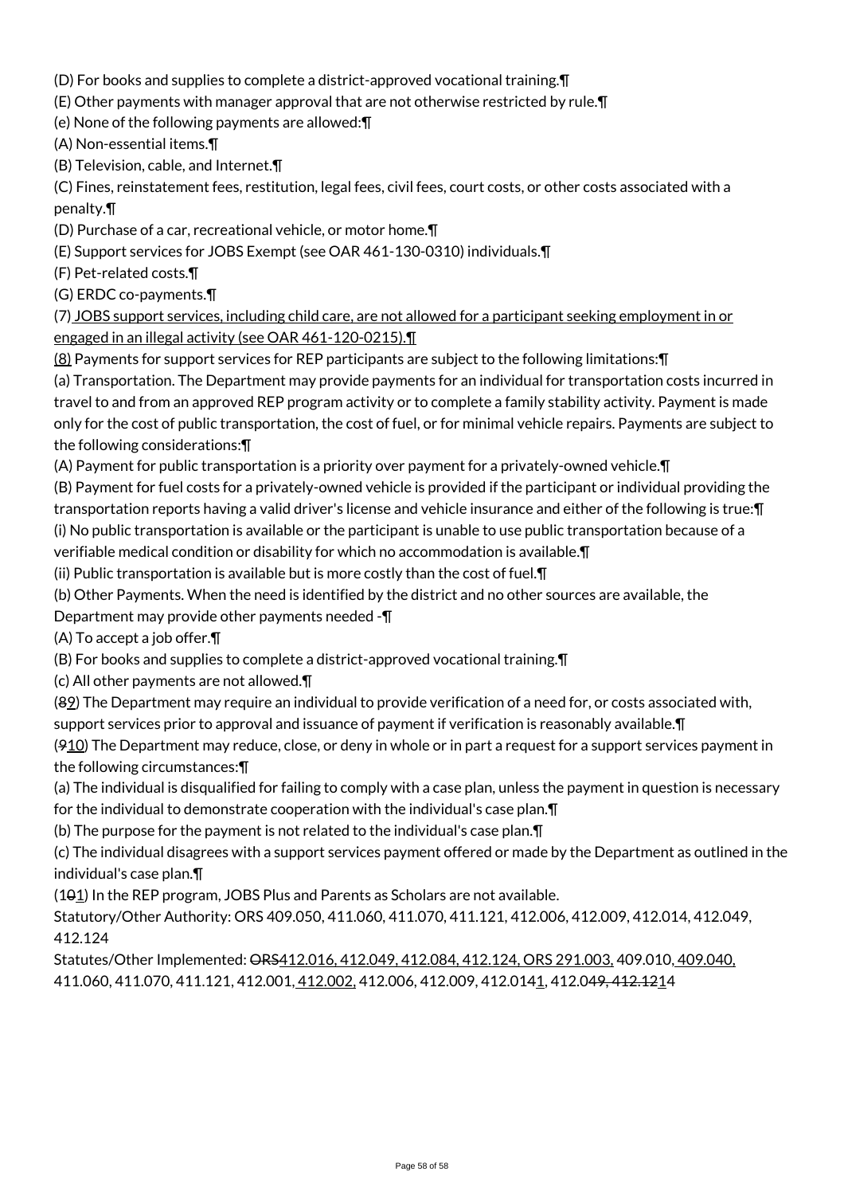(D) For books and supplies to complete a district-approved vocational training.¶

(E) Other payments with manager approval that are not otherwise restricted by rule.¶

(e) None of the following payments are allowed:¶

(A) Non-essential items.¶

(B) Television, cable, and Internet.¶

(C) Fines, reinstatement fees, restitution, legal fees, civil fees, court costs, or other costs associated with a penalty.¶

(D) Purchase of a car, recreational vehicle, or motor home.¶

(E) Support services for JOBS Exempt (see OAR 461-130-0310) individuals.¶

(F) Pet-related costs.¶

(G) ERDC co-payments.¶

(7) JOBS support services, including child care, are not allowed for a participant seeking employment in or engaged in an illegal activity (see OAR 461-120-0215).¶

(8) Payments for support services for REP participants are subject to the following limitations:¶

(a) Transportation. The Department may provide payments for an individual for transportation costs incurred in travel to and from an approved REP program activity or to complete a family stability activity. Payment is made only for the cost of public transportation, the cost of fuel, or for minimal vehicle repairs. Payments are subject to the following considerations:¶

(A) Payment for public transportation is a priority over payment for a privately-owned vehicle.¶

(B) Payment for fuel costs for a privately-owned vehicle is provided if the participant or individual providing the transportation reports having a valid driver's license and vehicle insurance and either of the following is true:¶

(i) No public transportation is available or the participant is unable to use public transportation because of a verifiable medical condition or disability for which no accommodation is available.¶

(ii) Public transportation is available but is more costly than the cost of fuel.¶

(b) Other Payments. When the need is identified by the district and no other sources are available, the Department may provide other payments needed -¶

(A) To accept a job offer.¶

(B) For books and supplies to complete a district-approved vocational training.¶

(c) All other payments are not allowed.¶

(89) The Department may require an individual to provide verification of a need for, or costs associated with, support services prior to approval and issuance of payment if verification is reasonably available.¶

(910) The Department may reduce, close, or deny in whole or in part a request for a support services payment in the following circumstances:¶

(a) The individual is disqualified for failing to comply with a case plan, unless the payment in question is necessary for the individual to demonstrate cooperation with the individual's case plan.¶

(b) The purpose for the payment is not related to the individual's case plan.¶

(c) The individual disagrees with a support services payment offered or made by the Department as outlined in the individual's case plan.¶

(101) In the REP program, JOBS Plus and Parents as Scholars are not available.

Statutory/Other Authority: ORS 409.050, 411.060, 411.070, 411.121, 412.006, 412.009, 412.014, 412.049, 412.124

Statutes/Other Implemented: ORS412.016, 412.049, 412.084, 412.124, ORS 291.003, 409.010, 409.040, 411.060, 411.070, 411.121, 412.001, 412.002, 412.006, 412.009, 412.0141, 412.049, 412.1214